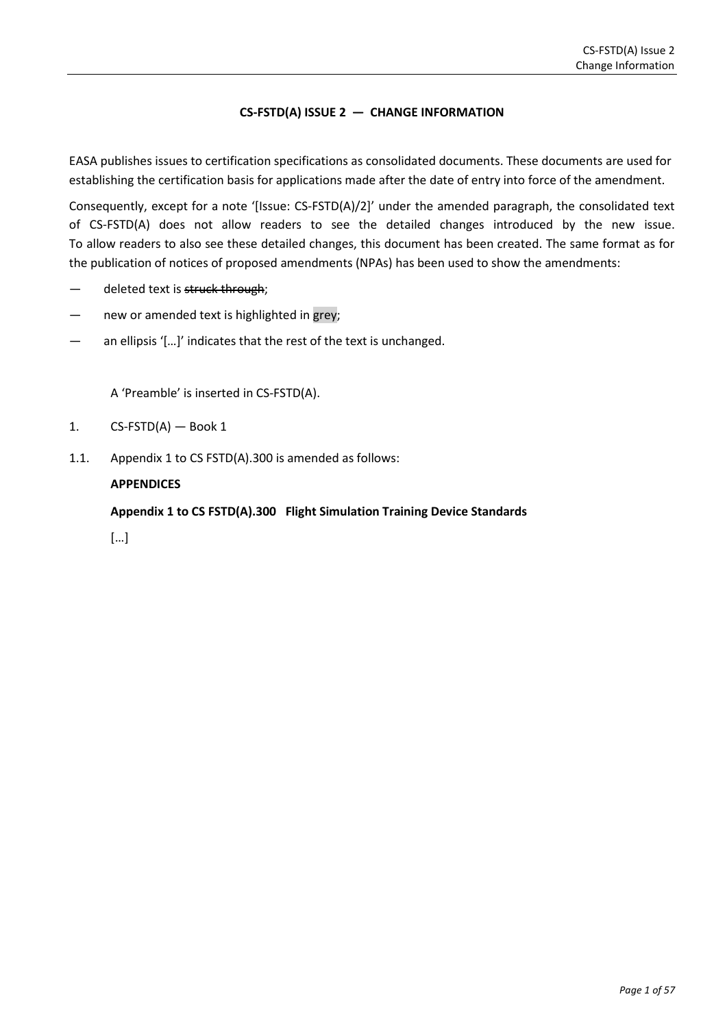# CS-FSTD(A) ISSUE 2 — CHANGE INFORMATION

EASA publishes issues to certification specifications as consolidated documents. These documents are used for establishing the certification basis for applications made after the date of entry into force of the amendment.

Consequently, except for a note '[Issue: CS-FSTD(A)/2]' under the amended paragraph, the consolidated text of CS-FSTD(A) does not allow readers to see the detailed changes introduced by the new issue. To allow readers to also see these detailed changes, this document has been created. The same format as for the publication of notices of proposed amendments (NPAs) has been used to show the amendments:

— deleted text is ~~struck through~~;

— new or amended text is highlighted in grey;

— an ellipsis '[…]' indicates that the rest of the text is unchanged.

A 'Preamble' is inserted in CS-FSTD(A).

1. CS-FSTD(A) — Book 1

1.1. Appendix 1 to CS FSTD(A).300 is amended as follows:

**APPENDICES**

**Appendix 1 to CS FSTD(A).300 Flight Simulation Training Device Standards**

[…]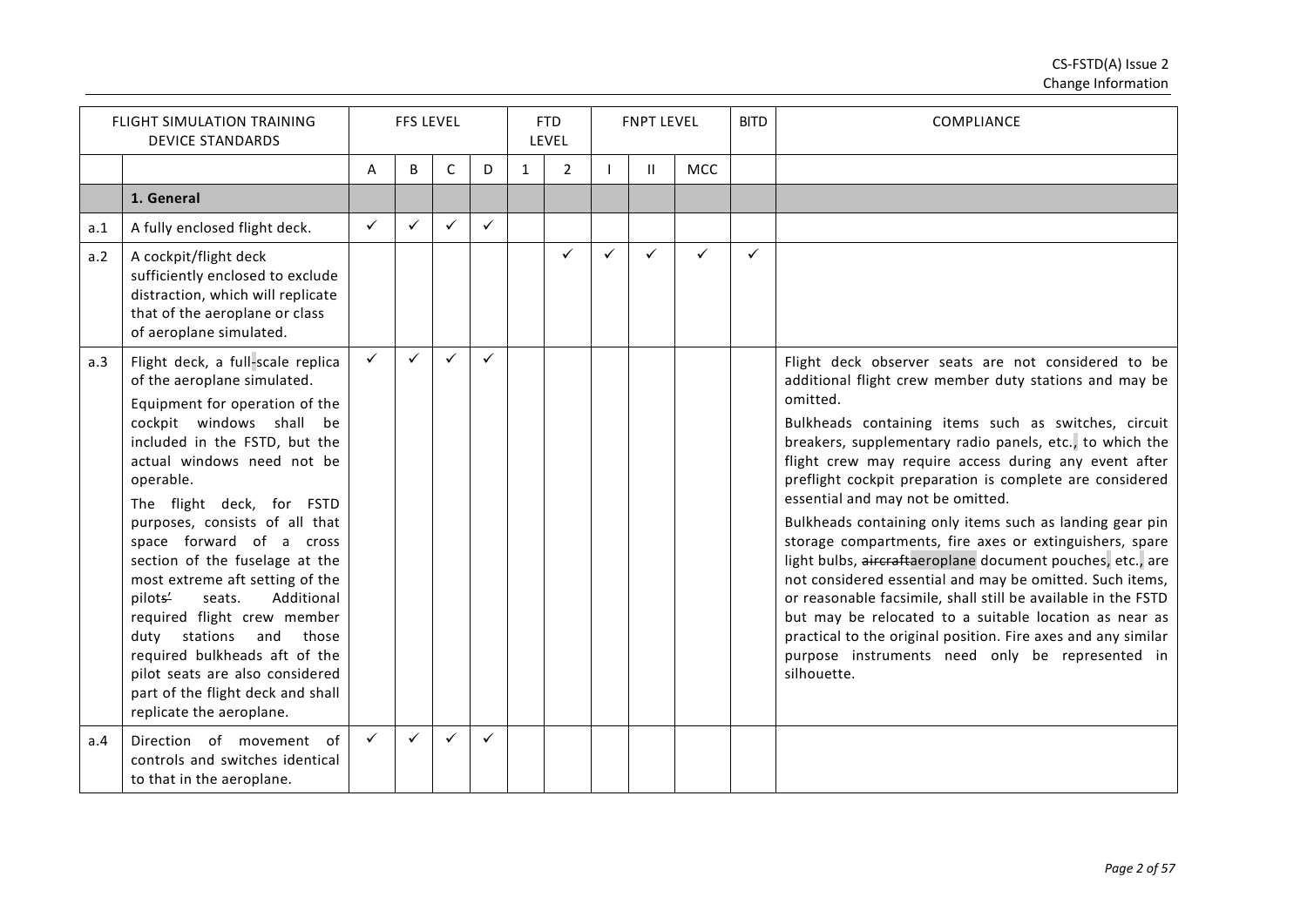| FLIGHT SIMULATION TRAINING DEVICE STANDARDS | | FFS LEVEL | | | | FTD LEVEL | | FNPT LEVEL | | | BITD | COMPLIANCE |
|---|---|---|---|---|---|---|---|---|---|---|---|---|
| | | A | B | C | D | 1 | 2 | I | II | MCC | | |
| | **1. General** | | | | | | | | | | | |
| a.1 | A fully enclosed flight deck. | ✓ | ✓ | ✓ | ✓ | | | | | | | |
| a.2 | A cockpit/flight deck sufficiently enclosed to exclude distraction, which will replicate that of the aeroplane or class of aeroplane simulated. | | | | | | ✓ | ✓ | ✓ | ✓ | ✓ | |
| a.3 | Flight deck, a full-scale replica of the aeroplane simulated.<br><br>Equipment for operation of the cockpit windows shall be included in the FSTD, but the actual windows need not be operable.<br><br>The flight deck, for FSTD purposes, consists of all that space forward of a cross section of the fuselage at the most extreme aft setting of the pilots' seats. Additional required flight crew member duty stations and those required bulkheads aft of the pilot seats are also considered part of the flight deck and shall replicate the aeroplane. | ✓ | ✓ | ✓ | ✓ | | | | | | | Flight deck observer seats are not considered to be additional flight crew member duty stations and may be omitted.<br><br>Bulkheads containing items such as switches, circuit breakers, supplementary radio panels, etc., to which the flight crew may require access during any event after preflight cockpit preparation is complete are considered essential and may not be omitted.<br><br>Bulkheads containing only items such as landing gear pin storage compartments, fire axes or extinguishers, spare light bulbs, ~~aircraft~~aeroplane document pouches, etc., are not considered essential and may be omitted. Such items, or reasonable facsimile, shall still be available in the FSTD but may be relocated to a suitable location as near as practical to the original position. Fire axes and any similar purpose instruments need only be represented in silhouette. |
| a.4 | Direction of movement of controls and switches identical to that in the aeroplane. | ✓ | ✓ | ✓ | ✓ | | | | | | | |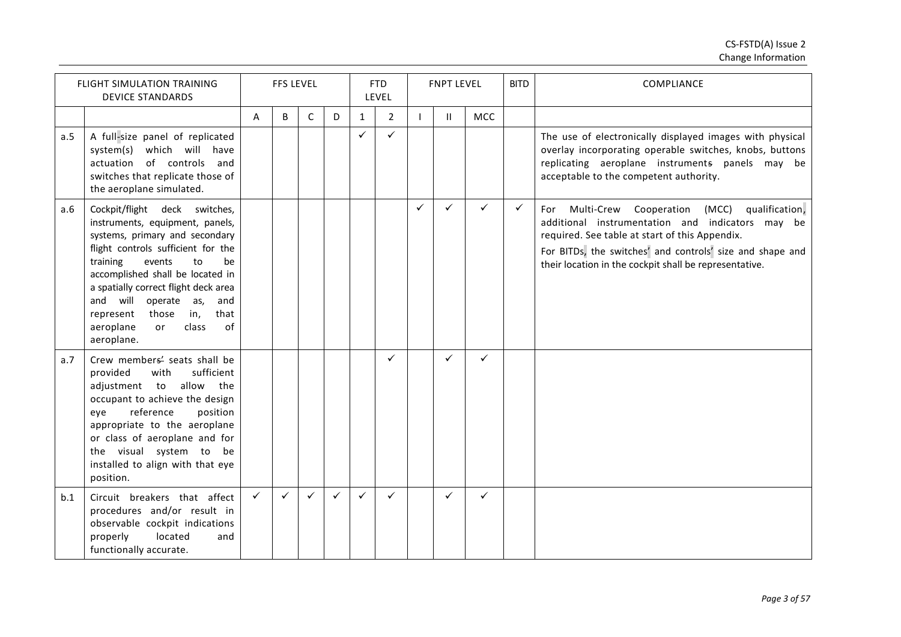| FLIGHT SIMULATION TRAINING DEVICE STANDARDS | | FFS LEVEL | | | | FTD LEVEL | | FNPT LEVEL | | | BITD | COMPLIANCE |
|---|---|---|---|---|---|---|---|---|---|---|---|---|
| | | A | B | C | D | 1 | 2 | I | II | MCC | | |
| a.5 | A full-size panel of replicated system(s) which will have actuation of controls and switches that replicate those of the aeroplane simulated. | | | | | ✓ | ✓ | | | | | The use of electronically displayed images with physical overlay incorporating operable switches, knobs, buttons replicating aeroplane instruments panels may be acceptable to the competent authority. |
| a.6 | Cockpit/flight deck switches, instruments, equipment, panels, systems, primary and secondary flight controls sufficient for the training events to be accomplished shall be located in a spatially correct flight deck area and will operate as, and represent those in, that aeroplane or class of aeroplane. | | | | | | | ✓ | ✓ | ✓ | ✓ | For Multi-Crew Cooperation (MCC) qualification, additional instrumentation and indicators may be required. See table at start of this Appendix.<br>For BITDs, the switches' and controls' size and shape and their location in the cockpit shall be representative. |
| a.7 | Crew members' seats shall be provided with sufficient adjustment to allow the occupant to achieve the design eye reference position appropriate to the aeroplane or class of aeroplane and for the visual system to be installed to align with that eye position. | | | | | | ✓ | | ✓ | ✓ | | |
| b.1 | Circuit breakers that affect procedures and/or result in observable cockpit indications properly located and functionally accurate. | ✓ | ✓ | ✓ | ✓ | ✓ | ✓ | | ✓ | ✓ | | |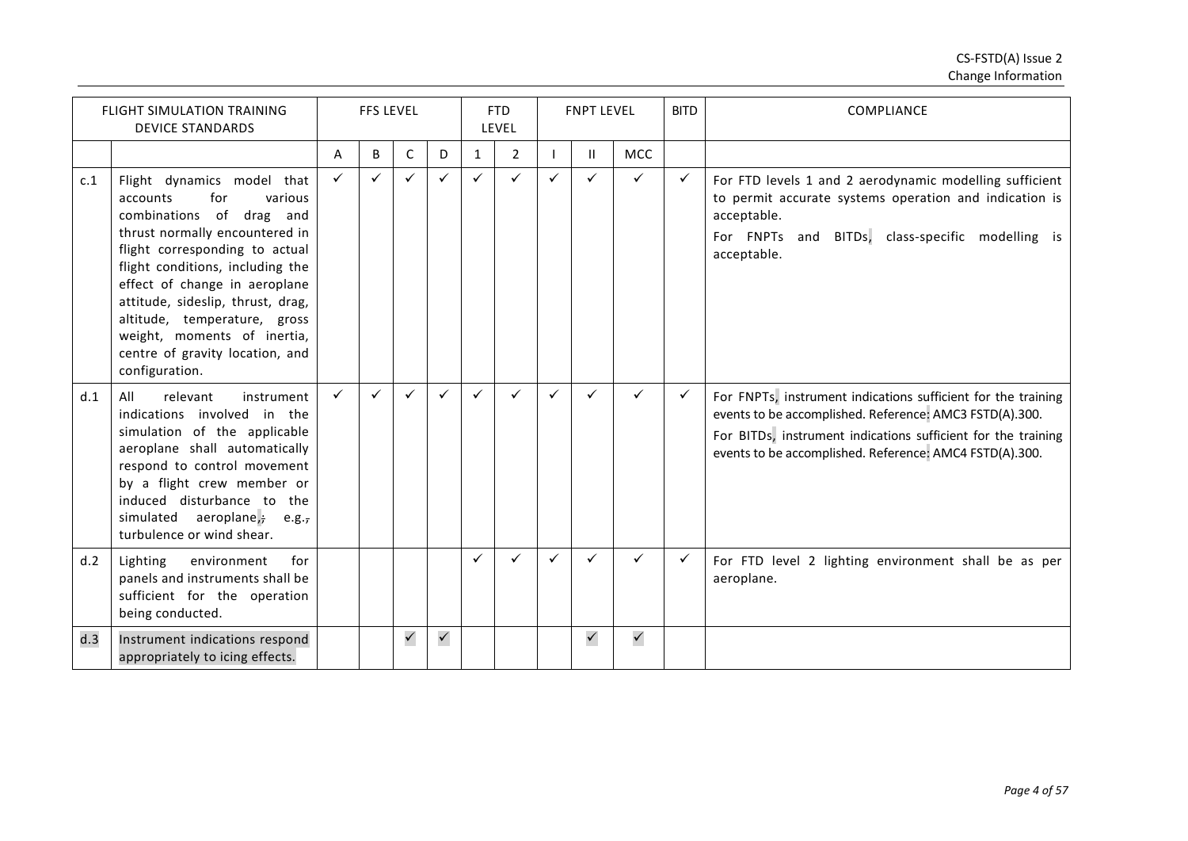| FLIGHT SIMULATION TRAINING DEVICE STANDARDS | | FFS LEVEL | | | | FTD LEVEL | | FNPT LEVEL | | | BITD | COMPLIANCE |
|---|---|---|---|---|---|---|---|---|---|---|---|---|
| | | A | B | C | D | 1 | 2 | I | II | MCC | | |
| c.1 | Flight dynamics model that accounts for various combinations of drag and thrust normally encountered in flight corresponding to actual flight conditions, including the effect of change in aeroplane attitude, sideslip, thrust, drag, altitude, temperature, gross weight, moments of inertia, centre of gravity location, and configuration. | ✓ | ✓ | ✓ | ✓ | ✓ | ✓ | ✓ | ✓ | ✓ | ✓ | For FTD levels 1 and 2 aerodynamic modelling sufficient to permit accurate systems operation and indication is acceptable.<br>For FNPTs and BITDs, class-specific modelling is acceptable. |
| d.1 | All relevant instrument indications involved in the simulation of the applicable aeroplane shall automatically respond to control movement by a flight crew member or induced disturbance to the simulated aeroplane, e.g. turbulence or wind shear. | ✓ | ✓ | ✓ | ✓ | ✓ | ✓ | ✓ | ✓ | ✓ | ✓ | For FNPTs, instrument indications sufficient for the training events to be accomplished. Reference: AMC3 FSTD(A).300.<br>For BITDs, instrument indications sufficient for the training events to be accomplished. Reference: AMC4 FSTD(A).300. |
| d.2 | Lighting environment for panels and instruments shall be sufficient for the operation being conducted. | | | | | ✓ | ✓ | ✓ | ✓ | ✓ | ✓ | For FTD level 2 lighting environment shall be as per aeroplane. |
| d.3 | Instrument indications respond appropriately to icing effects. | | | ✓ | ✓ | | | | ✓ | ✓ | | |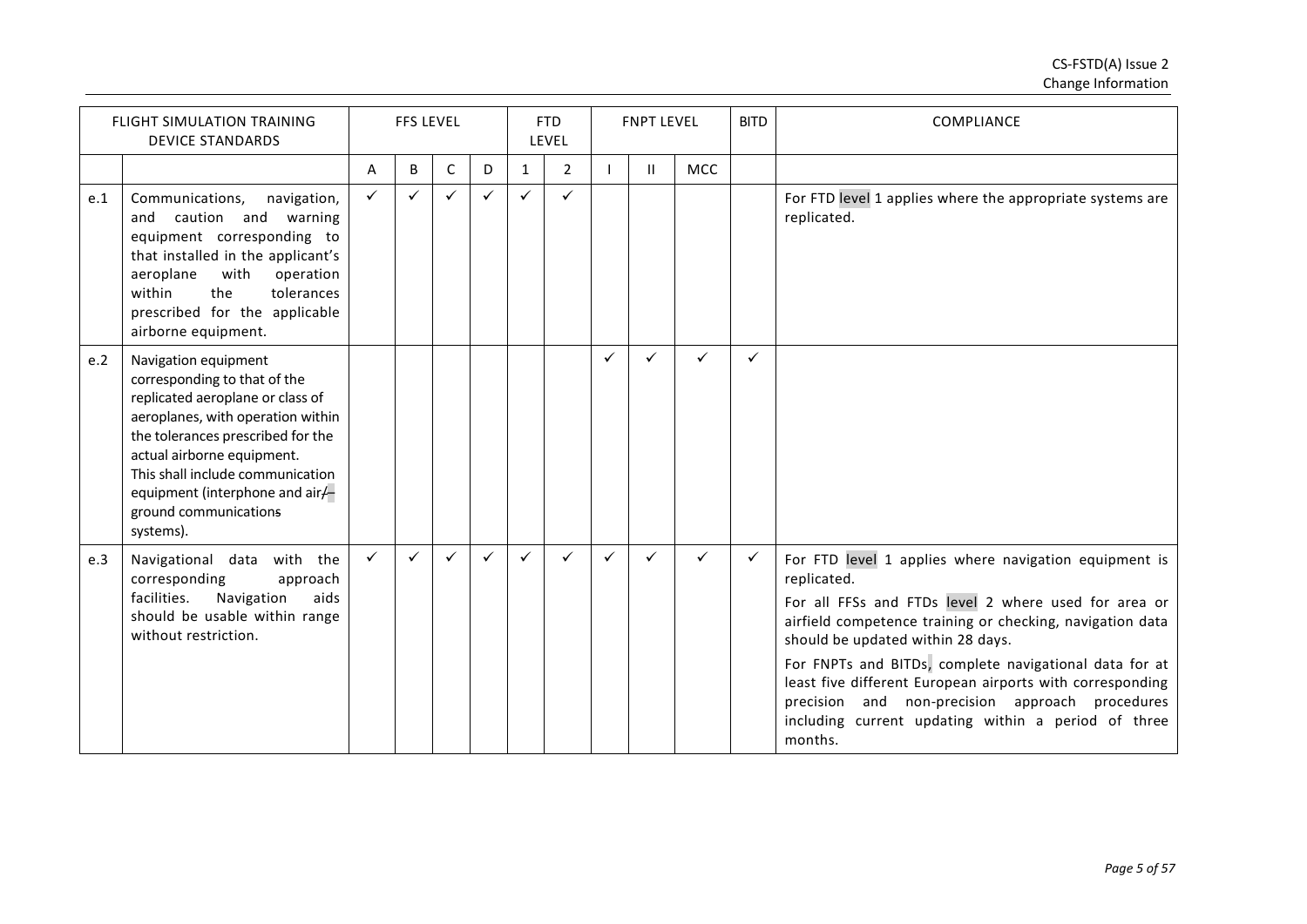| FLIGHT SIMULATION TRAINING DEVICE STANDARDS | | FFS LEVEL | | | | FTD LEVEL | | FNPT LEVEL | | | BITD | COMPLIANCE |
|---|---|---|---|---|---|---|---|---|---|---|---|---|
| | | A | B | C | D | 1 | 2 | I | II | MCC | | |
| e.1 | Communications, navigation, and caution and warning equipment corresponding to that installed in the applicant's aeroplane with operation within the tolerances prescribed for the applicable airborne equipment. | ✓ | ✓ | ✓ | ✓ | ✓ | ✓ | | | | | For FTD level 1 applies where the appropriate systems are replicated. |
| e.2 | Navigation equipment corresponding to that of the replicated aeroplane or class of aeroplanes, with operation within the tolerances prescribed for the actual airborne equipment. This shall include communication equipment (interphone and air/–ground communications systems). | | | | | | | ✓ | ✓ | ✓ | ✓ | |
| e.3 | Navigational data with the corresponding approach facilities. Navigation aids should be usable within range without restriction. | ✓ | ✓ | ✓ | ✓ | ✓ | ✓ | ✓ | ✓ | ✓ | ✓ | For FTD level 1 applies where navigation equipment is replicated.<br><br>For all FFSs and FTDs level 2 where used for area or airfield competence training or checking, navigation data should be updated within 28 days.<br><br>For FNPTs and BITDs, complete navigational data for at least five different European airports with corresponding precision and non-precision approach procedures including current updating within a period of three months. |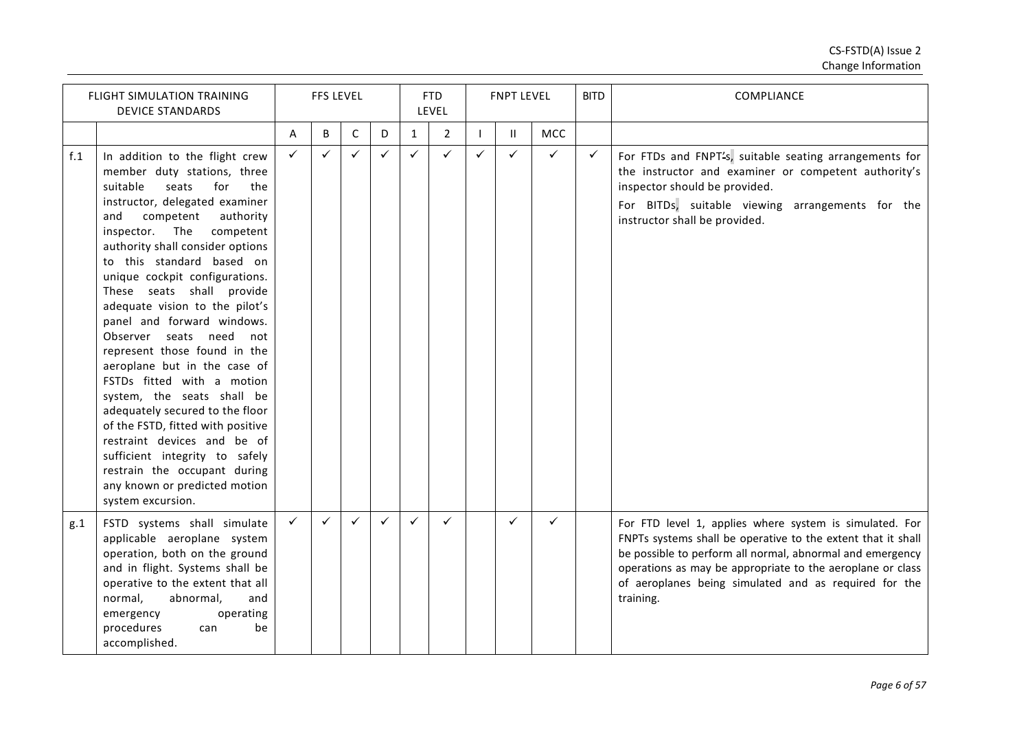| FLIGHT SIMULATION TRAINING DEVICE STANDARDS | | FFS LEVEL | | | | FTD LEVEL | | FNPT LEVEL | | | BITD | COMPLIANCE |
|---|---|---|---|---|---|---|---|---|---|---|---|---|
| | | A | B | C | D | 1 | 2 | I | II | MCC | | |
| f.1 | In addition to the flight crew member duty stations, three suitable seats for the instructor, delegated examiner and competent authority inspector. The competent authority shall consider options to this standard based on unique cockpit configurations. These seats shall provide adequate vision to the pilot's panel and forward windows. Observer seats need not represent those found in the aeroplane but in the case of FSTDs fitted with a motion system, the seats shall be adequately secured to the floor of the FSTD, fitted with positive restraint devices and be of sufficient integrity to safely restrain the occupant during any known or predicted motion system excursion. | ✓ | ✓ | ✓ | ✓ | ✓ | ✓ | ✓ | ✓ | ✓ | ✓ | For FTDs and FNPT's, suitable seating arrangements for the instructor and examiner or competent authority's inspector should be provided.<br>For BITDs, suitable viewing arrangements for the instructor shall be provided. |
| g.1 | FSTD systems shall simulate applicable aeroplane system operation, both on the ground and in flight. Systems shall be operative to the extent that all normal, abnormal, and emergency operating procedures can be accomplished. | ✓ | ✓ | ✓ | ✓ | ✓ | ✓ | | ✓ | ✓ | | For FTD level 1, applies where system is simulated. For FNPTs systems shall be operative to the extent that it shall be possible to perform all normal, abnormal and emergency operations as may be appropriate to the aeroplane or class of aeroplanes being simulated and as required for the training. |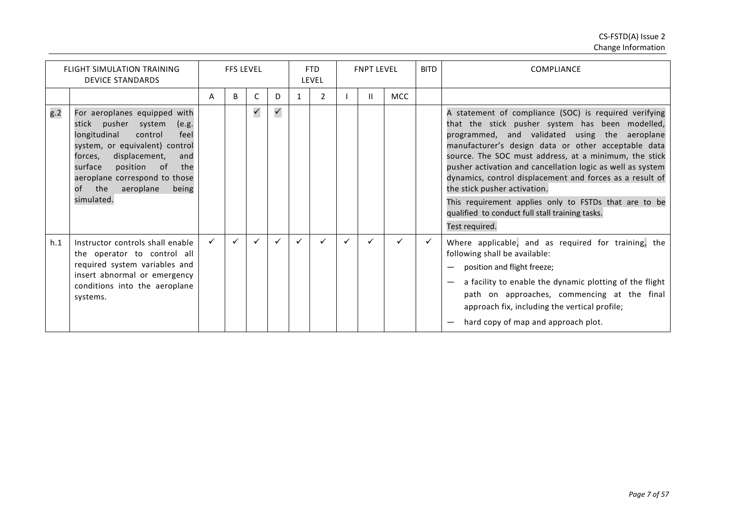| FLIGHT SIMULATION TRAINING DEVICE STANDARDS | | FFS LEVEL | | | | FTD LEVEL | | FNPT LEVEL | | | BITD | COMPLIANCE |
|---|---|---|---|---|---|---|---|---|---|---|---|---|
| | | A | B | C | D | 1 | 2 | I | II | MCC | | |
| g.2 | For aeroplanes equipped with stick pusher system (e.g. longitudinal control feel system, or equivalent) control forces, displacement, and surface position of the aeroplane correspond to those of the aeroplane being simulated. | | | ✓ | ✓ | | | | | | | A statement of compliance (SOC) is required verifying that the stick pusher system has been modelled, programmed, and validated using the aeroplane manufacturer's design data or other acceptable data source. The SOC must address, at a minimum, the stick pusher activation and cancellation logic as well as system dynamics, control displacement and forces as a result of the stick pusher activation.<br>This requirement applies only to FSTDs that are to be qualified to conduct full stall training tasks.<br>Test required. |
| h.1 | Instructor controls shall enable the operator to control all required system variables and insert abnormal or emergency conditions into the aeroplane systems. | ✓ | ✓ | ✓ | ✓ | ✓ | ✓ | ✓ | ✓ | ✓ | ✓ | Where applicable, and as required for training, the following shall be available:<br>— position and flight freeze;<br>— a facility to enable the dynamic plotting of the flight path on approaches, commencing at the final approach fix, including the vertical profile;<br>— hard copy of map and approach plot. |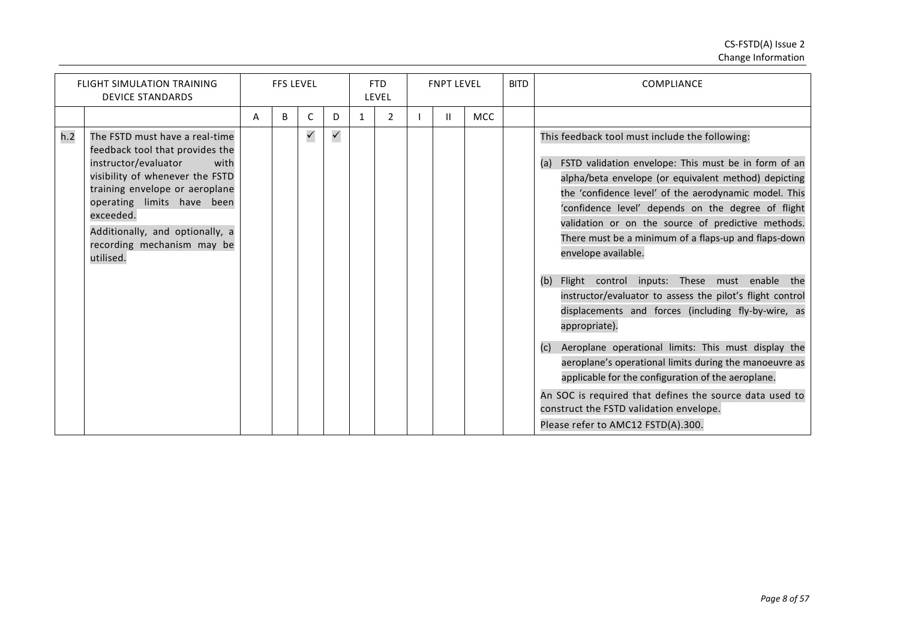| FLIGHT SIMULATION TRAINING DEVICE STANDARDS | | FFS LEVEL | | | | FTD LEVEL | | FNPT LEVEL | | | BITD | COMPLIANCE |
|---|---|---|---|---|---|---|---|---|---|---|---|---|
| | | A | B | C | D | 1 | 2 | I | II | MCC | | |
| h.2 | The FSTD must have a real-time feedback tool that provides the instructor/evaluator with visibility of whenever the FSTD training envelope or aeroplane operating limits have been exceeded.<br><br>Additionally, and optionally, a recording mechanism may be utilised. | | | ✓ | ✓ | | | | | | | This feedback tool must include the following:<br><br>(a) FSTD validation envelope: This must be in form of an alpha/beta envelope (or equivalent method) depicting the 'confidence level' of the aerodynamic model. This 'confidence level' depends on the degree of flight validation or on the source of predictive methods. There must be a minimum of a flaps-up and flaps-down envelope available.<br><br>(b) Flight control inputs: These must enable the instructor/evaluator to assess the pilot's flight control displacements and forces (including fly-by-wire, as appropriate).<br><br>(c) Aeroplane operational limits: This must display the aeroplane's operational limits during the manoeuvre as applicable for the configuration of the aeroplane.<br><br>An SOC is required that defines the source data used to construct the FSTD validation envelope.<br><br>Please refer to AMC12 FSTD(A).300. |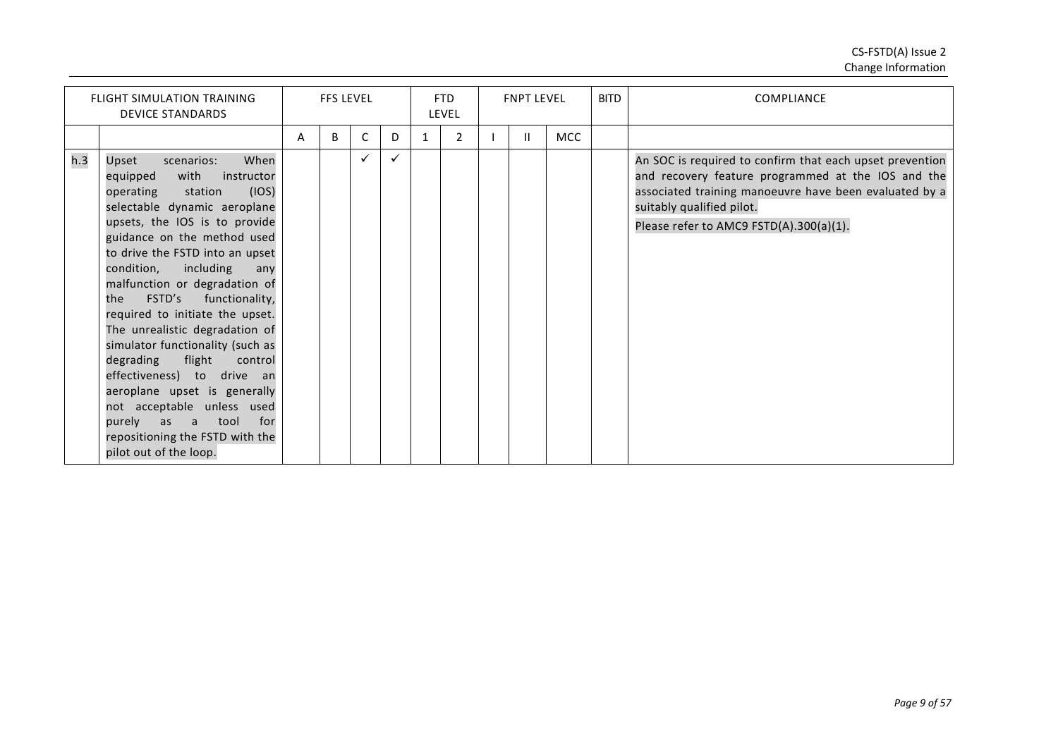| FLIGHT SIMULATION TRAINING DEVICE STANDARDS | | FFS LEVEL | | | | FTD LEVEL | | FNPT LEVEL | | | BITD | COMPLIANCE |
|---|---|---|---|---|---|---|---|---|---|---|---|---|
| | | A | B | C | D | 1 | 2 | I | II | MCC | | |
| h.3 | Upset scenarios: When equipped with instructor operating station (IOS) selectable dynamic aeroplane upsets, the IOS is to provide guidance on the method used to drive the FSTD into an upset condition, including any malfunction or degradation of the FSTD's functionality, required to initiate the upset. The unrealistic degradation of simulator functionality (such as degrading flight control effectiveness) to drive an aeroplane upset is generally not acceptable unless used purely as a tool for repositioning the FSTD with the pilot out of the loop. | | | ✓ | ✓ | | | | | | | An SOC is required to confirm that each upset prevention and recovery feature programmed at the IOS and the associated training manoeuvre have been evaluated by a suitably qualified pilot.<br>Please refer to AMC9 FSTD(A).300(a)(1). |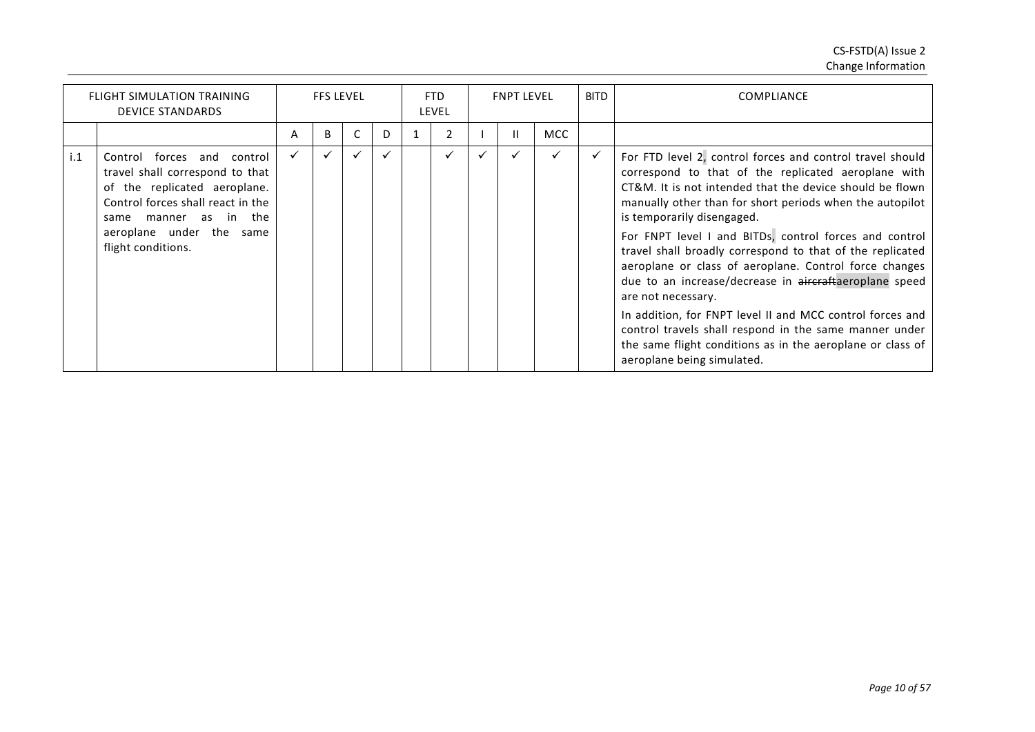| FLIGHT SIMULATION TRAINING DEVICE STANDARDS | | FFS LEVEL | | | | FTD LEVEL | | FNPT LEVEL | | | BITD | COMPLIANCE |
|---|---|---|---|---|---|---|---|---|---|---|---|---|
| | | A | B | C | D | 1 | 2 | I | II | MCC | | |
| i.1 | Control forces and control travel shall correspond to that of the replicated aeroplane. Control forces shall react in the same manner as in the aeroplane under the same flight conditions. | ✓ | ✓ | ✓ | ✓ | | ✓ | ✓ | ✓ | ✓ | ✓ | For FTD level 2, control forces and control travel should correspond to that of the replicated aeroplane with CT&M. It is not intended that the device should be flown manually other than for short periods when the autopilot is temporarily disengaged.<br><br>For FNPT level I and BITDs, control forces and control travel shall broadly correspond to that of the replicated aeroplane or class of aeroplane. Control force changes due to an increase/decrease in ~~aircraft~~aeroplane speed are not necessary.<br><br>In addition, for FNPT level II and MCC control forces and control travels shall respond in the same manner under the same flight conditions as in the aeroplane or class of aeroplane being simulated. |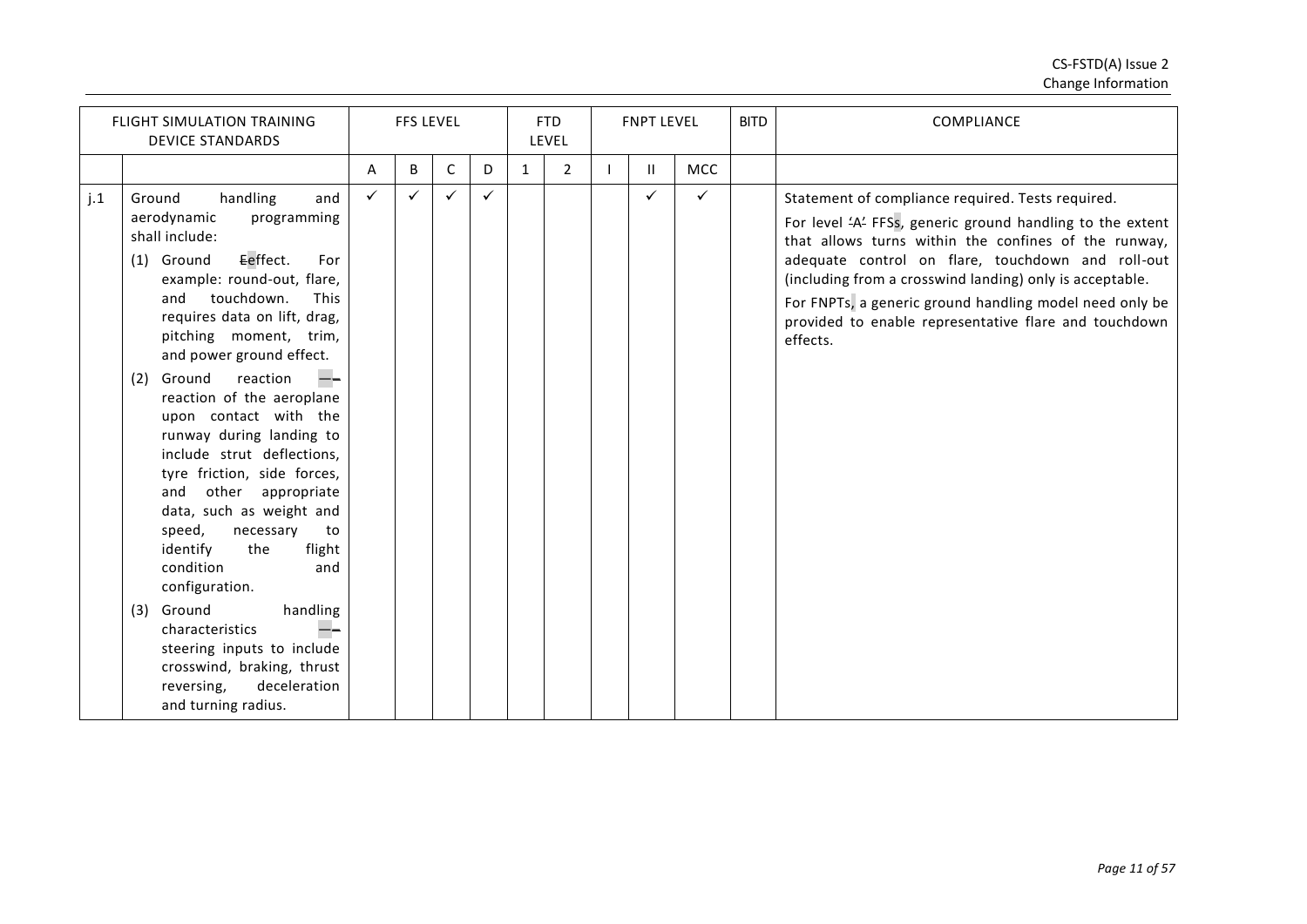| FLIGHT SIMULATION TRAINING DEVICE STANDARDS | | FFS LEVEL | | | | FTD LEVEL | | FNPT LEVEL | | | BITD | COMPLIANCE |
|---|---|---|---|---|---|---|---|---|---|---|---|---|
| | | A | B | C | D | 1 | 2 | I | II | MCC | | |
| j.1 | Ground handling and aerodynamic programming shall include:<br>(1) Ground Eeffect. For example: round-out, flare, and touchdown. This requires data on lift, drag, pitching moment, trim, and power ground effect.<br>(2) Ground reaction —– reaction of the aeroplane upon contact with the runway during landing to include strut deflections, tyre friction, side forces, and other appropriate data, such as weight and speed, necessary to identify the flight condition and configuration.<br>(3) Ground handling characteristics —– steering inputs to include crosswind, braking, thrust reversing, deceleration and turning radius. | ✓ | ✓ | ✓ | ✓ | | | | ✓ | ✓ | | Statement of compliance required. Tests required.<br>For level 'A' FFSs, generic ground handling to the extent that allows turns within the confines of the runway, adequate control on flare, touchdown and roll-out (including from a crosswind landing) only is acceptable.<br>For FNPTs, a generic ground handling model need only be provided to enable representative flare and touchdown effects. |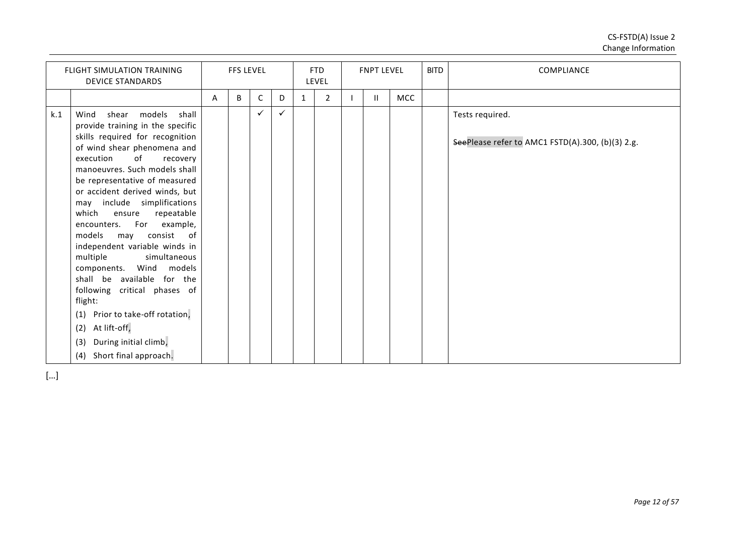| FLIGHT SIMULATION TRAINING DEVICE STANDARDS | | FFS LEVEL | | | | FTD LEVEL | | FNPT LEVEL | | | BITD | COMPLIANCE |
|---|---|---|---|---|---|---|---|---|---|---|---|---|
| | | A | B | C | D | 1 | 2 | I | II | MCC | | |
| k.1 | Wind shear models shall provide training in the specific skills required for recognition of wind shear phenomena and execution of recovery manoeuvres. Such models shall be representative of measured or accident derived winds, but may include simplifications which ensure repeatable encounters. For example, models may consist of independent variable winds in multiple simultaneous components. Wind models shall be available for the following critical phases of flight:<br>(1) Prior to take-off rotation,<br>(2) At lift-off,<br>(3) During initial climb,<br>(4) Short final approach. | | | ✓ | ✓ | | | | | | | Tests required.<br><br>~~See~~Please refer to AMC1 FSTD(A).300, (b)(3) 2.g. |

[…]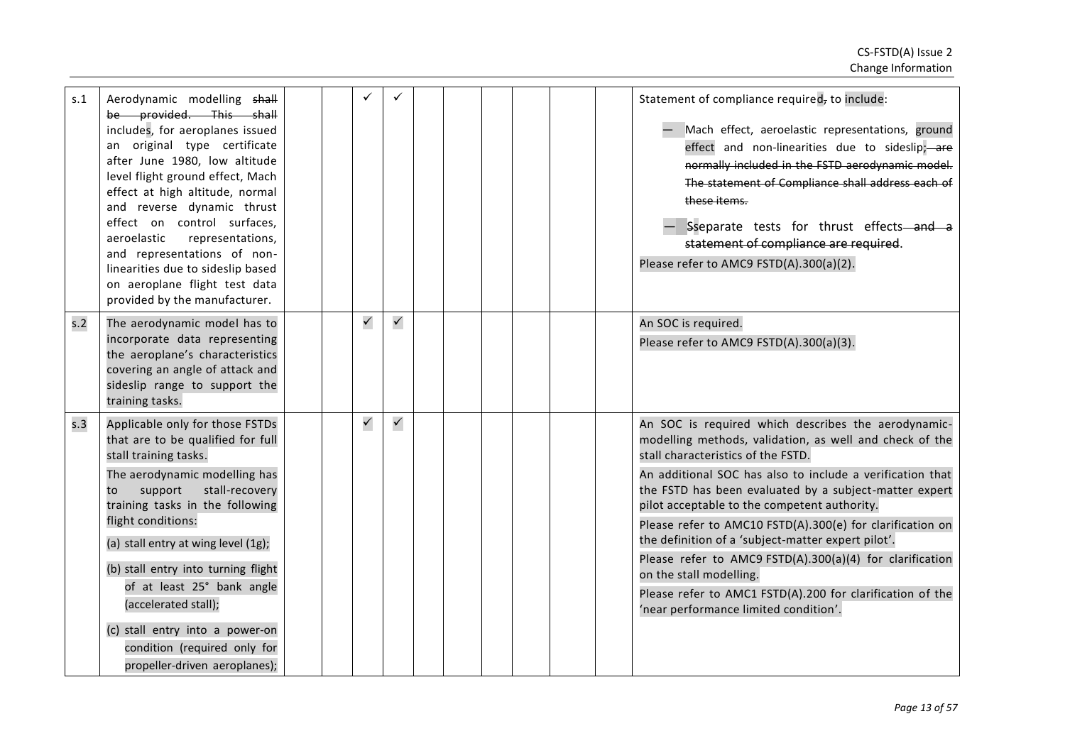| s.1 | Aerodynamic modelling ~~shall be provided. This shall~~ includes, for aeroplanes issued an original type certificate after June 1980, low altitude level flight ground effect, Mach effect at high altitude, normal and reverse dynamic thrust effect on control surfaces, aeroelastic representations, and representations of non-linearities due to sideslip based on aeroplane flight test data provided by the manufacturer. | | | ✓ | ✓ | | | | | | | Statement of compliance required~~,~~ to include:<br>— Mach effect, aeroelastic representations, ground effect and non-linearities due to sideslip~~; are normally included in the FSTD aerodynamic model. The statement of Compliance shall address each of these items.~~<br>— ~~S~~separate tests for thrust effects ~~and a statement of compliance are required~~.<br>Please refer to AMC9 FSTD(A).300(a)(2). |
|---|---|---|---|---|---|---|---|---|---|---|---|---|
| s.2 | The aerodynamic model has to incorporate data representing the aeroplane's characteristics covering an angle of attack and sideslip range to support the training tasks. | | | ✓ | ✓ | | | | | | | An SOC is required.<br>Please refer to AMC9 FSTD(A).300(a)(3). |
| s.3 | Applicable only for those FSTDs that are to be qualified for full stall training tasks.<br>The aerodynamic modelling has to support stall-recovery training tasks in the following flight conditions:<br>(a) stall entry at wing level (1g);<br>(b) stall entry into turning flight of at least 25° bank angle (accelerated stall);<br>(c) stall entry into a power-on condition (required only for propeller-driven aeroplanes); | | | ✓ | ✓ | | | | | | | An SOC is required which describes the aerodynamic-modelling methods, validation, as well and check of the stall characteristics of the FSTD.<br>An additional SOC has also to include a verification that the FSTD has been evaluated by a subject-matter expert pilot acceptable to the competent authority.<br>Please refer to AMC10 FSTD(A).300(e) for clarification on the definition of a 'subject-matter expert pilot'.<br>Please refer to AMC9 FSTD(A).300(a)(4) for clarification on the stall modelling.<br>Please refer to AMC1 FSTD(A).200 for clarification of the 'near performance limited condition'. |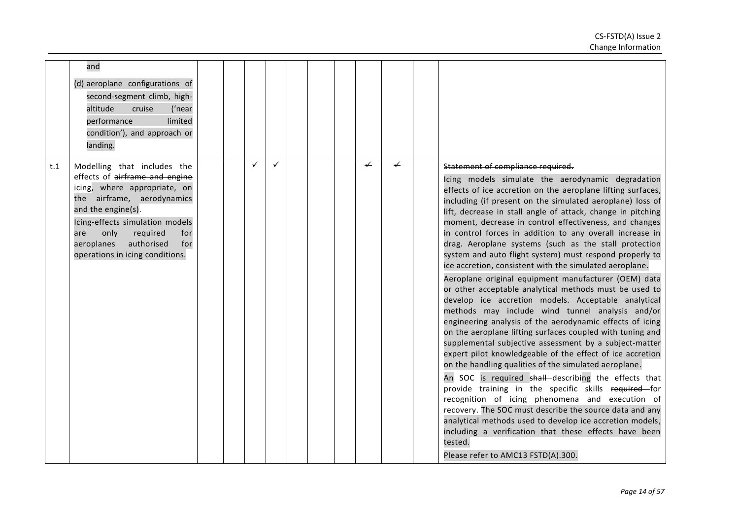| | | | | | | | | | | | | |
|---|---|---|---|---|---|---|---|---|---|---|---|---|
| | and<br><br>(d) aeroplane configurations of second-segment climb, high-altitude cruise ('near performance limited condition'), and approach or landing. | | | | | | | | | | | |
| t.1 | Modelling that includes the effects of ~~airframe and engine~~ icing, where appropriate, on the airframe, aerodynamics and the engine(s).<br><br>Icing-effects simulation models are only required for aeroplanes authorised for operations in icing conditions. | | | ✓ | ✓ | | | | ~~✓~~ | ~~✓~~ | | ~~Statement of compliance required.~~<br><br>Icing models simulate the aerodynamic degradation effects of ice accretion on the aeroplane lifting surfaces, including (if present on the simulated aeroplane) loss of lift, decrease in stall angle of attack, change in pitching moment, decrease in control effectiveness, and changes in control forces in addition to any overall increase in drag. Aeroplane systems (such as the stall protection system and auto flight system) must respond properly to ice accretion, consistent with the simulated aeroplane.<br><br>Aeroplane original equipment manufacturer (OEM) data or other acceptable analytical methods must be used to develop ice accretion models. Acceptable analytical methods may include wind tunnel analysis and/or engineering analysis of the aerodynamic effects of icing on the aeroplane lifting surfaces coupled with tuning and supplemental subjective assessment by a subject-matter expert pilot knowledgeable of the effect of ice accretion on the handling qualities of the simulated aeroplane.<br><br>An SOC is required ~~shall~~ describing the effects that provide training in the specific skills ~~required~~ for recognition of icing phenomena and execution of recovery. The SOC must describe the source data and any analytical methods used to develop ice accretion models, including a verification that these effects have been tested.<br><br>Please refer to AMC13 FSTD(A).300. |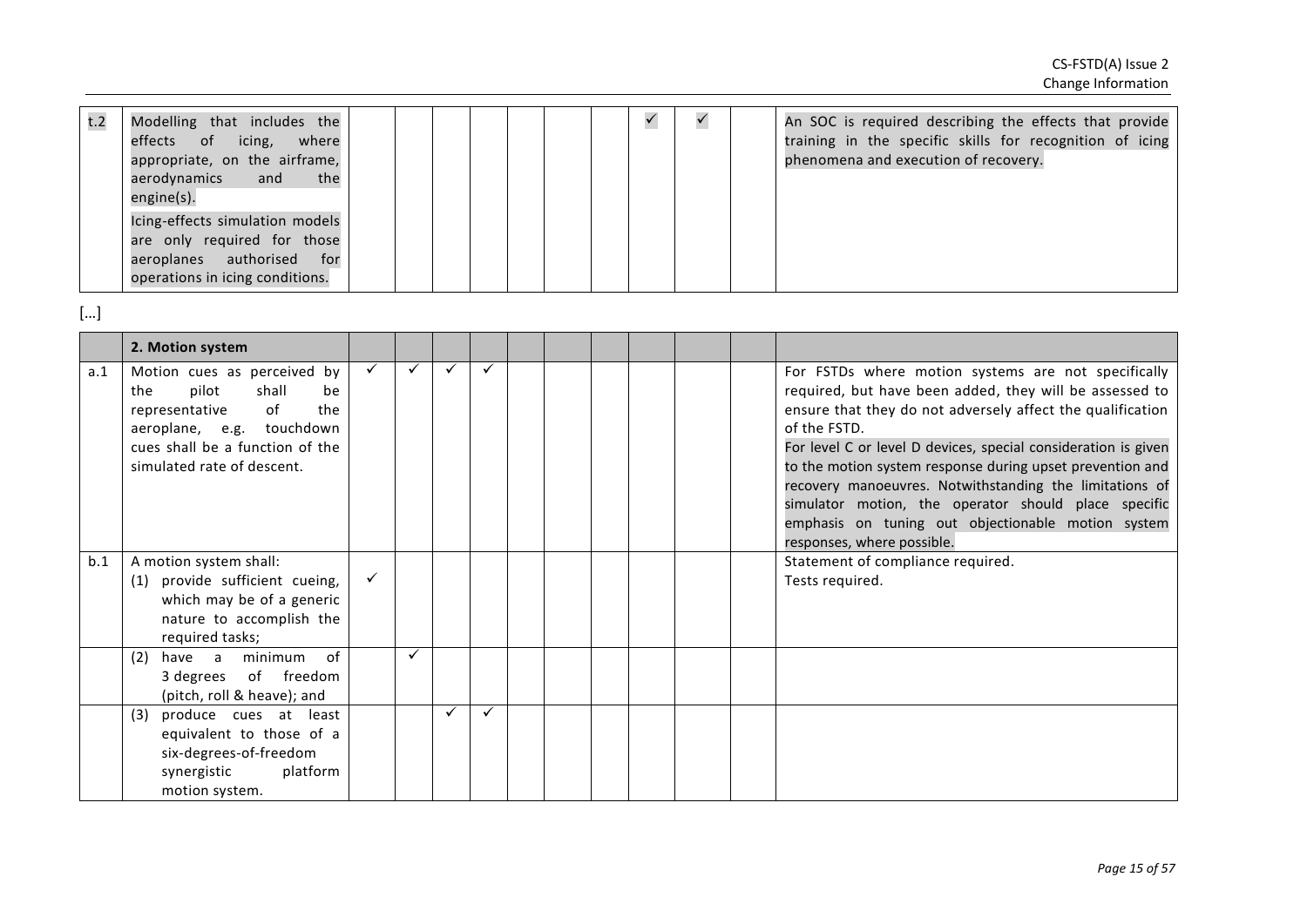| | | | | | | | | | | | | |
|---|---|---|---|---|---|---|---|---|---|---|---|---|
| t.2 | Modelling that includes the effects of icing, where appropriate, on the airframe, aerodynamics and the engine(s).<br>Icing-effects simulation models are only required for those aeroplanes authorised for operations in icing conditions. | | | | | | | | ✓ | ✓ | | An SOC is required describing the effects that provide training in the specific skills for recognition of icing phenomena and execution of recovery. |

[…]

| | **2. Motion system** | | | | | | | | | | | |
|---|---|---|---|---|---|---|---|---|---|---|---|---|
| a.1 | Motion cues as perceived by the pilot shall be representative of the aeroplane, e.g. touchdown cues shall be a function of the simulated rate of descent. | ✓ | ✓ | ✓ | ✓ | | | | | | | For FSTDs where motion systems are not specifically required, but have been added, they will be assessed to ensure that they do not adversely affect the qualification of the FSTD.<br>For level C or level D devices, special consideration is given to the motion system response during upset prevention and recovery manoeuvres. Notwithstanding the limitations of simulator motion, the operator should place specific emphasis on tuning out objectionable motion system responses, where possible. |
| b.1 | A motion system shall:<br>(1) provide sufficient cueing, which may be of a generic nature to accomplish the required tasks; | ✓ | | | | | | | | | | Statement of compliance required.<br>Tests required. |
| | (2) have a minimum of 3 degrees of freedom (pitch, roll & heave); and | | ✓ | | | | | | | | | |
| | (3) produce cues at least equivalent to those of a six-degrees-of-freedom synergistic platform motion system. | | | ✓ | ✓ | | | | | | | |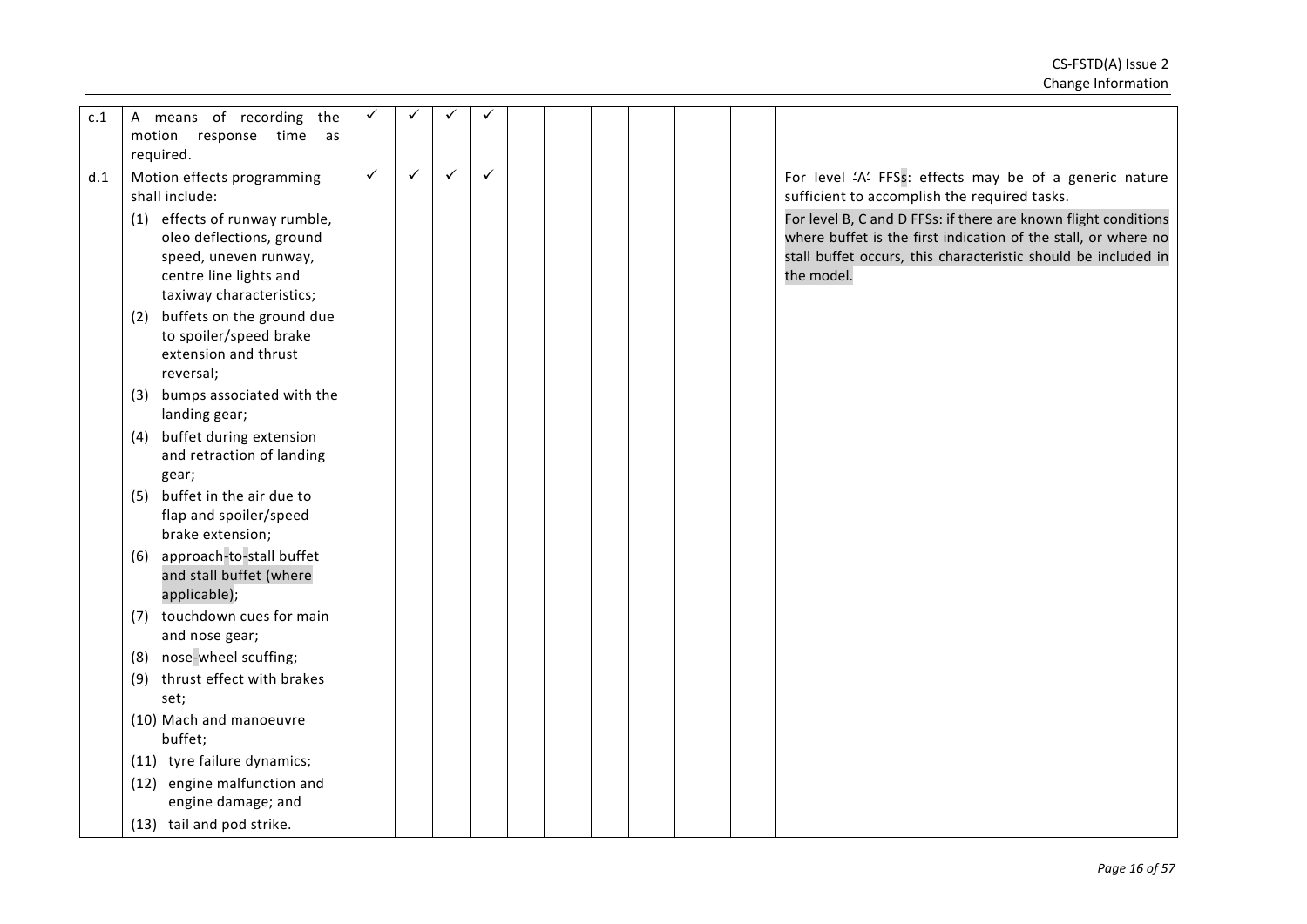| c.1 | A means of recording the motion response time as required. | ✓ | ✓ | ✓ | ✓ | | | | | | |
|---|---|---|---|---|---|---|---|---|---|---|---|
| d.1 | Motion effects programming shall include:<br>(1) effects of runway rumble, oleo deflections, ground speed, uneven runway, centre line lights and taxiway characteristics;<br>(2) buffets on the ground due to spoiler/speed brake extension and thrust reversal;<br>(3) bumps associated with the landing gear;<br>(4) buffet during extension and retraction of landing gear;<br>(5) buffet in the air due to flap and spoiler/speed brake extension;<br>(6) approach-to-stall buffet and stall buffet (where applicable);<br>(7) touchdown cues for main and nose gear;<br>(8) nose-wheel scuffing;<br>(9) thrust effect with brakes set;<br>(10) Mach and manoeuvre buffet;<br>(11) tyre failure dynamics;<br>(12) engine malfunction and engine damage; and<br>(13) tail and pod strike. | ✓ | ✓ | ✓ | ✓ | | | | | | For level 'A' FFSs: effects may be of a generic nature sufficient to accomplish the required tasks.<br>For level B, C and D FFSs: if there are known flight conditions where buffet is the first indication of the stall, or where no stall buffet occurs, this characteristic should be included in the model. |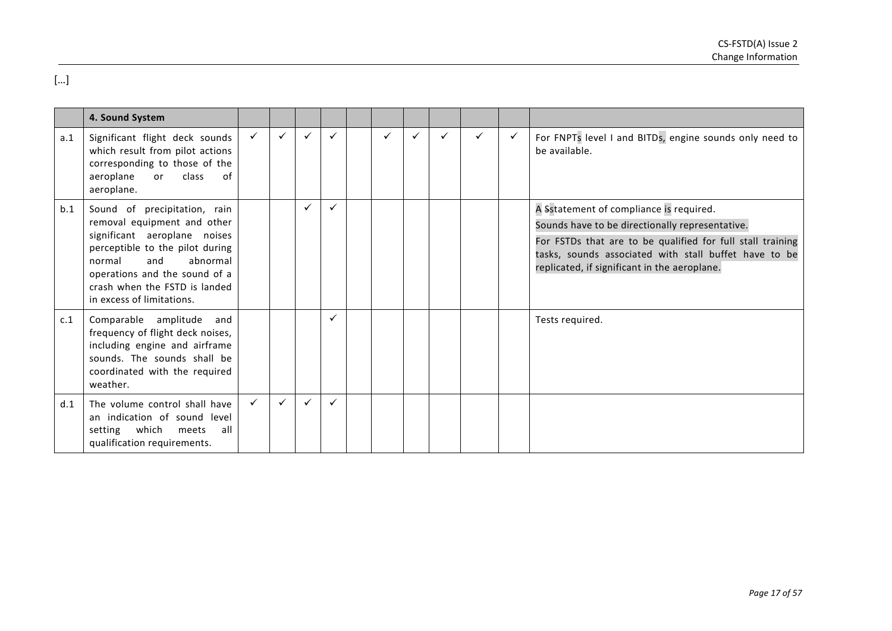[…]

| | 4. Sound System | | | | | | | | | | | |
|---|---|---|---|---|---|---|---|---|---|---|---|---|
| a.1 | Significant flight deck sounds which result from pilot actions corresponding to those of the aeroplane or class of aeroplane. | ✓ | ✓ | ✓ | ✓ | | ✓ | ✓ | ✓ | ✓ | ✓ | For FNPTs level I and BITDs, engine sounds only need to be available. |
| b.1 | Sound of precipitation, rain removal equipment and other significant aeroplane noises perceptible to the pilot during normal and abnormal operations and the sound of a crash when the FSTD is landed in excess of limitations. | | | ✓ | ✓ | | | | | | | A ~~S~~statement of compliance is required.<br>Sounds have to be directionally representative.<br>For FSTDs that are to be qualified for full stall training tasks, sounds associated with stall buffet have to be replicated, if significant in the aeroplane. |
| c.1 | Comparable amplitude and frequency of flight deck noises, including engine and airframe sounds. The sounds shall be coordinated with the required weather. | | | | ✓ | | | | | | | Tests required. |
| d.1 | The volume control shall have an indication of sound level setting which meets all qualification requirements. | ✓ | ✓ | ✓ | ✓ | | | | | | | |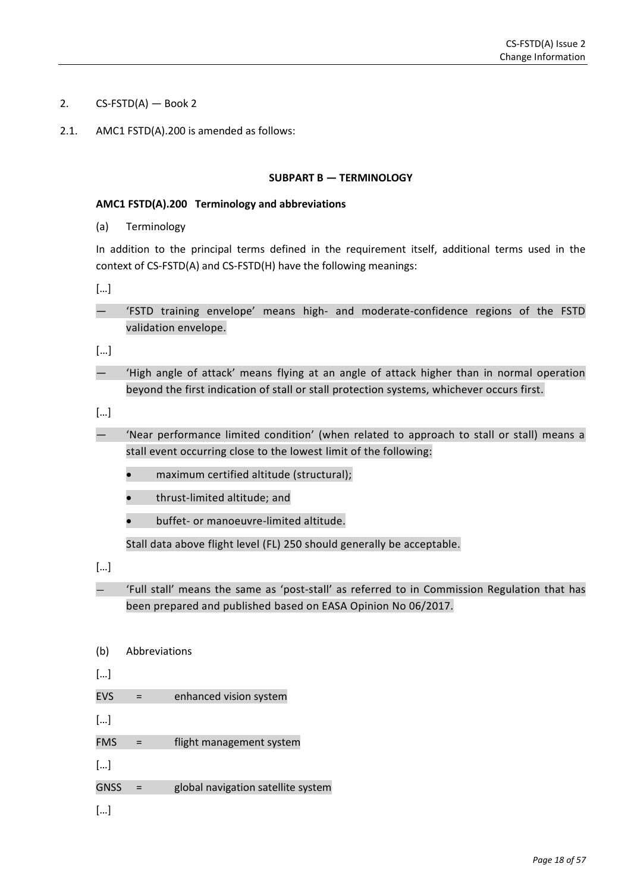2. CS-FSTD(A) — Book 2

2.1. AMC1 FSTD(A).200 is amended as follows:

**SUBPART B — TERMINOLOGY**

**AMC1 FSTD(A).200 Terminology and abbreviations**

(a) Terminology

In addition to the principal terms defined in the requirement itself, additional terms used in the context of CS-FSTD(A) and CS-FSTD(H) have the following meanings:

[…]

— 'FSTD training envelope' means high- and moderate-confidence regions of the FSTD validation envelope.

[…]

— 'High angle of attack' means flying at an angle of attack higher than in normal operation beyond the first indication of stall or stall protection systems, whichever occurs first.

[…]

— 'Near performance limited condition' (when related to approach to stall or stall) means a stall event occurring close to the lowest limit of the following:

- maximum certified altitude (structural);
- thrust-limited altitude; and
- buffet- or manoeuvre-limited altitude.

Stall data above flight level (FL) 250 should generally be acceptable.

[…]

— 'Full stall' means the same as 'post-stall' as referred to in Commission Regulation that has been prepared and published based on EASA Opinion No 06/2017.

(b) Abbreviations

[…]

EVS = enhanced vision system

[…]

FMS = flight management system

[…]

GNSS = global navigation satellite system

[…]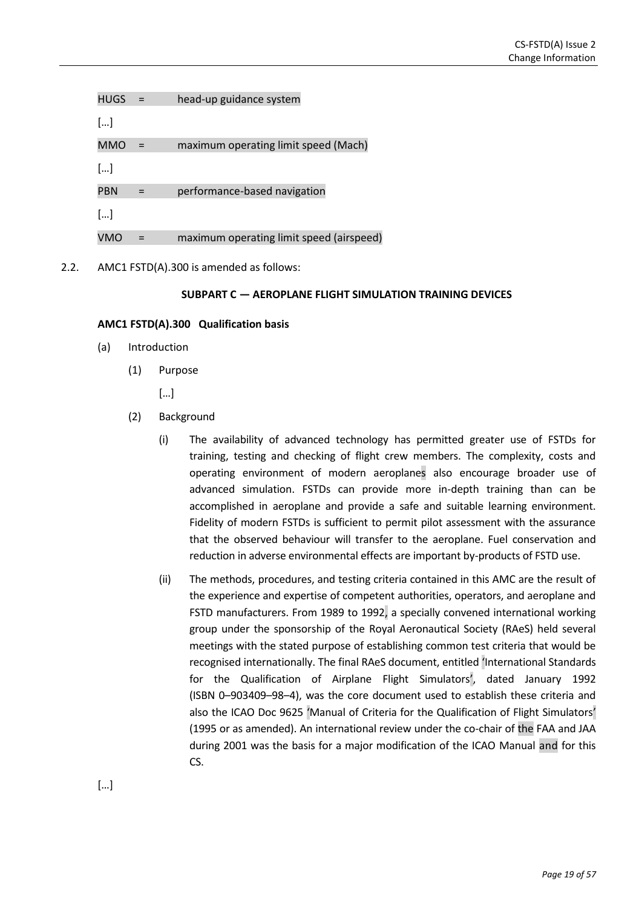HUGS = head-up guidance system

[…]

MMO = maximum operating limit speed (Mach)

[…]

PBN = performance-based navigation

[…]

VMO = maximum operating limit speed (airspeed)

2.2. AMC1 FSTD(A).300 is amended as follows:

**SUBPART C — AEROPLANE FLIGHT SIMULATION TRAINING DEVICES**

**AMC1 FSTD(A).300 Qualification basis**

(a) Introduction

(1) Purpose

[…]

(2) Background

(i) The availability of advanced technology has permitted greater use of FSTDs for training, testing and checking of flight crew members. The complexity, costs and operating environment of modern aeroplanes also encourage broader use of advanced simulation. FSTDs can provide more in-depth training than can be accomplished in aeroplane and provide a safe and suitable learning environment. Fidelity of modern FSTDs is sufficient to permit pilot assessment with the assurance that the observed behaviour will transfer to the aeroplane. Fuel conservation and reduction in adverse environmental effects are important by-products of FSTD use.

(ii) The methods, procedures, and testing criteria contained in this AMC are the result of the experience and expertise of competent authorities, operators, and aeroplane and FSTD manufacturers. From 1989 to 1992, a specially convened international working group under the sponsorship of the Royal Aeronautical Society (RAeS) held several meetings with the stated purpose of establishing common test criteria that would be recognised internationally. The final RAeS document, entitled 'International Standards for the Qualification of Airplane Flight Simulators', dated January 1992 (ISBN 0–903409–98–4), was the core document used to establish these criteria and also the ICAO Doc 9625 'Manual of Criteria for the Qualification of Flight Simulators' (1995 or as amended). An international review under the co-chair of the FAA and JAA during 2001 was the basis for a major modification of the ICAO Manual and for this CS.

[…]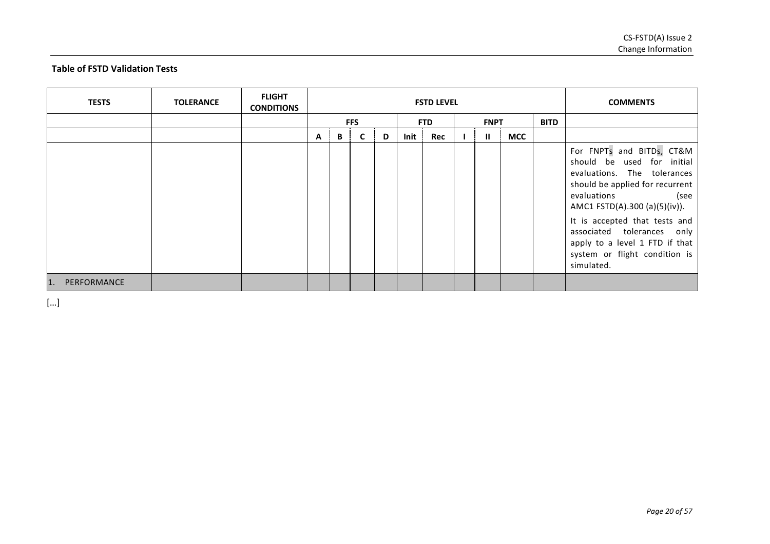**Table of FSTD Validation Tests**

| TESTS | TOLERANCE | FLIGHT CONDITIONS | FSTD LEVEL | | | | | | | | | | COMMENTS |
|---|---|---|---|---|---|---|---|---|---|---|---|---|---|
| | | | FFS | | | | FTD | | FNPT | | | BITD | |
| | | | A | B | C | D | Init | Rec | I | II | MCC | | |
| | | | | | | | | | | | | | For FNPTs and BITDs, CT&M should be used for initial evaluations. The tolerances should be applied for recurrent evaluations (see AMC1 FSTD(A).300 (a)(5)(iv)).<br><br>It is accepted that tests and associated tolerances only apply to a level 1 FTD if that system or flight condition is simulated. |
| 1. PERFORMANCE | | | | | | | | | | | | | |

[…]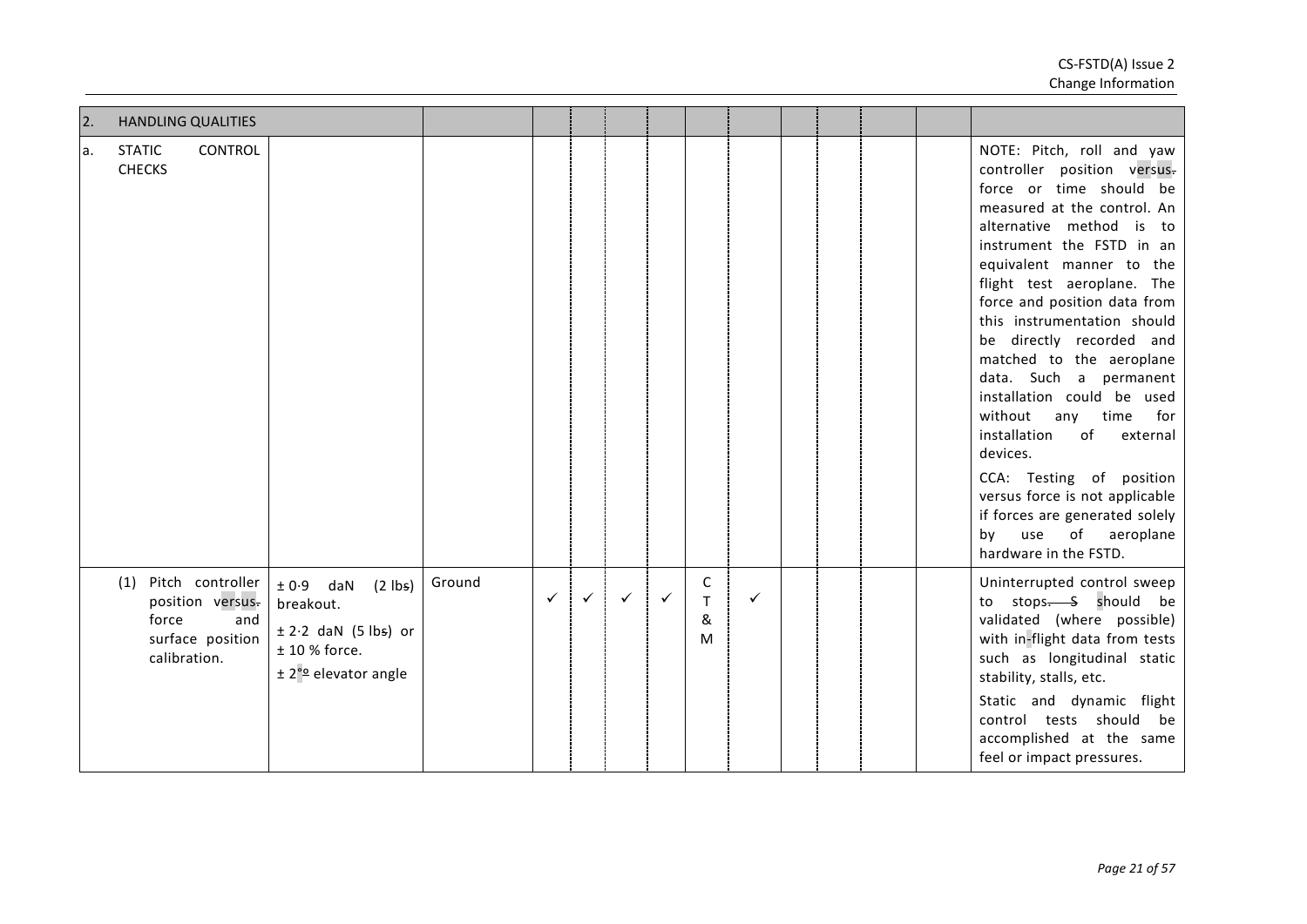| 2. HANDLING QUALITIES | | | | | | | | | | | | | | | |
|---|---|---|---|---|---|---|---|---|---|---|---|---|---|---|---|
| a. STATIC CONTROL CHECKS | | | | | | | | | | | | | | | NOTE: Pitch, roll and yaw controller position versus force or time should be measured at the control. An alternative method is to instrument the FSTD in an equivalent manner to the flight test aeroplane. The force and position data from this instrumentation should be directly recorded and matched to the aeroplane data. Such a permanent installation could be used without any time for installation of external devices.<br><br>CCA: Testing of position versus force is not applicable if forces are generated solely by use of aeroplane hardware in the FSTD. |
| (1) Pitch controller position versus force and surface position calibration. | ± 0·9 daN (2 lbs) breakout.<br>± 2·2 daN (5 lbs) or ± 10 % force.<br>± 2° elevator angle | Ground | ✓ | ✓ | ✓ | ✓ | CT&M | ✓ | | | | | | | Uninterrupted control sweep to stops. Should be validated (where possible) with in-flight data from tests such as longitudinal static stability, stalls, etc.<br><br>Static and dynamic flight control tests should be accomplished at the same feel or impact pressures. |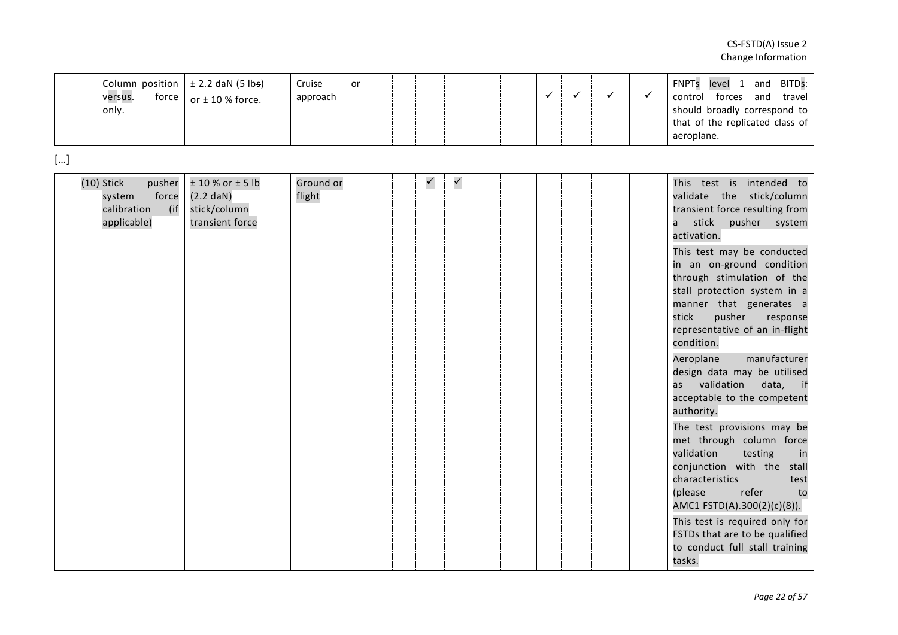| | | | | | | | | | | | | | |
|---|---|---|---|---|---|---|---|---|---|---|---|---|---|
| Column position versus~~.~~ force only. | ± 2.2 daN (5 lb~~s~~) or ± 10 % force. | Cruise or approach | | | | | | | ✓ | ✓ | ✓ | ✓ | FNPTs level 1 and BITDs: control forces and travel should broadly correspond to that of the replicated class of aeroplane. |

[…]

| | | | | | | | | | | | | | |
|---|---|---|---|---|---|---|---|---|---|---|---|---|---|
| (10) Stick pusher system force calibration (if applicable) | ± 10 % or ± 5 lb (2.2 daN) stick/column transient force | Ground or flight | | | ✓ | ✓ | | | | | | | This test is intended to validate the stick/column transient force resulting from a stick pusher system activation.<br><br>This test may be conducted in an on-ground condition through stimulation of the stall protection system in a manner that generates a stick pusher response representative of an in-flight condition.<br><br>Aeroplane manufacturer design data may be utilised as validation data, if acceptable to the competent authority.<br><br>The test provisions may be met through column force validation testing in conjunction with the stall characteristics test (please refer to AMC1 FSTD(A).300(2)(c)(8)).<br><br>This test is required only for FSTDs that are to be qualified to conduct full stall training tasks. |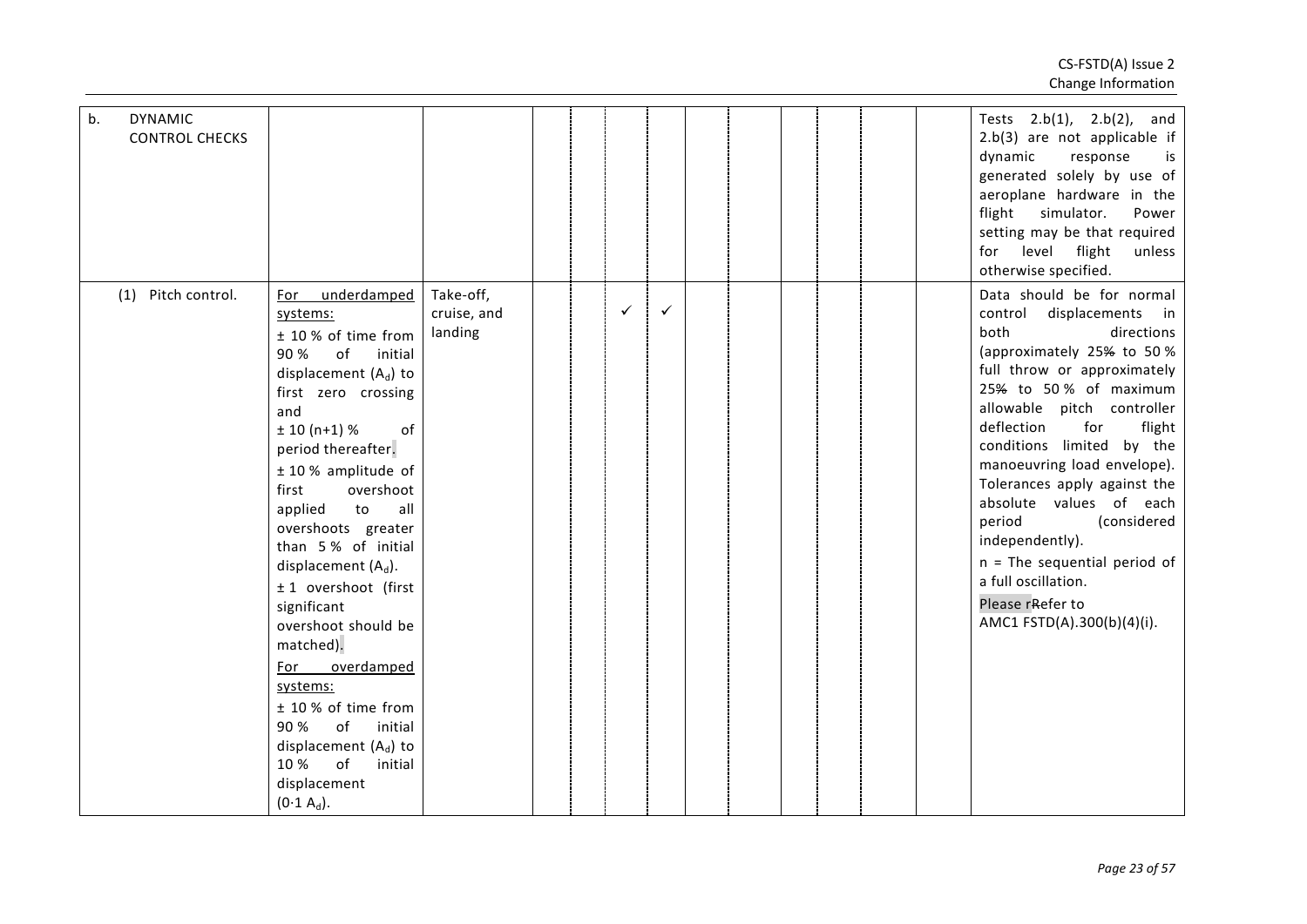| Test | Tolerance | Flight conditions | | | | | | | | | | | Remarks |
|---|---|---|---|---|---|---|---|---|---|---|---|---|---|
| b. DYNAMIC CONTROL CHECKS | | | | | | | | | | | | | Tests 2.b(1), 2.b(2), and 2.b(3) are not applicable if dynamic response is generated solely by use of aeroplane hardware in the flight simulator. Power setting may be that required for level flight unless otherwise specified. |
| (1) Pitch control. | For underdamped systems:<br>± 10 % of time from 90 % of initial displacement ($A_d$) to first zero crossing and<br>± 10 (n+1) % of period thereafter.<br>± 10 % amplitude of first overshoot applied to all overshoots greater than 5 % of initial displacement ($A_d$).<br>± 1 overshoot (first significant overshoot should be matched).<br>For overdamped systems:<br>± 10 % of time from 90 % of initial displacement ($A_d$) to 10 % of initial displacement ($0{\cdot}1\ A_d$). | Take-off, cruise, and landing | | | ✓ | ✓ | | | | | | | Data should be for normal control displacements in both directions (approximately 25~~%~~ to 50 % full throw or approximately 25~~%~~ to 50 % of maximum allowable pitch controller deflection for flight conditions limited by the manoeuvring load envelope).<br>Tolerances apply against the absolute values of each period (considered independently).<br>n = The sequential period of a full oscillation.<br>Please r~~R~~efer to AMC1 FSTD(A).300(b)(4)(i). |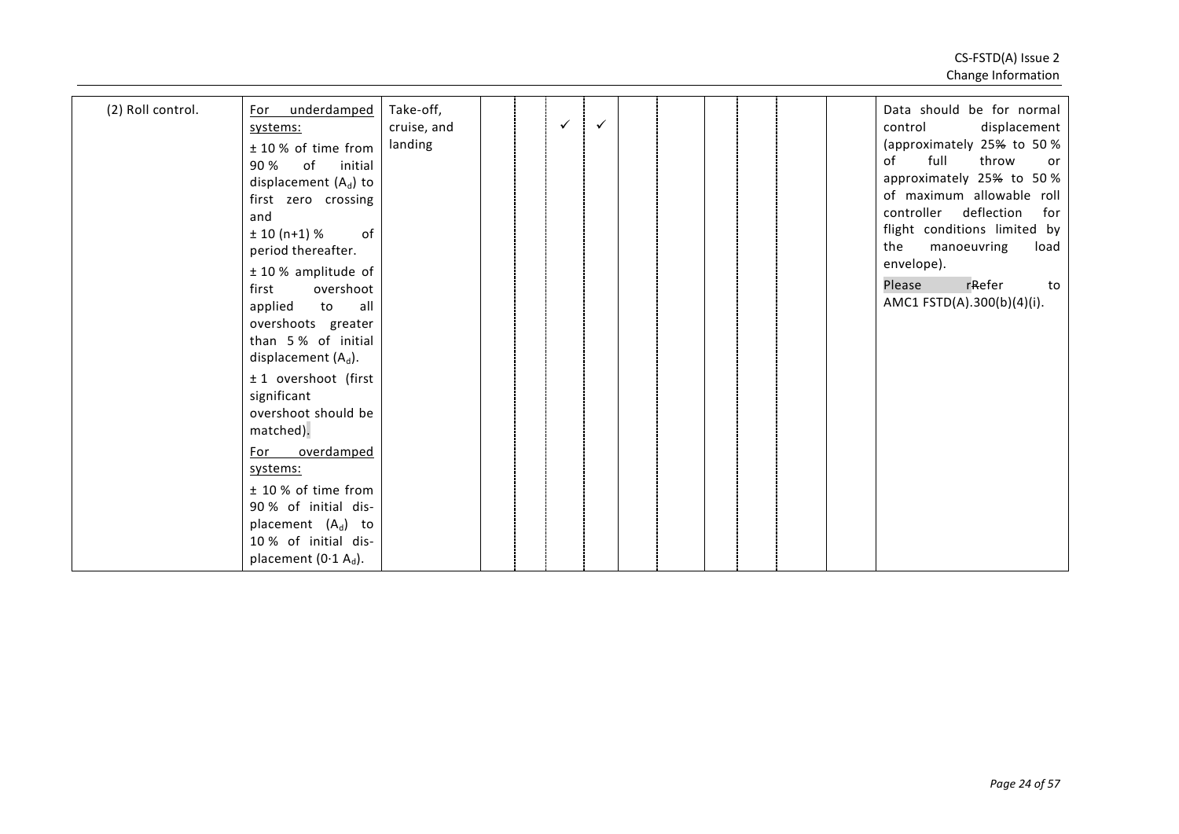| (2) Roll control. | For underdamped systems:<br>± 10 % of time from 90 % of initial displacement ($A_d$) to first zero crossing and<br>± 10 (n+1) % of period thereafter.<br>± 10 % amplitude of first overshoot applied to all overshoots greater than 5 % of initial displacement ($A_d$).<br>± 1 overshoot (first significant overshoot should be matched).<br>For overdamped systems:<br>± 10 % of time from 90 % of initial dis-placement ($A_d$) to 10 % of initial dis-placement ($0{\cdot}1\ A_d$). | Take-off, cruise, and landing | | | ✓ | ✓ | | | | | | | Data should be for normal control displacement (approximately 25% to 50 % of full throw or approximately 25% to 50 % of maximum allowable roll controller deflection for flight conditions limited by the manoeuvring load envelope).<br>Please rRefer to AMC1 FSTD(A).300(b)(4)(i). |
|---|---|---|---|---|---|---|---|---|---|---|---|---|---|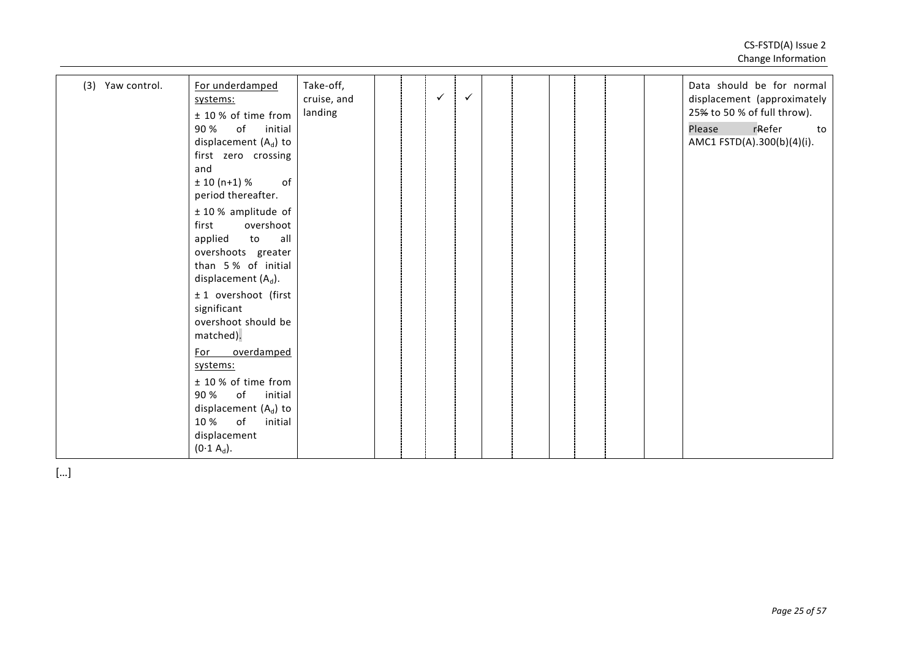| | | | | | | | | | | | | | |
|---|---|---|---|---|---|---|---|---|---|---|---|---|---|
| (3) Yaw control. | For underdamped systems:<br>± 10 % of time from 90 % of initial displacement ($A_d$) to first zero crossing and<br>± 10 (n+1) % of period thereafter.<br>± 10 % amplitude of first overshoot applied to all overshoots greater than 5 % of initial displacement ($A_d$).<br>± 1 overshoot (first significant overshoot should be matched).<br>For overdamped systems:<br>± 10 % of time from 90 % of initial displacement ($A_d$) to 10 % of initial displacement ($0{\cdot}1\ A_d$). | Take-off, cruise, and landing | | | ✓ | ✓ | | | | | | | Data should be for normal displacement (approximately 25~~%~~ to 50 % of full throw).<br>Please r~~R~~efer to AMC1 FSTD(A).300(b)(4)(i). |

[…]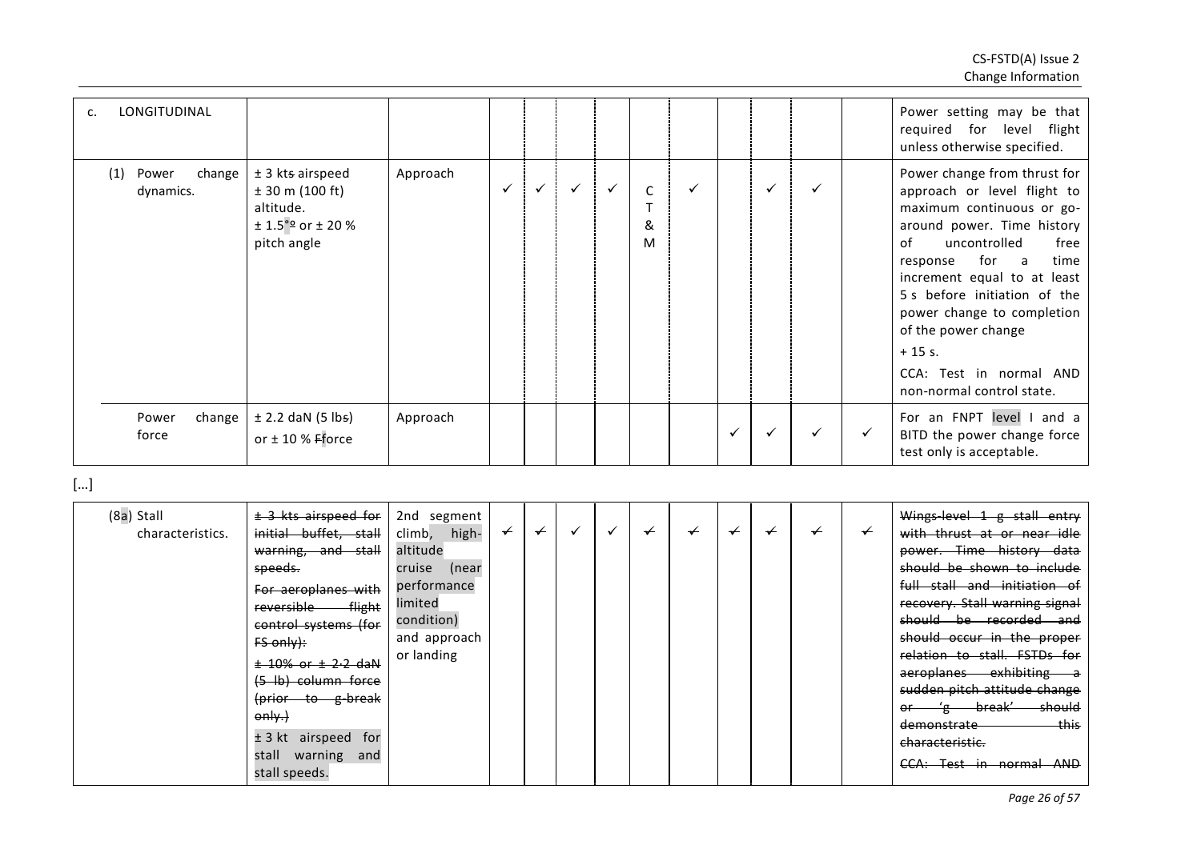| | | | | | | | | | | | | | |
|---|---|---|---|---|---|---|---|---|---|---|---|---|---|
| c. LONGITUDINAL | | | | | | | | | | | | | Power setting may be that required for level flight unless otherwise specified. |
| (1) Power change dynamics. | ± 3 kt~~s~~ airspeed<br>± 30 m (100 ft) altitude.<br>± 1.5°~~º~~ or ± 20 % pitch angle | Approach | ✓ | ✓ | ✓ | ✓ | CT&M | ✓ | | ✓ | ✓ | | Power change from thrust for approach or level flight to maximum continuous or go-around power. Time history of uncontrolled free response for a time increment equal to at least 5 s before initiation of the power change to completion of the power change<br>+ 15 s.<br>CCA: Test in normal AND non-normal control state. |
| Power change force | ± 2.2 daN (5 lb~~s~~) or ± 10 % ~~F~~force | Approach | | | | | | | ✓ | ✓ | ✓ | ✓ | For an FNPT level I and a BITD the power change force test only is acceptable. |

[…]

| | | | | | | | | | | | | | |
|---|---|---|---|---|---|---|---|---|---|---|---|---|---|
| (8a) Stall characteristics. | ~~± 3 kts airspeed for initial buffet, stall warning, and stall speeds.~~<br>~~For aeroplanes with reversible flight control systems (for FS only):~~<br>~~± 10% or ± 2·2 daN (5 lb) column force (prior to g-break only.)~~<br>± 3 kt airspeed for stall warning and stall speeds. | 2nd segment climb, high-altitude cruise (near performance limited condition) and approach or landing | ~~✓~~ | ~~✓~~ | ✓ | ✓ | ~~✓~~ | ~~✓~~ | ~~✓~~ | ~~✓~~ | ~~✓~~ | ~~✓~~ | ~~Wings-level 1 g stall entry with thrust at or near idle power. Time history data should be shown to include full stall and initiation of recovery. Stall warning signal should be recorded and should occur in the proper relation to stall. FSTDs for aeroplanes exhibiting a sudden pitch attitude change or 'g break' should demonstrate this characteristic.~~<br>~~CCA: Test in normal AND~~ |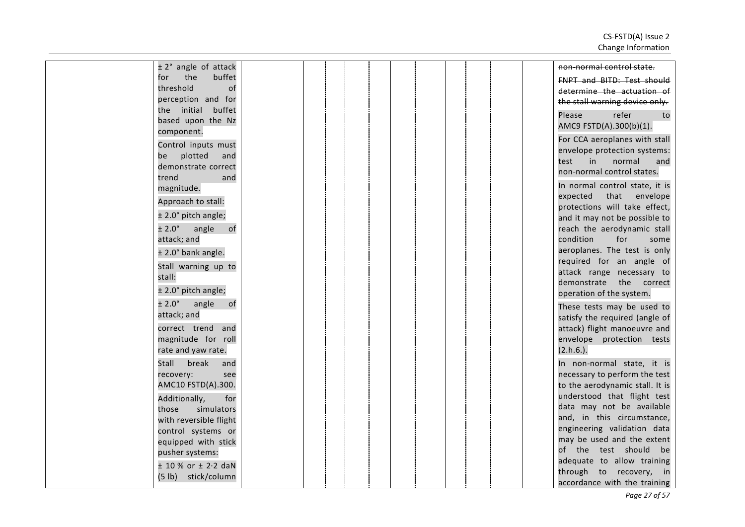|  |  |  |  |  |  |  |  |  |  |  |  |  |
|---|---|---|---|---|---|---|---|---|---|---|---|---|
|  | ± 2° angle of attack for the buffet threshold of perception and for the initial buffet based upon the Nz component.<br><br>Control inputs must be plotted and demonstrate correct trend and magnitude.<br><br>Approach to stall:<br><br>± 2.0° pitch angle;<br><br>± 2.0° angle of attack; and<br><br>± 2.0° bank angle.<br><br>Stall warning up to stall:<br><br>± 2.0° pitch angle;<br><br>± 2.0° angle of attack; and<br><br>correct trend and magnitude for roll rate and yaw rate.<br><br>Stall break and recovery: see AMC10 FSTD(A).300.<br><br>Additionally, for those simulators with reversible flight control systems or equipped with stick pusher systems:<br><br>± 10 % or ± 2·2 daN (5 lb) stick/column |  |  |  |  |  |  |  |  |  |  | ~~non-normal control state.~~<br><br>~~FNPT and BITD: Test should determine the actuation of the stall warning device only.~~<br><br>Please refer to AMC9 FSTD(A).300(b)(1).<br><br>For CCA aeroplanes with stall envelope protection systems: test in normal and non-normal control states.<br><br>In normal control state, it is expected that envelope protections will take effect, and it may not be possible to reach the aerodynamic stall condition for some aeroplanes. The test is only required for an angle of attack range necessary to demonstrate the correct operation of the system.<br><br>These tests may be used to satisfy the required (angle of attack) flight manoeuvre and envelope protection tests (2.h.6.).<br><br>In non-normal state, it is necessary to perform the test to the aerodynamic stall. It is understood that flight test data may not be available and, in this circumstance, engineering validation data may be used and the extent of the test should be adequate to allow training through to recovery, in accordance with the training |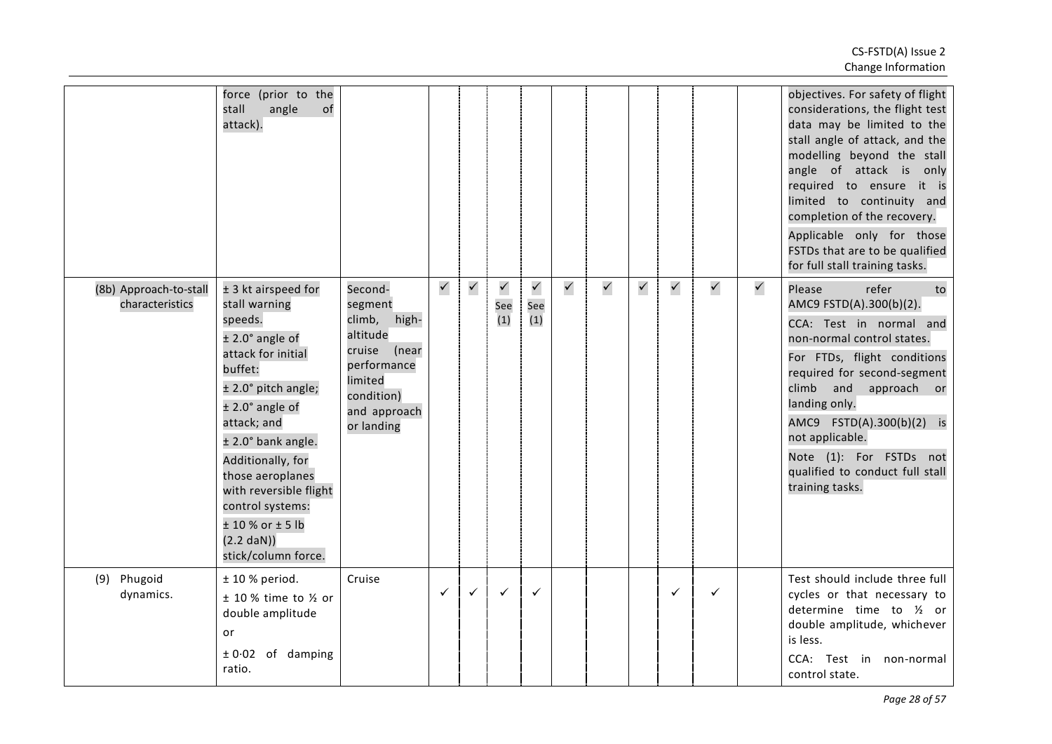| | | | | | | | | | | | | | |
|---|---|---|---|---|---|---|---|---|---|---|---|---|---|
| | force (prior to the stall angle of attack). | | | | | | | | | | | | objectives. For safety of flight considerations, the flight test data may be limited to the stall angle of attack, and the modelling beyond the stall angle of attack is only required to ensure it is limited to continuity and completion of the recovery.<br>Applicable only for those FSTDs that are to be qualified for full stall training tasks. |
| (8b) Approach-to-stall characteristics | ± 3 kt airspeed for stall warning speeds.<br>± 2.0° angle of attack for initial buffet:<br>± 2.0° pitch angle;<br>± 2.0° angle of attack; and<br>± 2.0° bank angle.<br>Additionally, for those aeroplanes with reversible flight control systems:<br>± 10 % or ± 5 lb (2.2 daN)) stick/column force. | Second-segment climb, high-altitude cruise (near performance limited condition) and approach or landing | ✓ | ✓ | ✓ See (1) | ✓ See (1) | ✓ | ✓ | ✓ | ✓ | ✓ | ✓ | Please refer to AMC9 FSTD(A).300(b)(2).<br>CCA: Test in normal and non-normal control states.<br>For FTDs, flight conditions required for second-segment climb and approach or landing only.<br>AMC9 FSTD(A).300(b)(2) is not applicable.<br>Note (1): For FSTDs not qualified to conduct full stall training tasks. |
| (9) Phugoid dynamics. | ± 10 % period.<br>± 10 % time to ½ or double amplitude<br>or<br>± 0·02 of damping ratio. | Cruise | ✓ | ✓ | ✓ | ✓ | | | | ✓ | ✓ | | Test should include three full cycles or that necessary to determine time to ½ or double amplitude, whichever is less.<br>CCA: Test in non-normal control state. |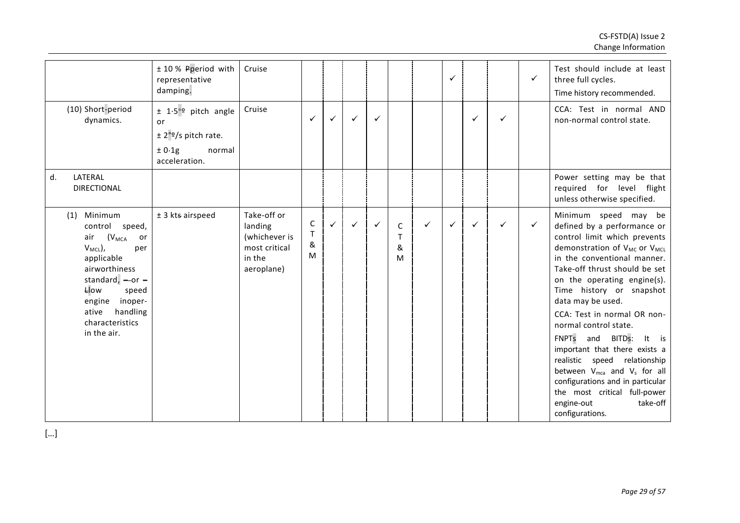| | ± 10 % ~~P~~period with representative damping. | Cruise | | | | | | | ✓ | | | ✓ | Test should include at least three full cycles. Time history recommended. |
|---|---|---|---|---|---|---|---|---|---|---|---|---|---|
| (10) Short-period dynamics. | ± 1·5°º pitch angle or<br>± 2°º/s pitch rate.<br>± 0·1g normal acceleration. | Cruise | ✓ | ✓ | ✓ | ✓ | | | | ✓ | ✓ | | CCA: Test in normal AND non-normal control state. |
| d. LATERAL DIRECTIONAL | | | | | | | | | | | | | Power setting may be that required for level flight unless otherwise specified. |
| (1) Minimum control speed, air ($V_{MCA}$ or $V_{MCL}$), per applicable airworthiness standard, ~~–~~or ~~–~~ ~~L~~low speed engine inoperative handling characteristics in the air. | ± 3 kt~~s~~ airspeed | Take-off or landing (whichever is most critical in the aeroplane) | CT&M | ✓ | ✓ | ✓ | CT&M | ✓ | ✓ | ✓ | ✓ | ✓ | Minimum speed may be defined by a performance or control limit which prevents demonstration of $V_{MC}$ or $V_{MCL}$ in the conventional manner. Take-off thrust should be set on the operating engine(s). Time history or snapshot data may be used.<br>CCA: Test in normal OR non-normal control state.<br>FNPTs and BITDs: It is important that there exists a realistic speed relationship between $V_{mca}$ and $V_s$ for all configurations and in particular the most critical full-power engine-out take-off configurations. |

[…]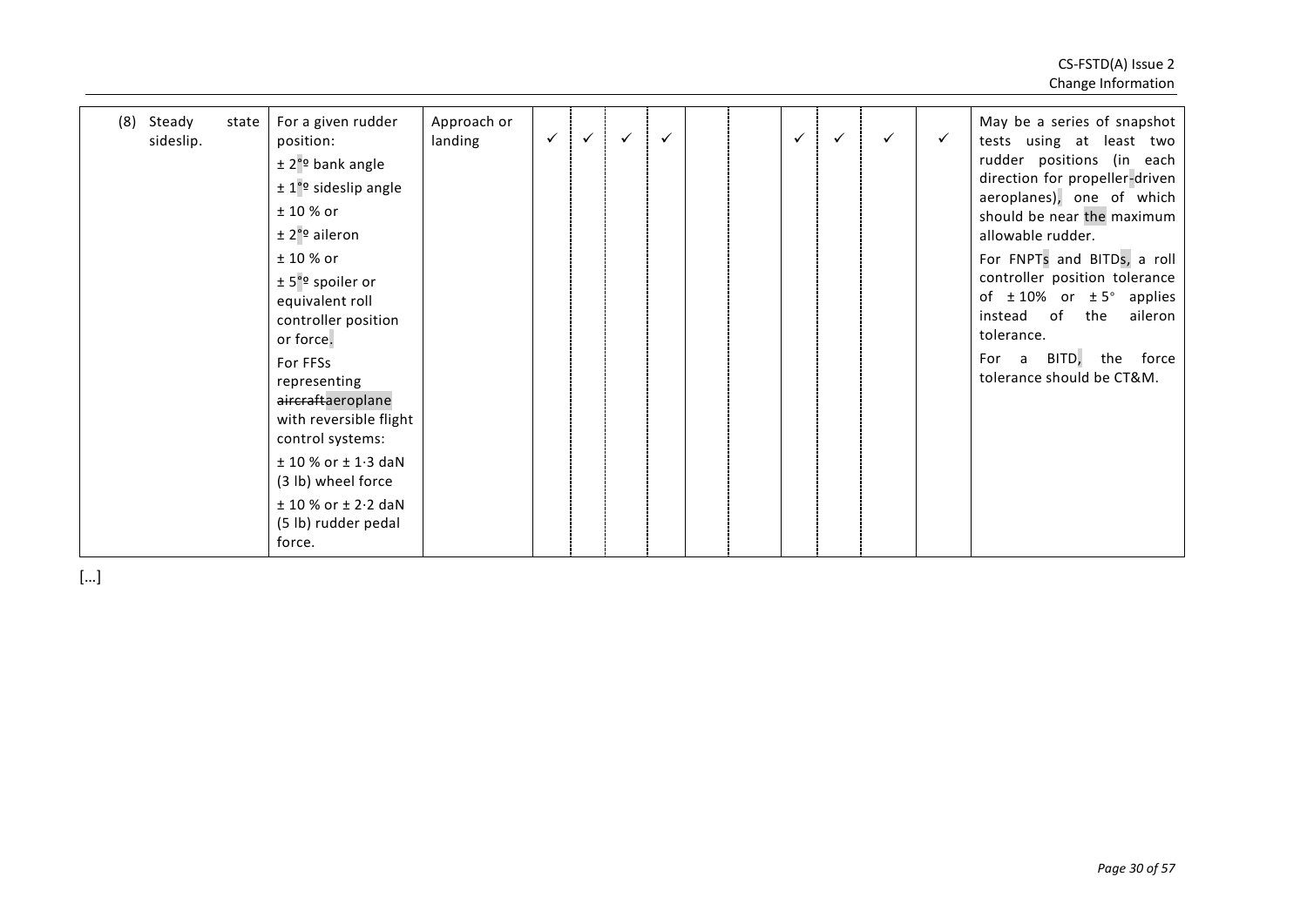| | | | | | | | | | | | | | |
|---|---|---|---|---|---|---|---|---|---|---|---|---|---|
| (8) Steady state sideslip. | For a given rudder position:<br>± 2°º bank angle<br>± 1°º sideslip angle<br>± 10 % or<br>± 2°º aileron<br>± 10 % or<br>± 5°º spoiler or equivalent roll controller position or force.<br>For FFSs representing ~~aircraft~~aeroplane with reversible flight control systems:<br>± 10 % or ± 1·3 daN (3 lb) wheel force<br>± 10 % or ± 2·2 daN (5 lb) rudder pedal force. | Approach or landing | ✓ | ✓ | ✓ | ✓ | | | ✓ | ✓ | ✓ | ✓ | May be a series of snapshot tests using at least two rudder positions (in each direction for propeller-driven aeroplanes), one of which should be near the maximum allowable rudder.<br>For FNPTs and BITDs, a roll controller position tolerance of ± 10% or ± 5° applies instead of the aileron tolerance.<br>For a BITD, the force tolerance should be CT&M. |

[…]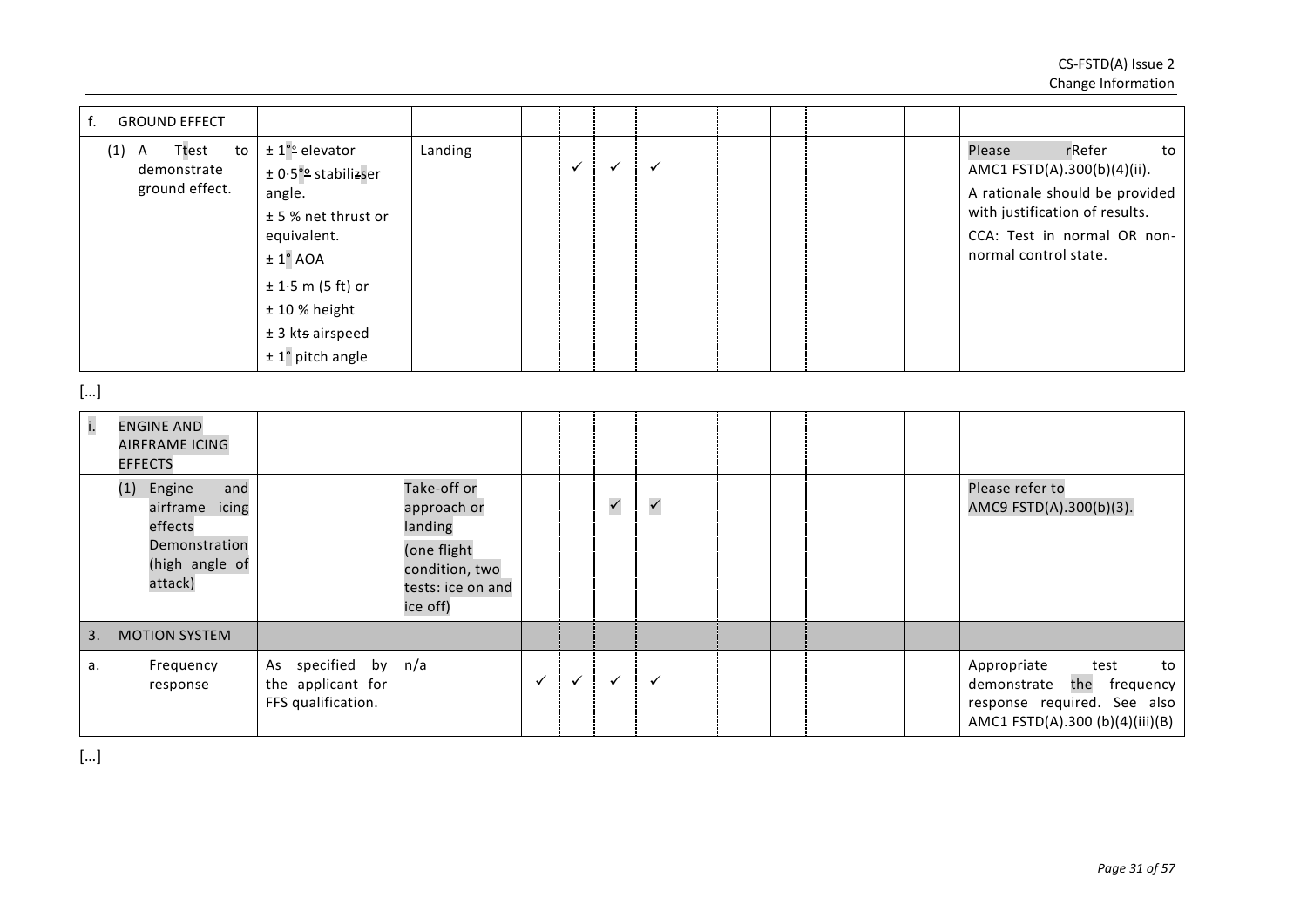| f. GROUND EFFECT | | | | | | | | | | | | |
|---|---|---|---|---|---|---|---|---|---|---|---|---|
| (1) A Ttest to demonstrate ground effect. | ± 1°º elevator<br>± 0·5°º stabilizser angle.<br>± 5 % net thrust or equivalent.<br>± 1° AOA<br>± 1·5 m (5 ft) or<br>± 10 % height<br>± 3 kts airspeed<br>± 1° pitch angle | Landing | | ✓ | ✓ | ✓ | | | | | | Please rRefer to AMC1 FSTD(A).300(b)(4)(ii).<br>A rationale should be provided with justification of results.<br>CCA: Test in normal OR non-normal control state. |

[…]

| i. ENGINE AND AIRFRAME ICING EFFECTS | | | | | | | | | | | | |
|---|---|---|---|---|---|---|---|---|---|---|---|---|
| (1) Engine and airframe icing effects Demonstration (high angle of attack) | | Take-off or approach or landing<br>(one flight condition, two tests: ice on and ice off) | | | ✓ | ✓ | | | | | | Please refer to AMC9 FSTD(A).300(b)(3). |
| 3. MOTION SYSTEM | | | | | | | | | | | | |
| a. Frequency response | As specified by the applicant for FFS qualification. | n/a | ✓ | ✓ | ✓ | ✓ | | | | | | Appropriate test to demonstrate the frequency response required. See also AMC1 FSTD(A).300 (b)(4)(iii)(B) |

[…]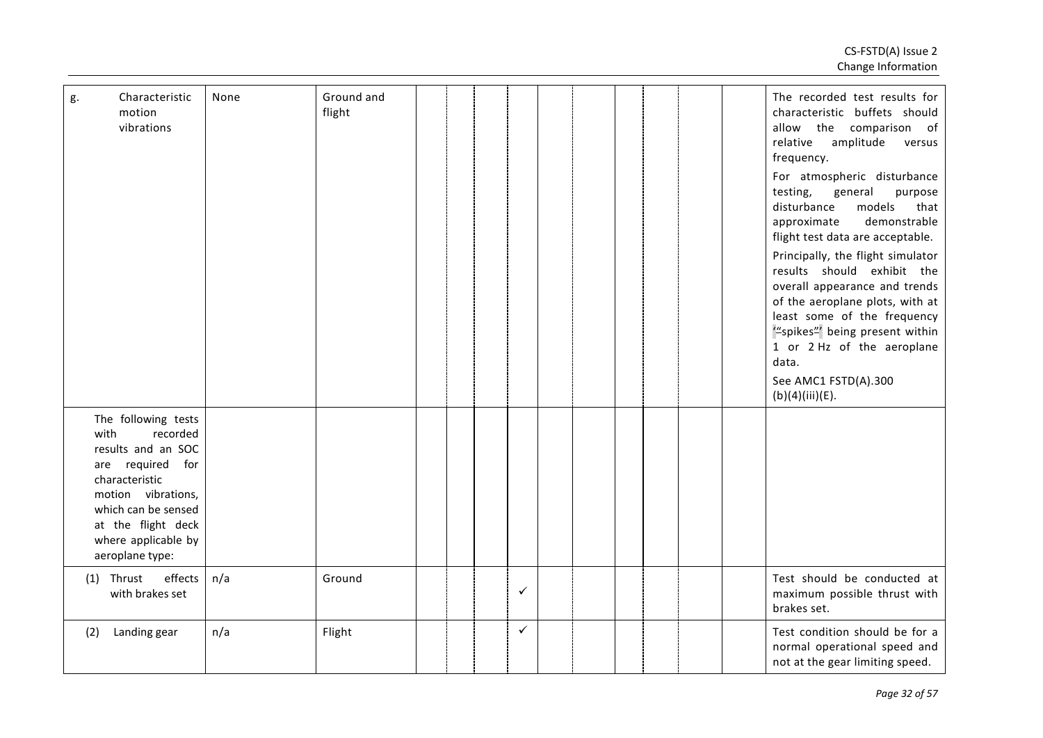| Test | Tolerance | Flight conditions | | | | | | | | | | | Comments |
|---|---|---|---|---|---|---|---|---|---|---|---|---|---|
| g. Characteristic motion vibrations | None | Ground and flight | | | | | | | | | | | The recorded test results for characteristic buffets should allow the comparison of relative amplitude versus frequency. For atmospheric disturbance testing, general purpose disturbance models that approximate demonstrable flight test data are acceptable. Principally, the flight simulator results should exhibit the overall appearance and trends of the aeroplane plots, with at least some of the frequency "spikes" being present within 1 or 2 Hz of the aeroplane data. See AMC1 FSTD(A).300 (b)(4)(iii)(E). |
| The following tests with recorded results and an SOC are required for characteristic motion vibrations, which can be sensed at the flight deck where applicable by aeroplane type: | | | | | | | | | | | | | |
| (1) Thrust effects with brakes set | n/a | Ground | | | | ✓ | | | | | | | Test should be conducted at maximum possible thrust with brakes set. |
| (2) Landing gear | n/a | Flight | | | | ✓ | | | | | | | Test condition should be for a normal operational speed and not at the gear limiting speed. |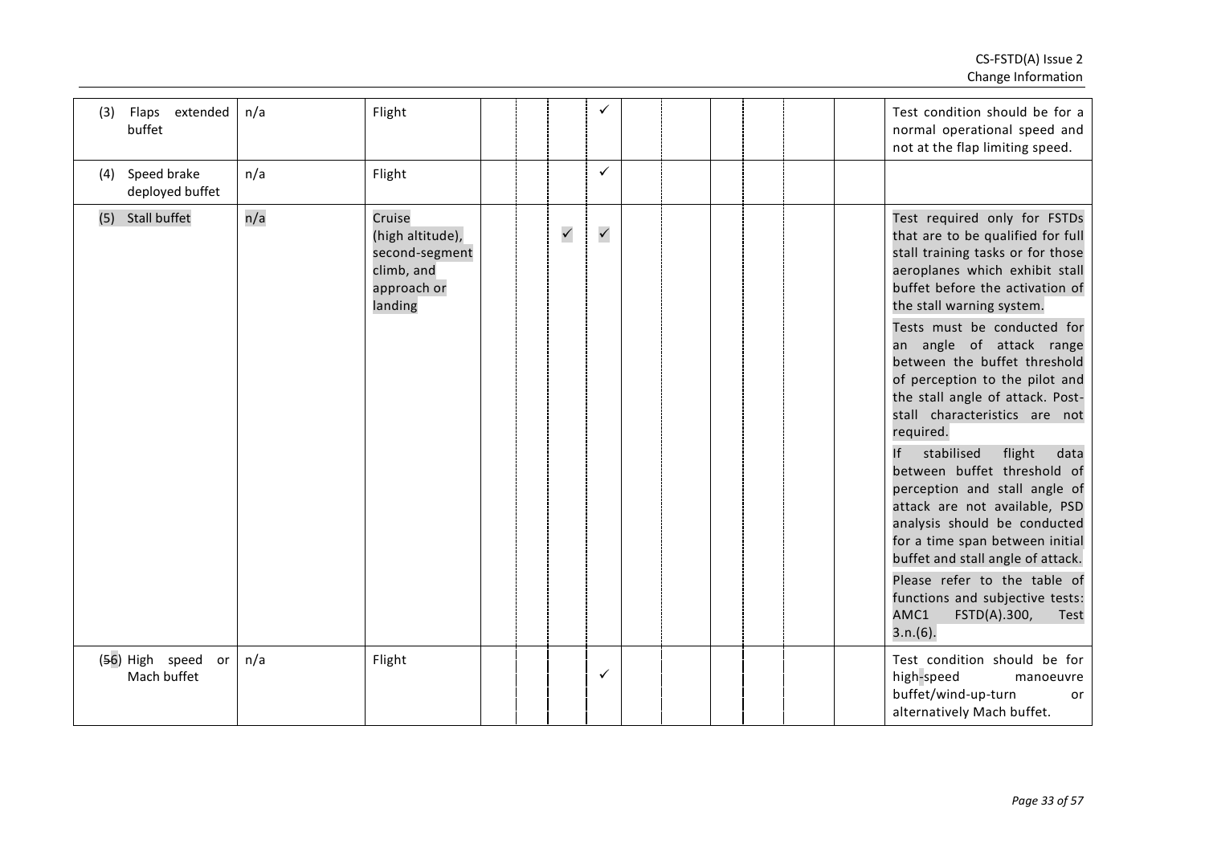| | | | | | | | | | | | | | |
|---|---|---|---|---|---|---|---|---|---|---|---|---|---|
| (3) Flaps extended buffet | n/a | Flight | | | | ✓ | | | | | | | Test condition should be for a normal operational speed and not at the flap limiting speed. |
| (4) Speed brake deployed buffet | n/a | Flight | | | | ✓ | | | | | | | |
| (5) Stall buffet | n/a | Cruise (high altitude), second-segment climb, and approach or landing | | | ✓ | ✓ | | | | | | | Test required only for FSTDs that are to be qualified for full stall training tasks or for those aeroplanes which exhibit stall buffet before the activation of the stall warning system.<br><br>Tests must be conducted for an angle of attack range between the buffet threshold of perception to the pilot and the stall angle of attack. Post-stall characteristics are not required.<br><br>If stabilised flight data between buffet threshold of perception and stall angle of attack are not available, PSD analysis should be conducted for a time span between initial buffet and stall angle of attack.<br><br>Please refer to the table of functions and subjective tests: AMC1 FSTD(A).300, Test 3.n.(6). |
| (~~5~~6) High speed or Mach buffet | n/a | Flight | | | | ✓ | | | | | | | Test condition should be for high-speed manoeuvre buffet/wind-up-turn or alternatively Mach buffet. |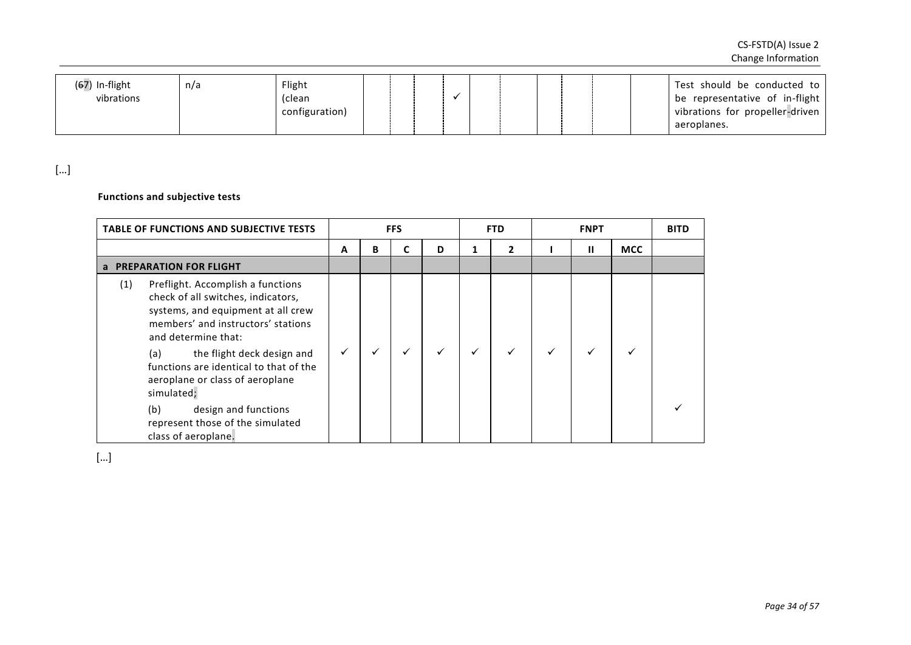| | | | | | | | | | | | | | |
|---|---|---|---|---|---|---|---|---|---|---|---|---|---|
| (~~6~~7) In-flight vibrations | n/a | Flight (clean configuration) | | | | ✓ | | | | | | | Test should be conducted to be representative of in-flight vibrations for propeller-driven aeroplanes. |

[…]

**Functions and subjective tests**

| TABLE OF FUNCTIONS AND SUBJECTIVE TESTS | FFS | | | | FTD | | FNPT | | | BITD |
|---|---|---|---|---|---|---|---|---|---|---|
| | A | B | C | D | 1 | 2 | I | II | MCC | |
| **a PREPARATION FOR FLIGHT** | | | | | | | | | | |
| (1) Preflight. Accomplish a functions check of all switches, indicators, systems, and equipment at all crew members' and instructors' stations and determine that:<br>(a) the flight deck design and functions are identical to that of the aeroplane or class of aeroplane simulated; | ✓ | ✓ | ✓ | ✓ | ✓ | ✓ | ✓ | ✓ | ✓ | |
| (b) design and functions represent those of the simulated class of aeroplane. | | | | | | | | | | ✓ |

[…]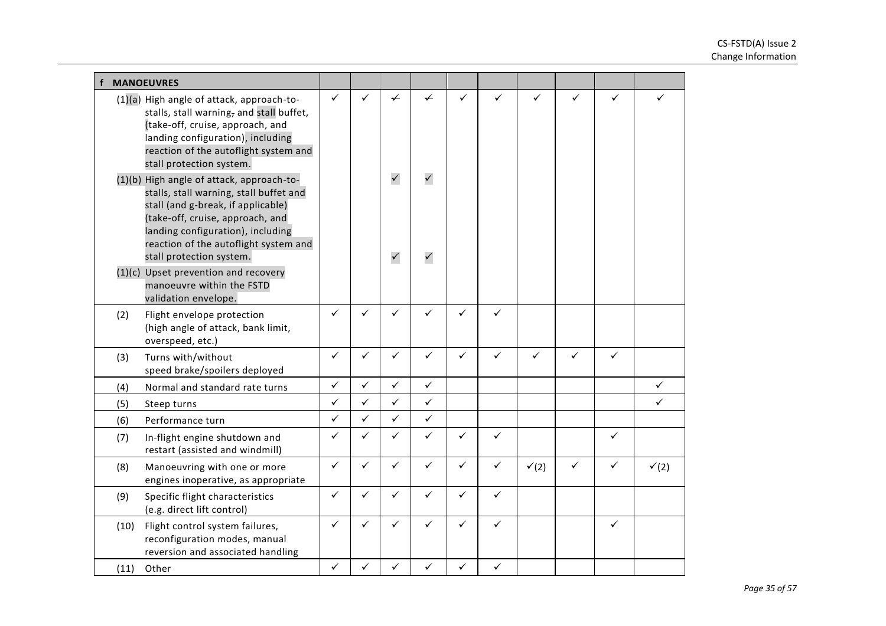| f MANOEUVRES | | | | | | | | | | |
|---|---|---|---|---|---|---|---|---|---|---|
| (1)(a) High angle of attack, approach-to-stalls, stall warning, and stall buffet, (take-off, cruise, approach, and landing configuration), including reaction of the autoflight system and stall protection system. | ✓ | ✓ | ✓ | ✓ | ✓ | ✓ | ✓ | ✓ | ✓ | ✓ |
| (1)(b) High angle of attack, approach-to-stalls, stall warning, stall buffet and stall (and g-break, if applicable) (take-off, cruise, approach, and landing configuration), including reaction of the autoflight system and stall protection system. | | | ✓ | ✓ | | | | | | |
| (1)(c) Upset prevention and recovery manoeuvre within the FSTD validation envelope. | | | ✓ | ✓ | | | | | | |
| (2) Flight envelope protection (high angle of attack, bank limit, overspeed, etc.) | ✓ | ✓ | ✓ | ✓ | ✓ | ✓ | | | | |
| (3) Turns with/without speed brake/spoilers deployed | ✓ | ✓ | ✓ | ✓ | ✓ | ✓ | ✓ | ✓ | ✓ | |
| (4) Normal and standard rate turns | ✓ | ✓ | ✓ | ✓ | | | | | | ✓ |
| (5) Steep turns | ✓ | ✓ | ✓ | ✓ | | | | | | ✓ |
| (6) Performance turn | ✓ | ✓ | ✓ | ✓ | | | | | | |
| (7) In-flight engine shutdown and restart (assisted and windmill) | ✓ | ✓ | ✓ | ✓ | ✓ | ✓ | | | ✓ | |
| (8) Manoeuvring with one or more engines inoperative, as appropriate | ✓ | ✓ | ✓ | ✓ | ✓ | ✓ | ✓(2) | ✓ | ✓ | ✓(2) |
| (9) Specific flight characteristics (e.g. direct lift control) | ✓ | ✓ | ✓ | ✓ | ✓ | ✓ | | | | |
| (10) Flight control system failures, reconfiguration modes, manual reversion and associated handling | ✓ | ✓ | ✓ | ✓ | ✓ | ✓ | | | ✓ | |
| (11) Other | ✓ | ✓ | ✓ | ✓ | ✓ | ✓ | | | | |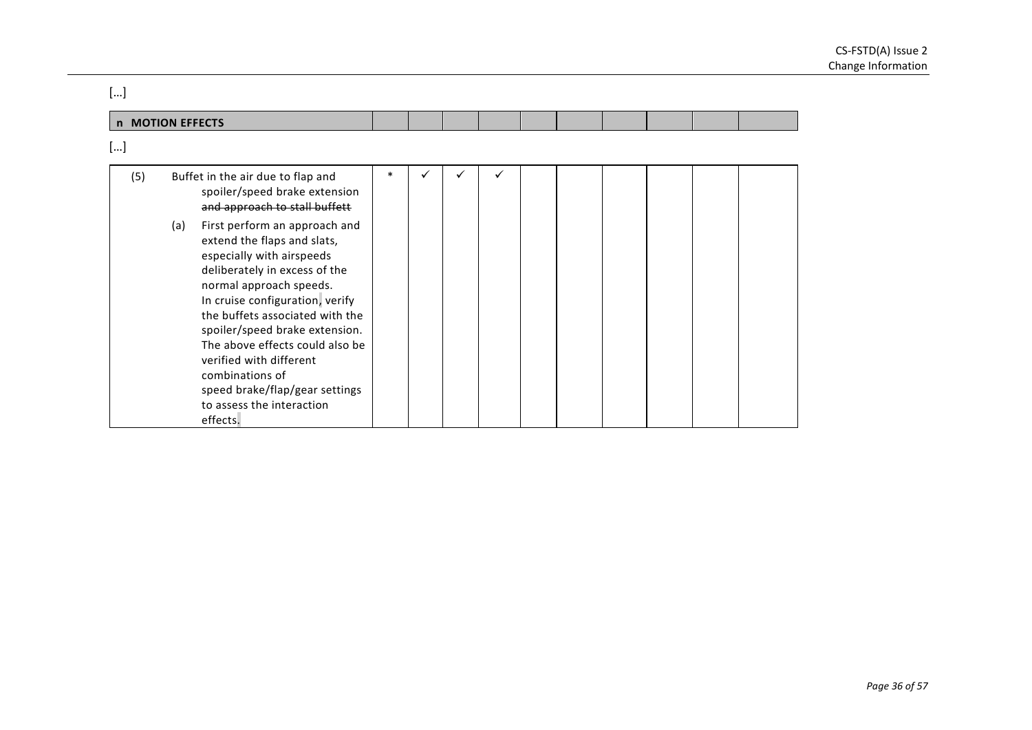[…]

| n MOTION EFFECTS | | | | | | | | | | |
|---|---|---|---|---|---|---|---|---|---|---|

[…]

| | | | | | | | | | | |
|---|---|---|---|---|---|---|---|---|---|---|
| (5) Buffet in the air due to flap and spoiler/speed brake extension ~~and approach to stall buffett~~<br><br>(a) First perform an approach and extend the flaps and slats, especially with airspeeds deliberately in excess of the normal approach speeds. In cruise configuration, verify the buffets associated with the spoiler/speed brake extension. The above effects could also be verified with different combinations of speed brake/flap/gear settings to assess the interaction effects. | * | ✓ | ✓ | ✓ | | | | | | |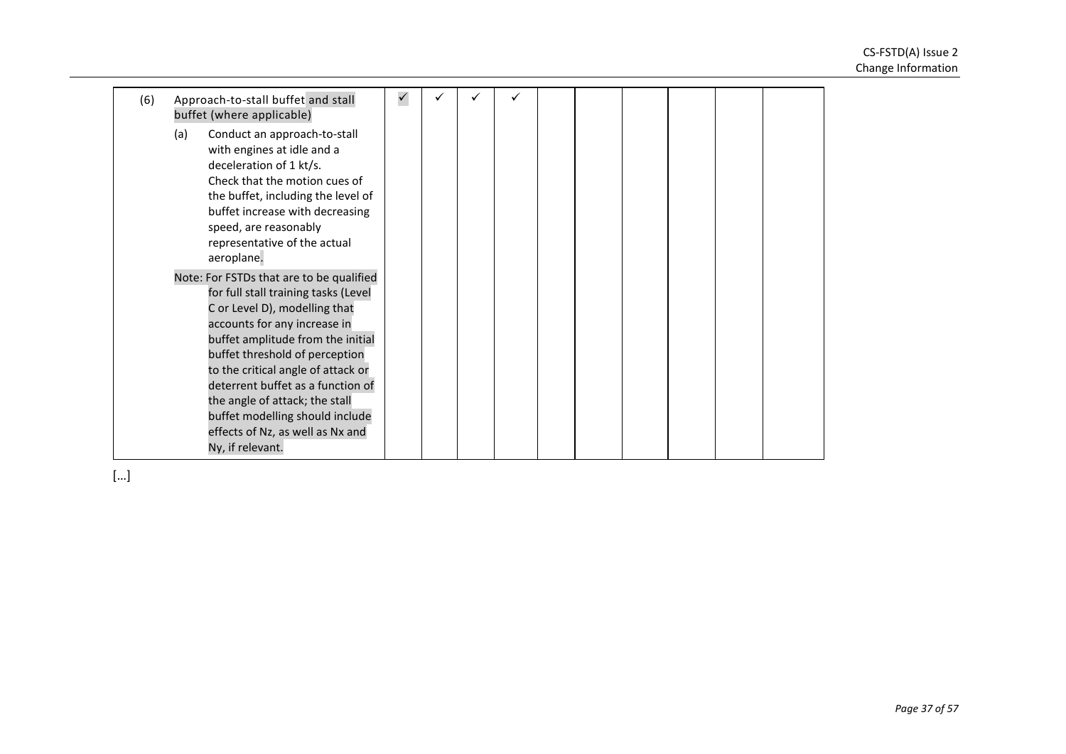| | | | | | | | | | | | |
|---|---|---|---|---|---|---|---|---|---|---|---|
| (6) | Approach-to-stall buffet and stall buffet (where applicable)<br><br>(a) Conduct an approach-to-stall with engines at idle and a deceleration of 1 kt/s. Check that the motion cues of the buffet, including the level of buffet increase with decreasing speed, are reasonably representative of the actual aeroplane.<br><br>Note: For FSTDs that are to be qualified for full stall training tasks (Level C or Level D), modelling that accounts for any increase in buffet amplitude from the initial buffet threshold of perception to the critical angle of attack or deterrent buffet as a function of the angle of attack; the stall buffet modelling should include effects of Nz, as well as Nx and Ny, if relevant. | ✓ | ✓ | ✓ | ✓ | | | | | | |

[…]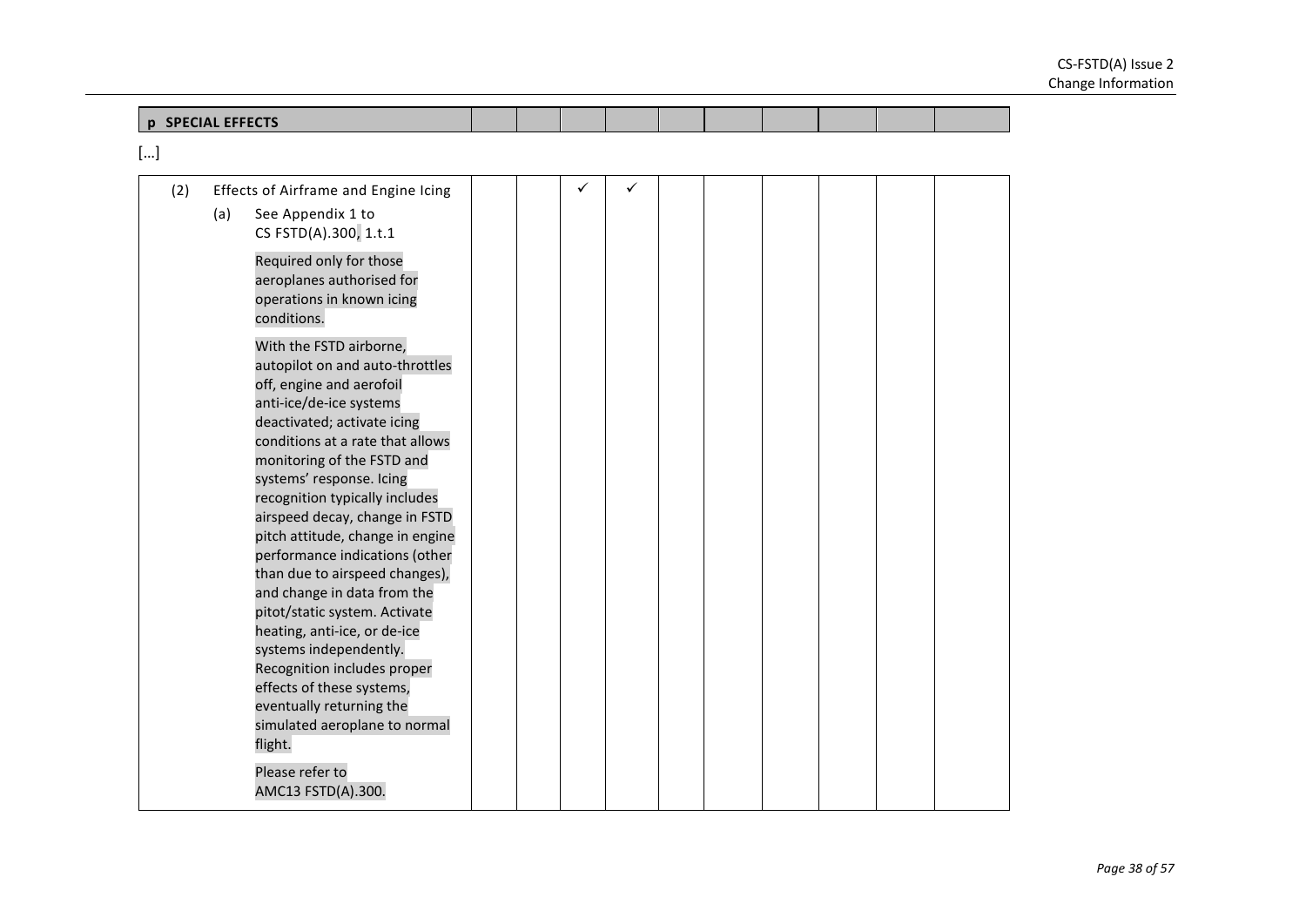| p SPECIAL EFFECTS | | | | | | | | | | |
|---|---|---|---|---|---|---|---|---|---|---|

[…]

| | | | | | | | | | | |
|---|---|---|---|---|---|---|---|---|---|---|
| (2) Effects of Airframe and Engine Icing<br><br>(a) See Appendix 1 to CS FSTD(A).300, 1.t.1<br><br>Required only for those aeroplanes authorised for operations in known icing conditions.<br><br>With the FSTD airborne, autopilot on and auto-throttles off, engine and aerofoil anti-ice/de-ice systems deactivated; activate icing conditions at a rate that allows monitoring of the FSTD and systems' response. Icing recognition typically includes airspeed decay, change in FSTD pitch attitude, change in engine performance indications (other than due to airspeed changes), and change in data from the pitot/static system. Activate heating, anti-ice, or de-ice systems independently. Recognition includes proper effects of these systems, eventually returning the simulated aeroplane to normal flight.<br><br>Please refer to AMC13 FSTD(A).300. | | | ✓ | ✓ | | | | | | |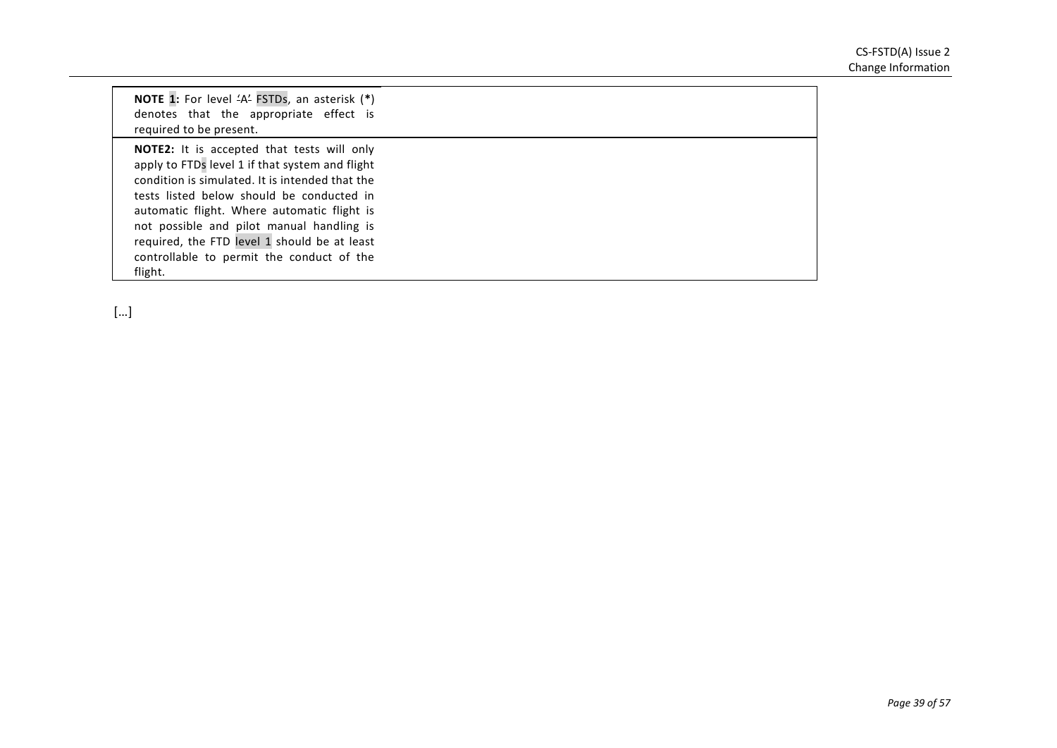| NOTE 1: For level 'A' FSTDs, an asterisk (*) denotes that the appropriate effect is required to be present. | |
|---|---|
| **NOTE2:** It is accepted that tests will only apply to FTDs level 1 if that system and flight condition is simulated. It is intended that the tests listed below should be conducted in automatic flight. Where automatic flight is not possible and pilot manual handling is required, the FTD level 1 should be at least controllable to permit the conduct of the flight. | |

[…]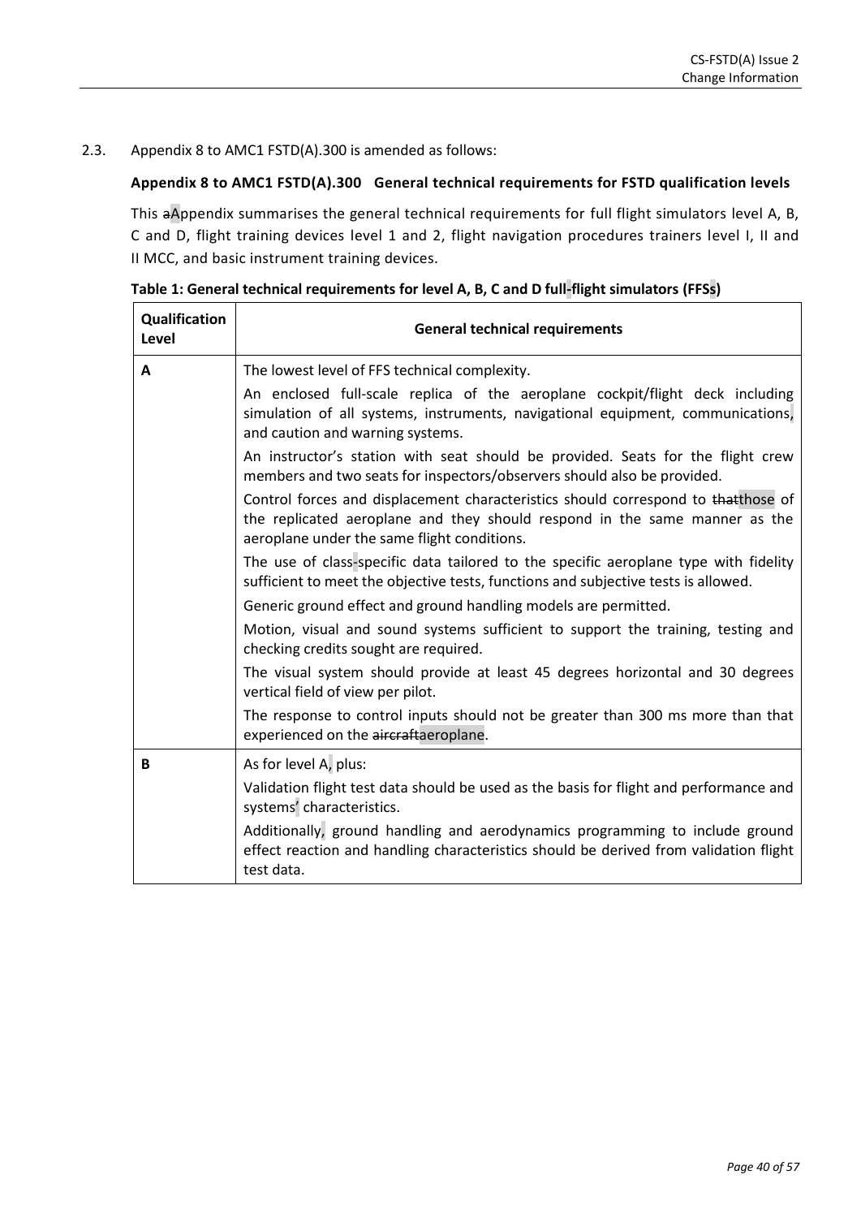2.3. Appendix 8 to AMC1 FSTD(A).300 is amended as follows:

**Appendix 8 to AMC1 FSTD(A).300 General technical requirements for FSTD qualification levels**

This ~~a~~Appendix summarises the general technical requirements for full flight simulators level A, B, C and D, flight training devices level 1 and 2, flight navigation procedures trainers level I, II and II MCC, and basic instrument training devices.

**Table 1: General technical requirements for level A, B, C and D full-flight simulators (FFSs)**

| Qualification Level | General technical requirements |
|---|---|
| **A** | The lowest level of FFS technical complexity.<br>An enclosed full-scale replica of the aeroplane cockpit/flight deck including simulation of all systems, instruments, navigational equipment, communications, and caution and warning systems.<br>An instructor's station with seat should be provided. Seats for the flight crew members and two seats for inspectors/observers should also be provided.<br>Control forces and displacement characteristics should correspond to ~~that~~those of the replicated aeroplane and they should respond in the same manner as the aeroplane under the same flight conditions.<br>The use of class-specific data tailored to the specific aeroplane type with fidelity sufficient to meet the objective tests, functions and subjective tests is allowed.<br>Generic ground effect and ground handling models are permitted.<br>Motion, visual and sound systems sufficient to support the training, testing and checking credits sought are required.<br>The visual system should provide at least 45 degrees horizontal and 30 degrees vertical field of view per pilot.<br>The response to control inputs should not be greater than 300 ms more than that experienced on the ~~aircraft~~aeroplane. |
| **B** | As for level A, plus:<br>Validation flight test data should be used as the basis for flight and performance and systems' characteristics.<br>Additionally, ground handling and aerodynamics programming to include ground effect reaction and handling characteristics should be derived from validation flight test data. |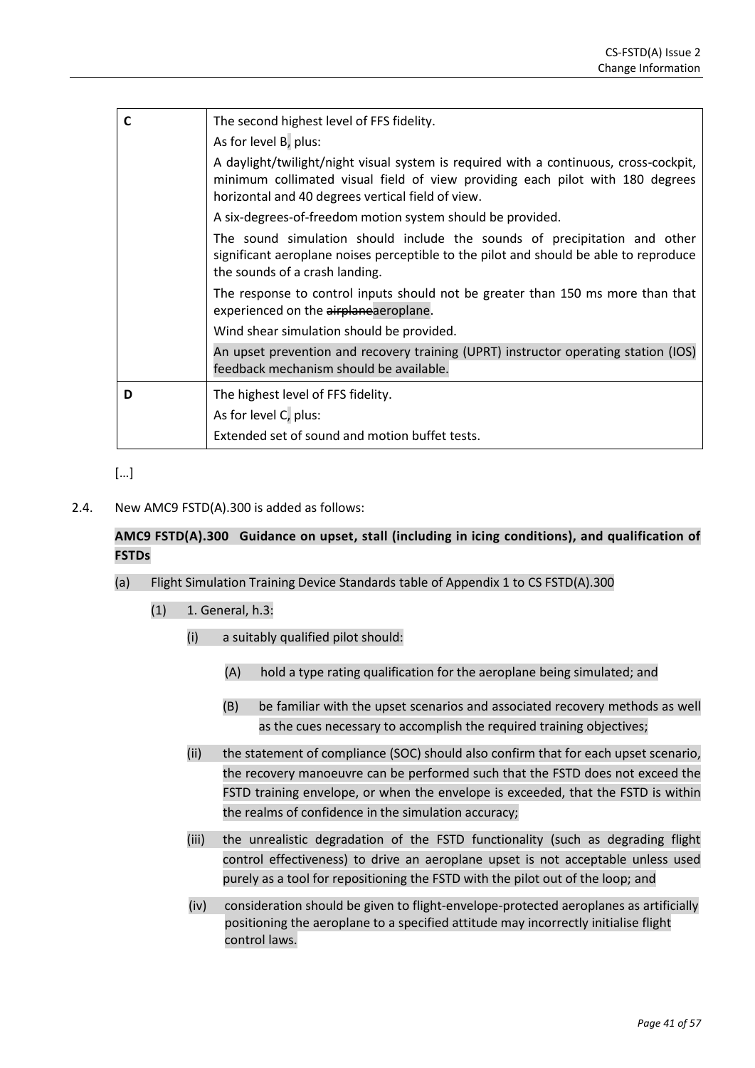| | |
|---|---|
| **C** | The second highest level of FFS fidelity.<br>As for level B, plus:<br>A daylight/twilight/night visual system is required with a continuous, cross-cockpit, minimum collimated visual field of view providing each pilot with 180 degrees horizontal and 40 degrees vertical field of view.<br>A six-degrees-of-freedom motion system should be provided.<br>The sound simulation should include the sounds of precipitation and other significant aeroplane noises perceptible to the pilot and should be able to reproduce the sounds of a crash landing.<br>The response to control inputs should not be greater than 150 ms more than that experienced on the ~~airplane~~aeroplane.<br>Wind shear simulation should be provided.<br>An upset prevention and recovery training (UPRT) instructor operating station (IOS) feedback mechanism should be available. |
| **D** | The highest level of FFS fidelity.<br>As for level C, plus:<br>Extended set of sound and motion buffet tests. |

[…]

2.4. New AMC9 FSTD(A).300 is added as follows:

**AMC9 FSTD(A).300 Guidance on upset, stall (including in icing conditions), and qualification of FSTDs**

(a) Flight Simulation Training Device Standards table of Appendix 1 to CS FSTD(A).300

(1) 1. General, h.3:

(i) a suitably qualified pilot should:

(A) hold a type rating qualification for the aeroplane being simulated; and

(B) be familiar with the upset scenarios and associated recovery methods as well as the cues necessary to accomplish the required training objectives;

(ii) the statement of compliance (SOC) should also confirm that for each upset scenario, the recovery manoeuvre can be performed such that the FSTD does not exceed the FSTD training envelope, or when the envelope is exceeded, that the FSTD is within the realms of confidence in the simulation accuracy;

(iii) the unrealistic degradation of the FSTD functionality (such as degrading flight control effectiveness) to drive an aeroplane upset is not acceptable unless used purely as a tool for repositioning the FSTD with the pilot out of the loop; and

(iv) consideration should be given to flight-envelope-protected aeroplanes as artificially positioning the aeroplane to a specified attitude may incorrectly initialise flight control laws.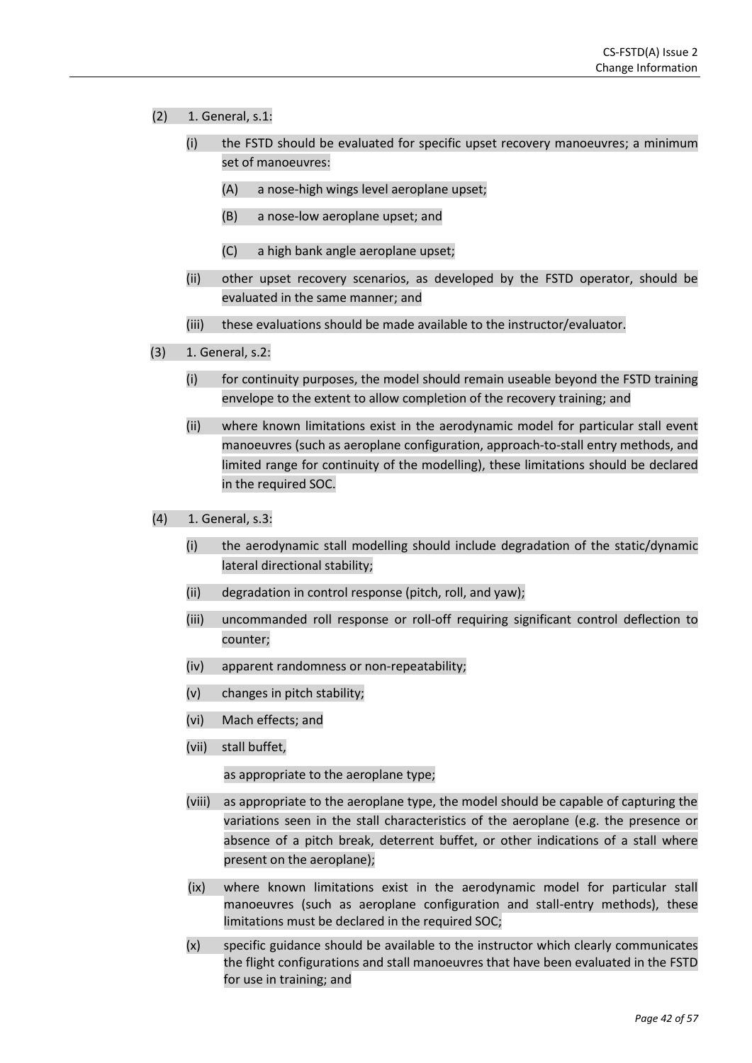(2) 1. General, s.1:

(i) the FSTD should be evaluated for specific upset recovery manoeuvres; a minimum set of manoeuvres:

(A) a nose-high wings level aeroplane upset;

(B) a nose-low aeroplane upset; and

(C) a high bank angle aeroplane upset;

(ii) other upset recovery scenarios, as developed by the FSTD operator, should be evaluated in the same manner; and

(iii) these evaluations should be made available to the instructor/evaluator.

(3) 1. General, s.2:

(i) for continuity purposes, the model should remain useable beyond the FSTD training envelope to the extent to allow completion of the recovery training; and

(ii) where known limitations exist in the aerodynamic model for particular stall event manoeuvres (such as aeroplane configuration, approach-to-stall entry methods, and limited range for continuity of the modelling), these limitations should be declared in the required SOC.

(4) 1. General, s.3:

(i) the aerodynamic stall modelling should include degradation of the static/dynamic lateral directional stability;

(ii) degradation in control response (pitch, roll, and yaw);

(iii) uncommanded roll response or roll-off requiring significant control deflection to counter;

(iv) apparent randomness or non-repeatability;

(v) changes in pitch stability;

(vi) Mach effects; and

(vii) stall buffet,

as appropriate to the aeroplane type;

(viii) as appropriate to the aeroplane type, the model should be capable of capturing the variations seen in the stall characteristics of the aeroplane (e.g. the presence or absence of a pitch break, deterrent buffet, or other indications of a stall where present on the aeroplane);

(ix) where known limitations exist in the aerodynamic model for particular stall manoeuvres (such as aeroplane configuration and stall-entry methods), these limitations must be declared in the required SOC;

(x) specific guidance should be available to the instructor which clearly communicates the flight configurations and stall manoeuvres that have been evaluated in the FSTD for use in training; and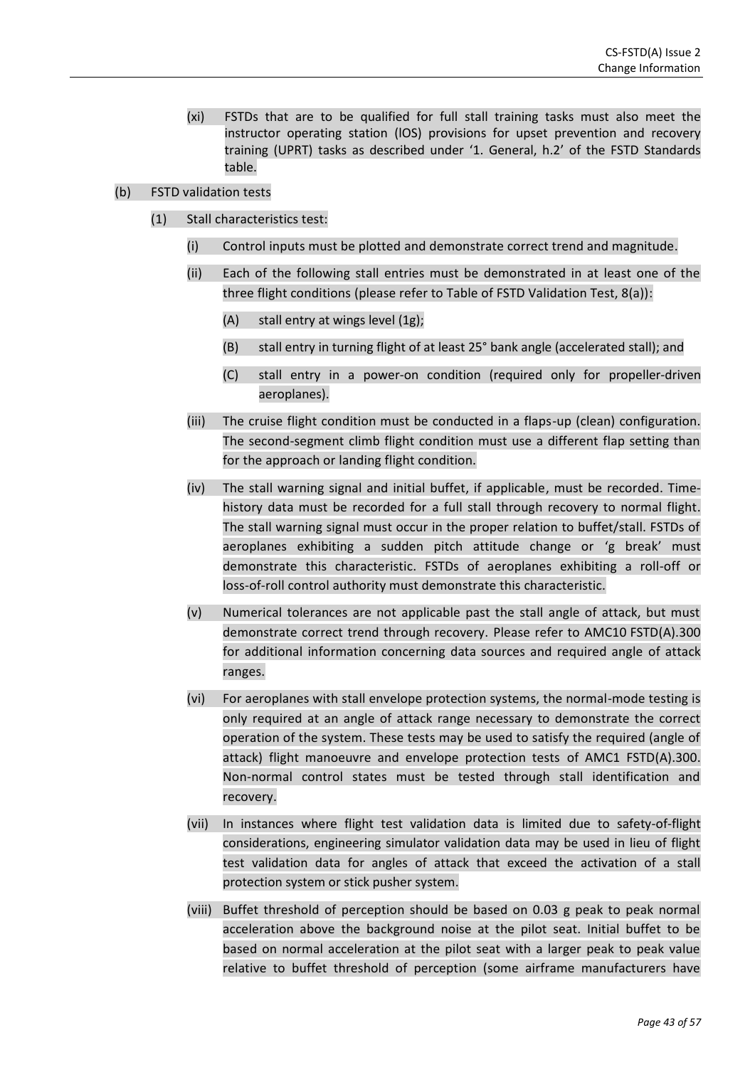(xi) FSTDs that are to be qualified for full stall training tasks must also meet the instructor operating station (IOS) provisions for upset prevention and recovery training (UPRT) tasks as described under '1. General, h.2' of the FSTD Standards table.

(b) FSTD validation tests

(1) Stall characteristics test:

(i) Control inputs must be plotted and demonstrate correct trend and magnitude.

(ii) Each of the following stall entries must be demonstrated in at least one of the three flight conditions (please refer to Table of FSTD Validation Test, 8(a)):

(A) stall entry at wings level (1g);

(B) stall entry in turning flight of at least 25° bank angle (accelerated stall); and

(C) stall entry in a power-on condition (required only for propeller-driven aeroplanes).

(iii) The cruise flight condition must be conducted in a flaps-up (clean) configuration. The second-segment climb flight condition must use a different flap setting than for the approach or landing flight condition.

(iv) The stall warning signal and initial buffet, if applicable, must be recorded. Time-history data must be recorded for a full stall through recovery to normal flight. The stall warning signal must occur in the proper relation to buffet/stall. FSTDs of aeroplanes exhibiting a sudden pitch attitude change or 'g break' must demonstrate this characteristic. FSTDs of aeroplanes exhibiting a roll-off or loss-of-roll control authority must demonstrate this characteristic.

(v) Numerical tolerances are not applicable past the stall angle of attack, but must demonstrate correct trend through recovery. Please refer to AMC10 FSTD(A).300 for additional information concerning data sources and required angle of attack ranges.

(vi) For aeroplanes with stall envelope protection systems, the normal-mode testing is only required at an angle of attack range necessary to demonstrate the correct operation of the system. These tests may be used to satisfy the required (angle of attack) flight manoeuvre and envelope protection tests of AMC1 FSTD(A).300. Non-normal control states must be tested through stall identification and recovery.

(vii) In instances where flight test validation data is limited due to safety-of-flight considerations, engineering simulator validation data may be used in lieu of flight test validation data for angles of attack that exceed the activation of a stall protection system or stick pusher system.

(viii) Buffet threshold of perception should be based on 0.03 g peak to peak normal acceleration above the background noise at the pilot seat. Initial buffet to be based on normal acceleration at the pilot seat with a larger peak to peak value relative to buffet threshold of perception (some airframe manufacturers have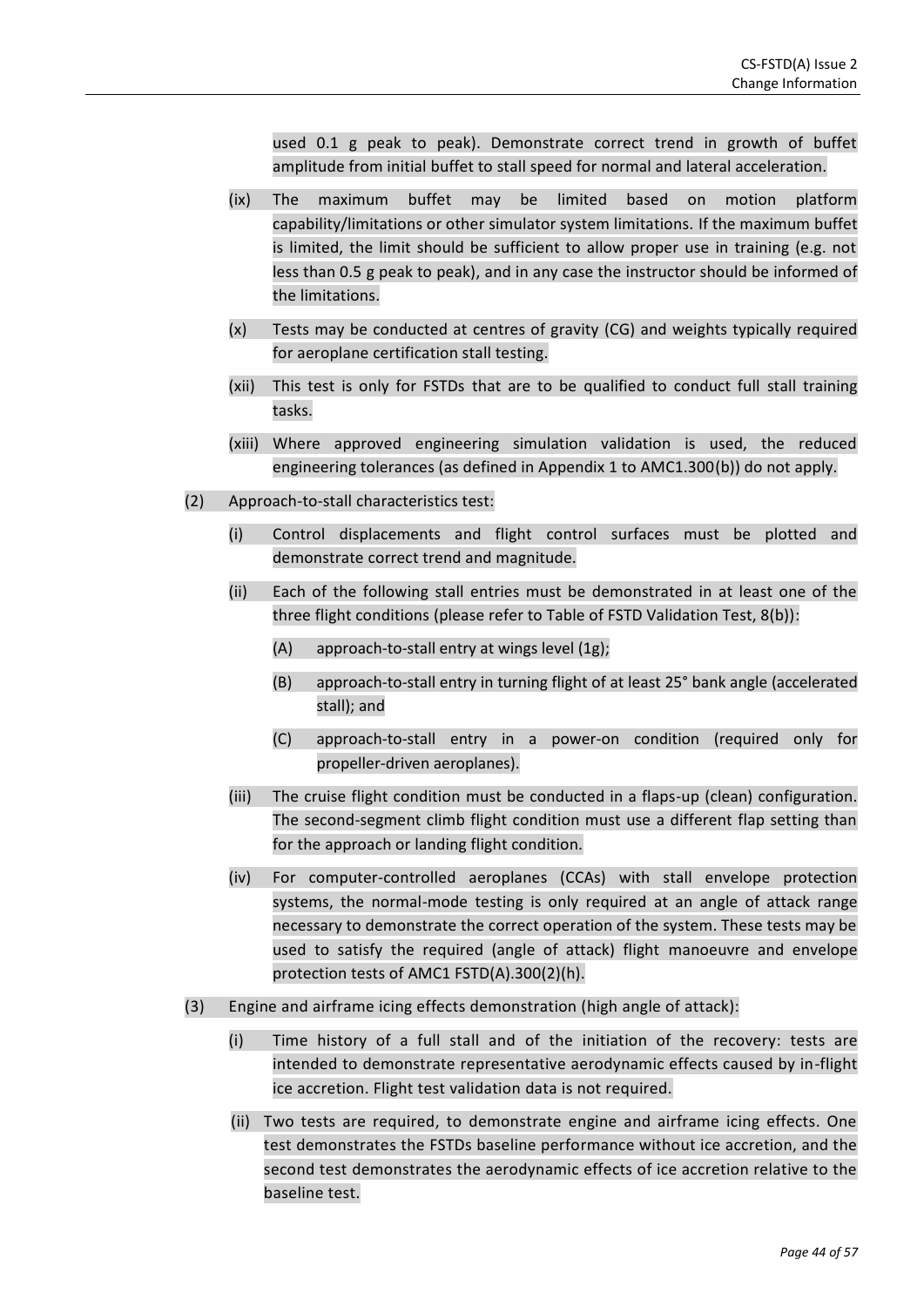used 0.1 g peak to peak). Demonstrate correct trend in growth of buffet amplitude from initial buffet to stall speed for normal and lateral acceleration.

(ix) The maximum buffet may be limited based on motion platform capability/limitations or other simulator system limitations. If the maximum buffet is limited, the limit should be sufficient to allow proper use in training (e.g. not less than 0.5 g peak to peak), and in any case the instructor should be informed of the limitations.

(x) Tests may be conducted at centres of gravity (CG) and weights typically required for aeroplane certification stall testing.

(xii) This test is only for FSTDs that are to be qualified to conduct full stall training tasks.

(xiii) Where approved engineering simulation validation is used, the reduced engineering tolerances (as defined in Appendix 1 to AMC1.300(b)) do not apply.

(2) Approach-to-stall characteristics test:

(i) Control displacements and flight control surfaces must be plotted and demonstrate correct trend and magnitude.

(ii) Each of the following stall entries must be demonstrated in at least one of the three flight conditions (please refer to Table of FSTD Validation Test, 8(b)):

(A) approach-to-stall entry at wings level (1g);

(B) approach-to-stall entry in turning flight of at least 25° bank angle (accelerated stall); and

(C) approach-to-stall entry in a power-on condition (required only for propeller-driven aeroplanes).

(iii) The cruise flight condition must be conducted in a flaps-up (clean) configuration. The second-segment climb flight condition must use a different flap setting than for the approach or landing flight condition.

(iv) For computer-controlled aeroplanes (CCAs) with stall envelope protection systems, the normal-mode testing is only required at an angle of attack range necessary to demonstrate the correct operation of the system. These tests may be used to satisfy the required (angle of attack) flight manoeuvre and envelope protection tests of AMC1 FSTD(A).300(2)(h).

(3) Engine and airframe icing effects demonstration (high angle of attack):

(i) Time history of a full stall and of the initiation of the recovery: tests are intended to demonstrate representative aerodynamic effects caused by in-flight ice accretion. Flight test validation data is not required.

(ii) Two tests are required, to demonstrate engine and airframe icing effects. One test demonstrates the FSTDs baseline performance without ice accretion, and the second test demonstrates the aerodynamic effects of ice accretion relative to the baseline test.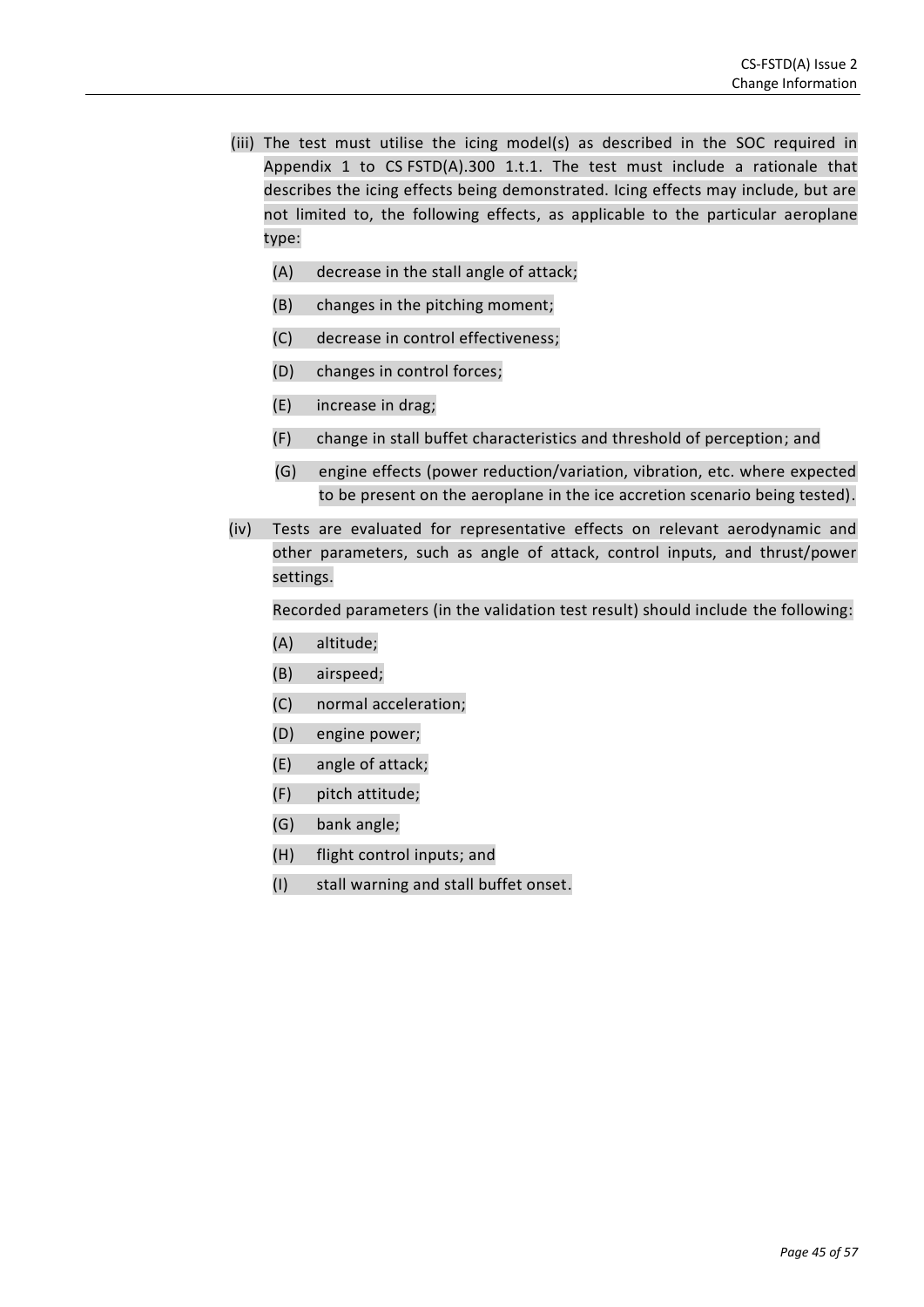(iii) The test must utilise the icing model(s) as described in the SOC required in Appendix 1 to CS FSTD(A).300 1.t.1. The test must include a rationale that describes the icing effects being demonstrated. Icing effects may include, but are not limited to, the following effects, as applicable to the particular aeroplane type:

  (A) decrease in the stall angle of attack;

  (B) changes in the pitching moment;

  (C) decrease in control effectiveness;

  (D) changes in control forces;

  (E) increase in drag;

  (F) change in stall buffet characteristics and threshold of perception; and

  (G) engine effects (power reduction/variation, vibration, etc. where expected to be present on the aeroplane in the ice accretion scenario being tested).

(iv) Tests are evaluated for representative effects on relevant aerodynamic and other parameters, such as angle of attack, control inputs, and thrust/power settings.

  Recorded parameters (in the validation test result) should include the following:

  (A) altitude;

  (B) airspeed;

  (C) normal acceleration;

  (D) engine power;

  (E) angle of attack;

  (F) pitch attitude;

  (G) bank angle;

  (H) flight control inputs; and

  (I) stall warning and stall buffet onset.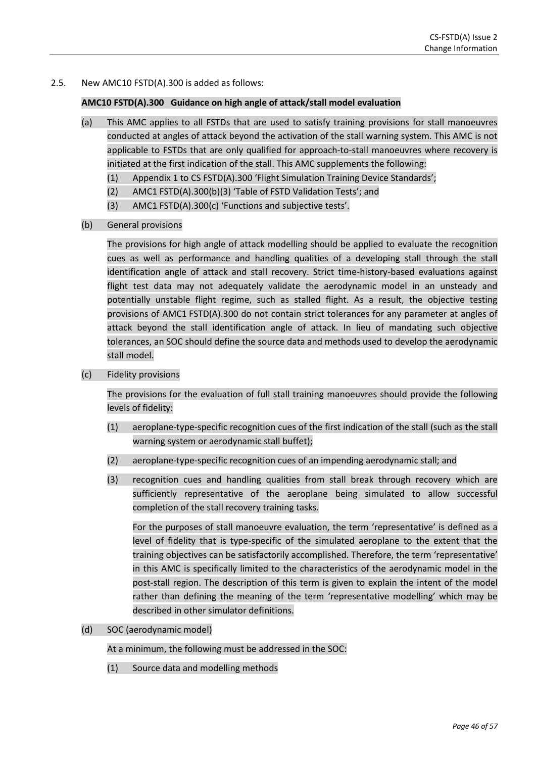2.5. New AMC10 FSTD(A).300 is added as follows:

**AMC10 FSTD(A).300 Guidance on high angle of attack/stall model evaluation**

(a) This AMC applies to all FSTDs that are used to satisfy training provisions for stall manoeuvres conducted at angles of attack beyond the activation of the stall warning system. This AMC is not applicable to FSTDs that are only qualified for approach-to-stall manoeuvres where recovery is initiated at the first indication of the stall. This AMC supplements the following:

   (1) Appendix 1 to CS FSTD(A).300 'Flight Simulation Training Device Standards';

   (2) AMC1 FSTD(A).300(b)(3) 'Table of FSTD Validation Tests'; and

   (3) AMC1 FSTD(A).300(c) 'Functions and subjective tests'.

(b) General provisions

   The provisions for high angle of attack modelling should be applied to evaluate the recognition cues as well as performance and handling qualities of a developing stall through the stall identification angle of attack and stall recovery. Strict time-history-based evaluations against flight test data may not adequately validate the aerodynamic model in an unsteady and potentially unstable flight regime, such as stalled flight. As a result, the objective testing provisions of AMC1 FSTD(A).300 do not contain strict tolerances for any parameter at angles of attack beyond the stall identification angle of attack. In lieu of mandating such objective tolerances, an SOC should define the source data and methods used to develop the aerodynamic stall model.

(c) Fidelity provisions

   The provisions for the evaluation of full stall training manoeuvres should provide the following levels of fidelity:

   (1) aeroplane-type-specific recognition cues of the first indication of the stall (such as the stall warning system or aerodynamic stall buffet);

   (2) aeroplane-type-specific recognition cues of an impending aerodynamic stall; and

   (3) recognition cues and handling qualities from stall break through recovery which are sufficiently representative of the aeroplane being simulated to allow successful completion of the stall recovery training tasks.

   For the purposes of stall manoeuvre evaluation, the term 'representative' is defined as a level of fidelity that is type-specific of the simulated aeroplane to the extent that the training objectives can be satisfactorily accomplished. Therefore, the term 'representative' in this AMC is specifically limited to the characteristics of the aerodynamic model in the post-stall region. The description of this term is given to explain the intent of the model rather than defining the meaning of the term 'representative modelling' which may be described in other simulator definitions.

(d) SOC (aerodynamic model)

   At a minimum, the following must be addressed in the SOC:

   (1) Source data and modelling methods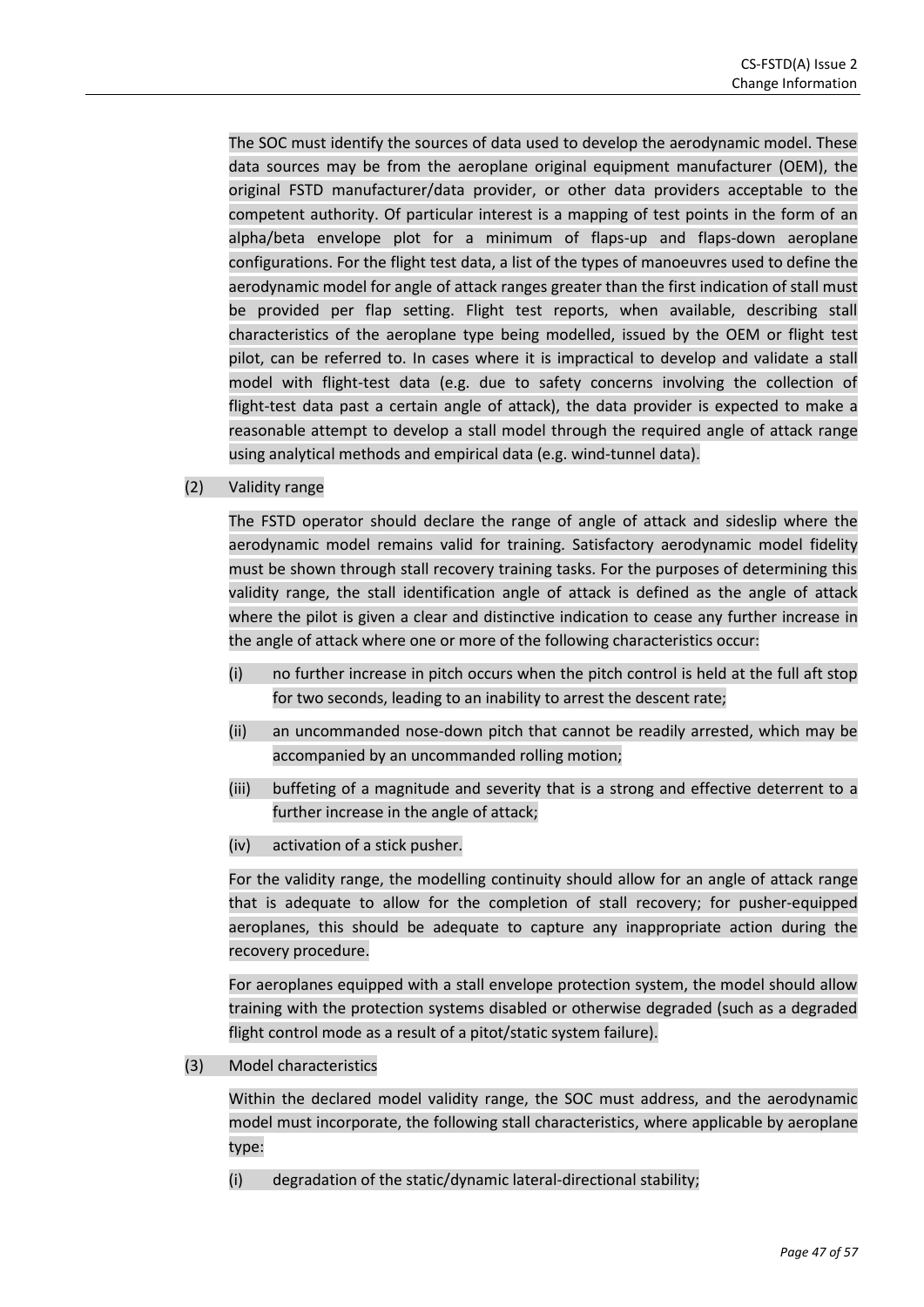The SOC must identify the sources of data used to develop the aerodynamic model. These data sources may be from the aeroplane original equipment manufacturer (OEM), the original FSTD manufacturer/data provider, or other data providers acceptable to the competent authority. Of particular interest is a mapping of test points in the form of an alpha/beta envelope plot for a minimum of flaps-up and flaps-down aeroplane configurations. For the flight test data, a list of the types of manoeuvres used to define the aerodynamic model for angle of attack ranges greater than the first indication of stall must be provided per flap setting. Flight test reports, when available, describing stall characteristics of the aeroplane type being modelled, issued by the OEM or flight test pilot, can be referred to. In cases where it is impractical to develop and validate a stall model with flight-test data (e.g. due to safety concerns involving the collection of flight-test data past a certain angle of attack), the data provider is expected to make a reasonable attempt to develop a stall model through the required angle of attack range using analytical methods and empirical data (e.g. wind-tunnel data).

(2) Validity range

The FSTD operator should declare the range of angle of attack and sideslip where the aerodynamic model remains valid for training. Satisfactory aerodynamic model fidelity must be shown through stall recovery training tasks. For the purposes of determining this validity range, the stall identification angle of attack is defined as the angle of attack where the pilot is given a clear and distinctive indication to cease any further increase in the angle of attack where one or more of the following characteristics occur:

(i) no further increase in pitch occurs when the pitch control is held at the full aft stop for two seconds, leading to an inability to arrest the descent rate;

(ii) an uncommanded nose-down pitch that cannot be readily arrested, which may be accompanied by an uncommanded rolling motion;

(iii) buffeting of a magnitude and severity that is a strong and effective deterrent to a further increase in the angle of attack;

(iv) activation of a stick pusher.

For the validity range, the modelling continuity should allow for an angle of attack range that is adequate to allow for the completion of stall recovery; for pusher-equipped aeroplanes, this should be adequate to capture any inappropriate action during the recovery procedure.

For aeroplanes equipped with a stall envelope protection system, the model should allow training with the protection systems disabled or otherwise degraded (such as a degraded flight control mode as a result of a pitot/static system failure).

(3) Model characteristics

Within the declared model validity range, the SOC must address, and the aerodynamic model must incorporate, the following stall characteristics, where applicable by aeroplane type:

(i) degradation of the static/dynamic lateral-directional stability;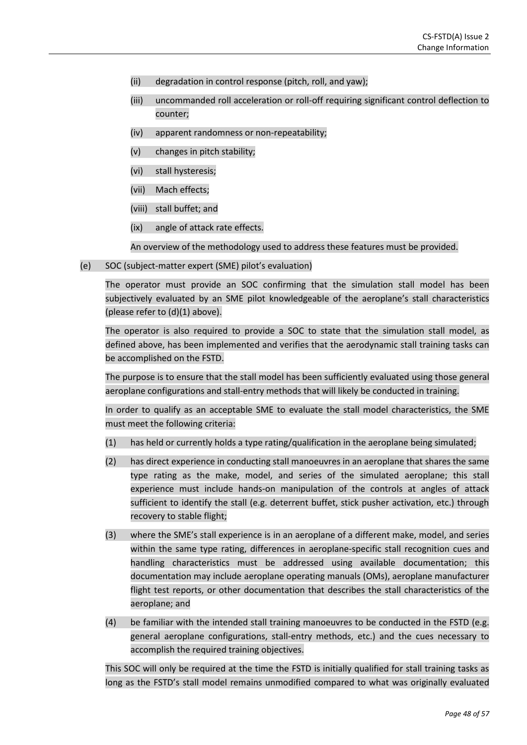(ii) degradation in control response (pitch, roll, and yaw);

(iii) uncommanded roll acceleration or roll-off requiring significant control deflection to counter;

(iv) apparent randomness or non-repeatability;

(v) changes in pitch stability;

(vi) stall hysteresis;

(vii) Mach effects;

(viii) stall buffet; and

(ix) angle of attack rate effects.

An overview of the methodology used to address these features must be provided.

(e) SOC (subject-matter expert (SME) pilot's evaluation)

The operator must provide an SOC confirming that the simulation stall model has been subjectively evaluated by an SME pilot knowledgeable of the aeroplane's stall characteristics (please refer to (d)(1) above).

The operator is also required to provide a SOC to state that the simulation stall model, as defined above, has been implemented and verifies that the aerodynamic stall training tasks can be accomplished on the FSTD.

The purpose is to ensure that the stall model has been sufficiently evaluated using those general aeroplane configurations and stall-entry methods that will likely be conducted in training.

In order to qualify as an acceptable SME to evaluate the stall model characteristics, the SME must meet the following criteria:

(1) has held or currently holds a type rating/qualification in the aeroplane being simulated;

(2) has direct experience in conducting stall manoeuvres in an aeroplane that shares the same type rating as the make, model, and series of the simulated aeroplane; this stall experience must include hands-on manipulation of the controls at angles of attack sufficient to identify the stall (e.g. deterrent buffet, stick pusher activation, etc.) through recovery to stable flight;

(3) where the SME's stall experience is in an aeroplane of a different make, model, and series within the same type rating, differences in aeroplane-specific stall recognition cues and handling characteristics must be addressed using available documentation; this documentation may include aeroplane operating manuals (OMs), aeroplane manufacturer flight test reports, or other documentation that describes the stall characteristics of the aeroplane; and

(4) be familiar with the intended stall training manoeuvres to be conducted in the FSTD (e.g. general aeroplane configurations, stall-entry methods, etc.) and the cues necessary to accomplish the required training objectives.

This SOC will only be required at the time the FSTD is initially qualified for stall training tasks as long as the FSTD's stall model remains unmodified compared to what was originally evaluated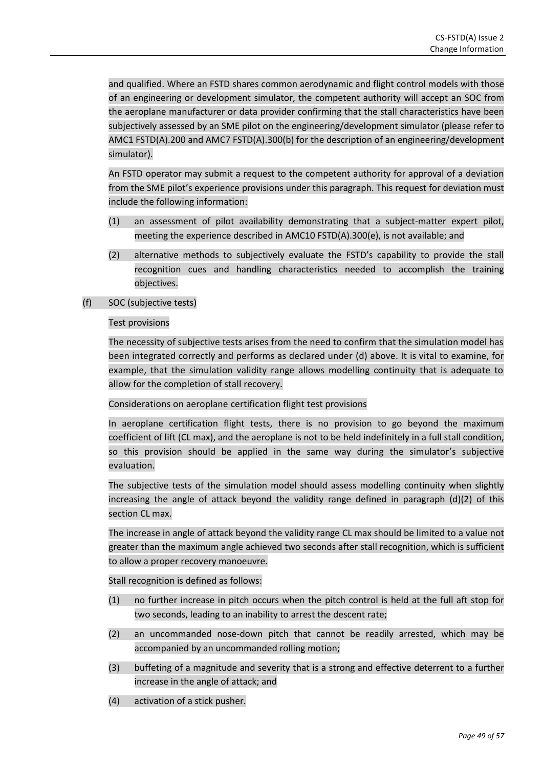and qualified. Where an FSTD shares common aerodynamic and flight control models with those of an engineering or development simulator, the competent authority will accept an SOC from the aeroplane manufacturer or data provider confirming that the stall characteristics have been subjectively assessed by an SME pilot on the engineering/development simulator (please refer to AMC1 FSTD(A).200 and AMC7 FSTD(A).300(b) for the description of an engineering/development simulator).

An FSTD operator may submit a request to the competent authority for approval of a deviation from the SME pilot's experience provisions under this paragraph. This request for deviation must include the following information:

(1) an assessment of pilot availability demonstrating that a subject-matter expert pilot, meeting the experience described in AMC10 FSTD(A).300(e), is not available; and

(2) alternative methods to subjectively evaluate the FSTD's capability to provide the stall recognition cues and handling characteristics needed to accomplish the training objectives.

(f) SOC (subjective tests)

Test provisions

The necessity of subjective tests arises from the need to confirm that the simulation model has been integrated correctly and performs as declared under (d) above. It is vital to examine, for example, that the simulation validity range allows modelling continuity that is adequate to allow for the completion of stall recovery.

Considerations on aeroplane certification flight test provisions

In aeroplane certification flight tests, there is no provision to go beyond the maximum coefficient of lift (CL max), and the aeroplane is not to be held indefinitely in a full stall condition, so this provision should be applied in the same way during the simulator's subjective evaluation.

The subjective tests of the simulation model should assess modelling continuity when slightly increasing the angle of attack beyond the validity range defined in paragraph (d)(2) of this section CL max.

The increase in angle of attack beyond the validity range CL max should be limited to a value not greater than the maximum angle achieved two seconds after stall recognition, which is sufficient to allow a proper recovery manoeuvre.

Stall recognition is defined as follows:

(1) no further increase in pitch occurs when the pitch control is held at the full aft stop for two seconds, leading to an inability to arrest the descent rate;

(2) an uncommanded nose-down pitch that cannot be readily arrested, which may be accompanied by an uncommanded rolling motion;

(3) buffeting of a magnitude and severity that is a strong and effective deterrent to a further increase in the angle of attack; and

(4) activation of a stick pusher.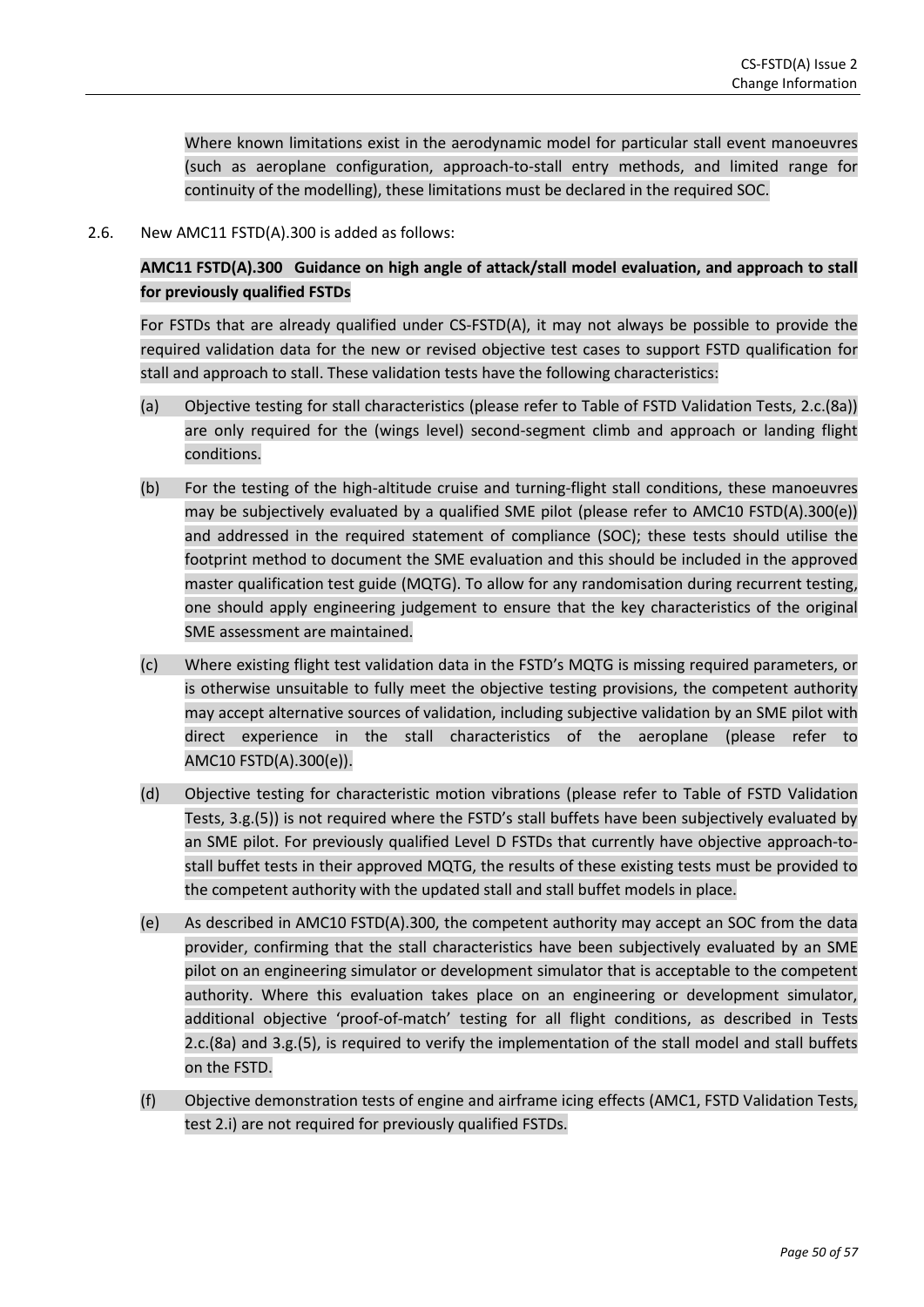Where known limitations exist in the aerodynamic model for particular stall event manoeuvres (such as aeroplane configuration, approach-to-stall entry methods, and limited range for continuity of the modelling), these limitations must be declared in the required SOC.

2.6. New AMC11 FSTD(A).300 is added as follows:

**AMC11 FSTD(A).300 Guidance on high angle of attack/stall model evaluation, and approach to stall for previously qualified FSTDs**

For FSTDs that are already qualified under CS-FSTD(A), it may not always be possible to provide the required validation data for the new or revised objective test cases to support FSTD qualification for stall and approach to stall. These validation tests have the following characteristics:

(a) Objective testing for stall characteristics (please refer to Table of FSTD Validation Tests, 2.c.(8a)) are only required for the (wings level) second-segment climb and approach or landing flight conditions.

(b) For the testing of the high-altitude cruise and turning-flight stall conditions, these manoeuvres may be subjectively evaluated by a qualified SME pilot (please refer to AMC10 FSTD(A).300(e)) and addressed in the required statement of compliance (SOC); these tests should utilise the footprint method to document the SME evaluation and this should be included in the approved master qualification test guide (MQTG). To allow for any randomisation during recurrent testing, one should apply engineering judgement to ensure that the key characteristics of the original SME assessment are maintained.

(c) Where existing flight test validation data in the FSTD's MQTG is missing required parameters, or is otherwise unsuitable to fully meet the objective testing provisions, the competent authority may accept alternative sources of validation, including subjective validation by an SME pilot with direct experience in the stall characteristics of the aeroplane (please refer to AMC10 FSTD(A).300(e)).

(d) Objective testing for characteristic motion vibrations (please refer to Table of FSTD Validation Tests, 3.g.(5)) is not required where the FSTD's stall buffets have been subjectively evaluated by an SME pilot. For previously qualified Level D FSTDs that currently have objective approach-to-stall buffet tests in their approved MQTG, the results of these existing tests must be provided to the competent authority with the updated stall and stall buffet models in place.

(e) As described in AMC10 FSTD(A).300, the competent authority may accept an SOC from the data provider, confirming that the stall characteristics have been subjectively evaluated by an SME pilot on an engineering simulator or development simulator that is acceptable to the competent authority. Where this evaluation takes place on an engineering or development simulator, additional objective 'proof-of-match' testing for all flight conditions, as described in Tests 2.c.(8a) and 3.g.(5), is required to verify the implementation of the stall model and stall buffets on the FSTD.

(f) Objective demonstration tests of engine and airframe icing effects (AMC1, FSTD Validation Tests, test 2.i) are not required for previously qualified FSTDs.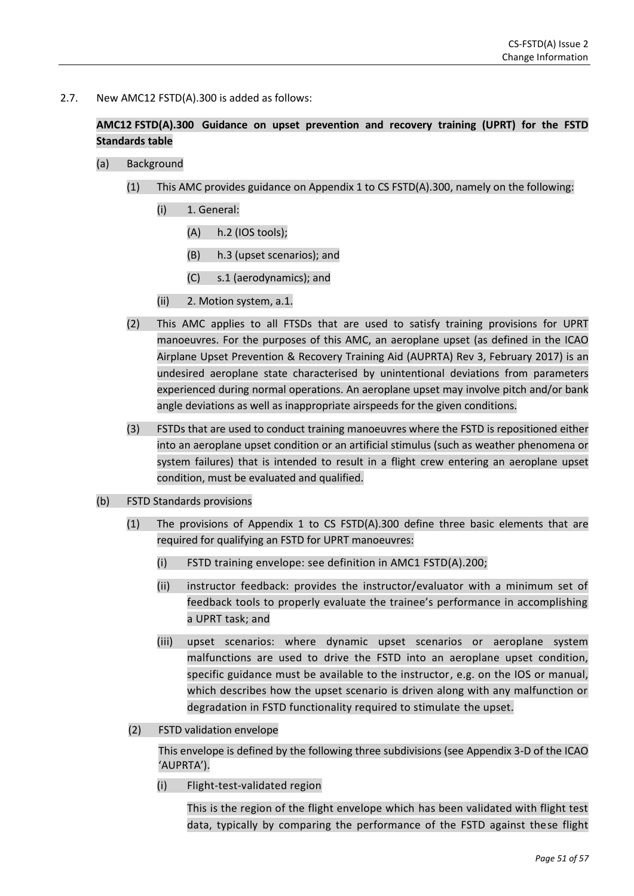2.7. New AMC12 FSTD(A).300 is added as follows:

**AMC12 FSTD(A).300 Guidance on upset prevention and recovery training (UPRT) for the FSTD Standards table**

(a) Background

(1) This AMC provides guidance on Appendix 1 to CS FSTD(A).300, namely on the following:

(i) 1. General:

(A) h.2 (IOS tools);

(B) h.3 (upset scenarios); and

(C) s.1 (aerodynamics); and

(ii) 2. Motion system, a.1.

(2) This AMC applies to all FTSDs that are used to satisfy training provisions for UPRT manoeuvres. For the purposes of this AMC, an aeroplane upset (as defined in the ICAO Airplane Upset Prevention & Recovery Training Aid (AUPRTA) Rev 3, February 2017) is an undesired aeroplane state characterised by unintentional deviations from parameters experienced during normal operations. An aeroplane upset may involve pitch and/or bank angle deviations as well as inappropriate airspeeds for the given conditions.

(3) FSTDs that are used to conduct training manoeuvres where the FSTD is repositioned either into an aeroplane upset condition or an artificial stimulus (such as weather phenomena or system failures) that is intended to result in a flight crew entering an aeroplane upset condition, must be evaluated and qualified.

(b) FSTD Standards provisions

(1) The provisions of Appendix 1 to CS FSTD(A).300 define three basic elements that are required for qualifying an FSTD for UPRT manoeuvres:

(i) FSTD training envelope: see definition in AMC1 FSTD(A).200;

(ii) instructor feedback: provides the instructor/evaluator with a minimum set of feedback tools to properly evaluate the trainee's performance in accomplishing a UPRT task; and

(iii) upset scenarios: where dynamic upset scenarios or aeroplane system malfunctions are used to drive the FSTD into an aeroplane upset condition, specific guidance must be available to the instructor, e.g. on the IOS or manual, which describes how the upset scenario is driven along with any malfunction or degradation in FSTD functionality required to stimulate the upset.

(2) FSTD validation envelope

This envelope is defined by the following three subdivisions (see Appendix 3-D of the ICAO 'AUPRTA').

(i) Flight-test-validated region

This is the region of the flight envelope which has been validated with flight test data, typically by comparing the performance of the FSTD against these flight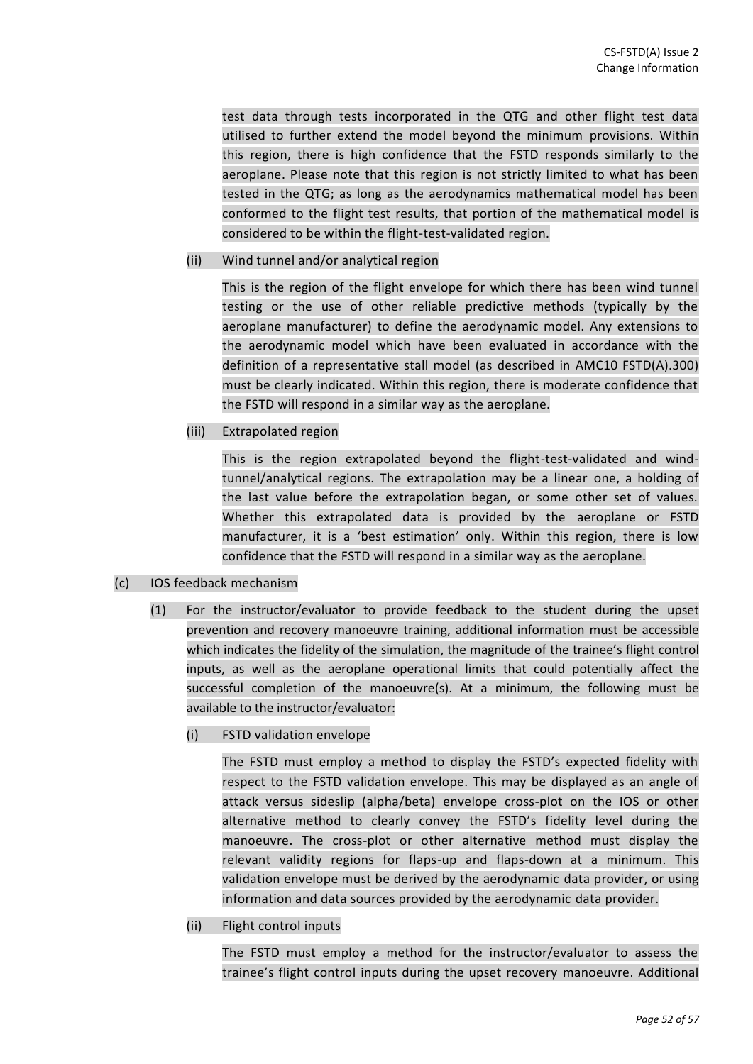test data through tests incorporated in the QTG and other flight test data utilised to further extend the model beyond the minimum provisions. Within this region, there is high confidence that the FSTD responds similarly to the aeroplane. Please note that this region is not strictly limited to what has been tested in the QTG; as long as the aerodynamics mathematical model has been conformed to the flight test results, that portion of the mathematical model is considered to be within the flight-test-validated region.

(ii) Wind tunnel and/or analytical region

This is the region of the flight envelope for which there has been wind tunnel testing or the use of other reliable predictive methods (typically by the aeroplane manufacturer) to define the aerodynamic model. Any extensions to the aerodynamic model which have been evaluated in accordance with the definition of a representative stall model (as described in AMC10 FSTD(A).300) must be clearly indicated. Within this region, there is moderate confidence that the FSTD will respond in a similar way as the aeroplane.

(iii) Extrapolated region

This is the region extrapolated beyond the flight-test-validated and wind-tunnel/analytical regions. The extrapolation may be a linear one, a holding of the last value before the extrapolation began, or some other set of values. Whether this extrapolated data is provided by the aeroplane or FSTD manufacturer, it is a 'best estimation' only. Within this region, there is low confidence that the FSTD will respond in a similar way as the aeroplane.

(c) IOS feedback mechanism

(1) For the instructor/evaluator to provide feedback to the student during the upset prevention and recovery manoeuvre training, additional information must be accessible which indicates the fidelity of the simulation, the magnitude of the trainee's flight control inputs, as well as the aeroplane operational limits that could potentially affect the successful completion of the manoeuvre(s). At a minimum, the following must be available to the instructor/evaluator:

(i) FSTD validation envelope

The FSTD must employ a method to display the FSTD's expected fidelity with respect to the FSTD validation envelope. This may be displayed as an angle of attack versus sideslip (alpha/beta) envelope cross-plot on the IOS or other alternative method to clearly convey the FSTD's fidelity level during the manoeuvre. The cross-plot or other alternative method must display the relevant validity regions for flaps-up and flaps-down at a minimum. This validation envelope must be derived by the aerodynamic data provider, or using information and data sources provided by the aerodynamic data provider.

(ii) Flight control inputs

The FSTD must employ a method for the instructor/evaluator to assess the trainee's flight control inputs during the upset recovery manoeuvre. Additional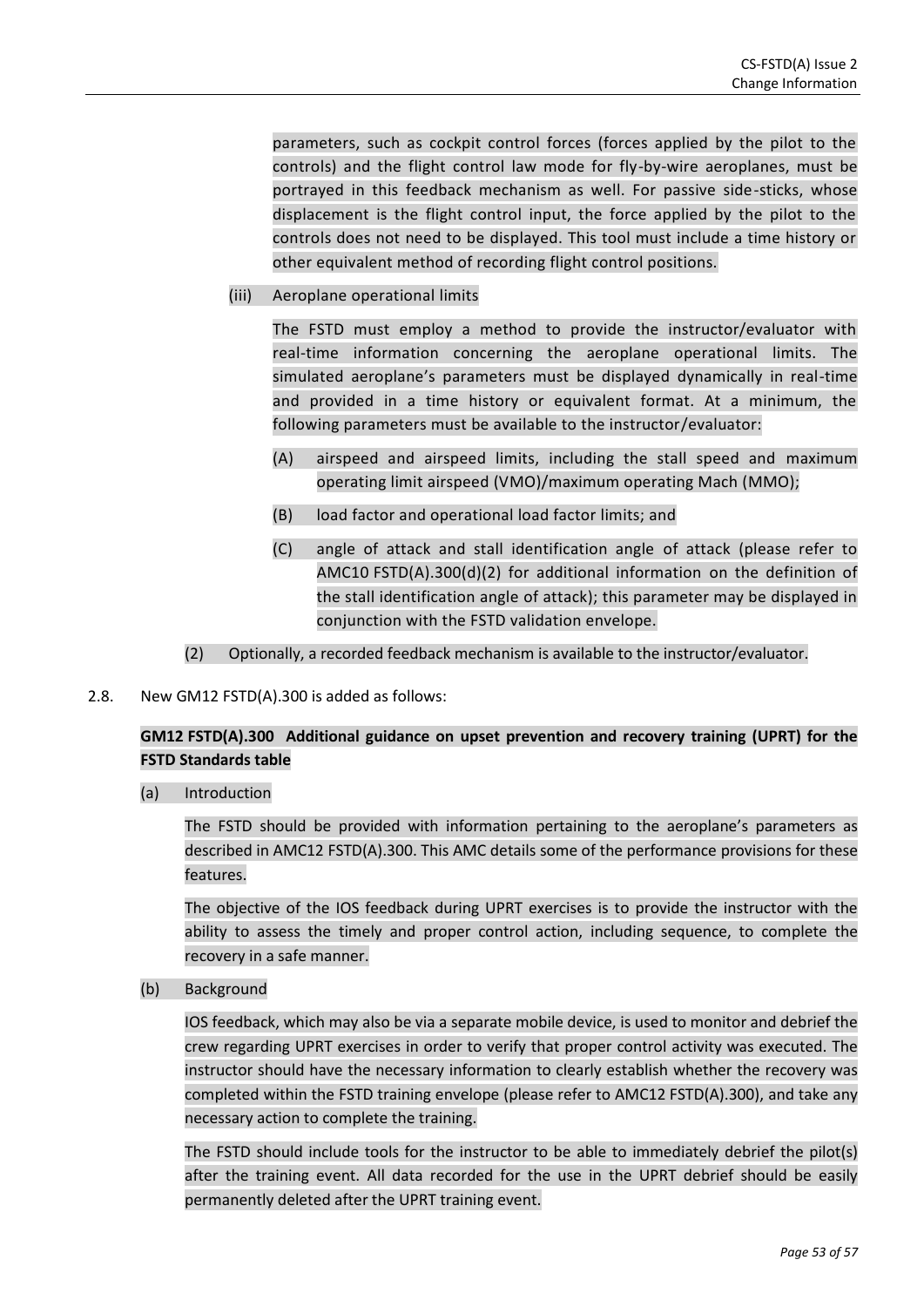parameters, such as cockpit control forces (forces applied by the pilot to the controls) and the flight control law mode for fly-by-wire aeroplanes, must be portrayed in this feedback mechanism as well. For passive side-sticks, whose displacement is the flight control input, the force applied by the pilot to the controls does not need to be displayed. This tool must include a time history or other equivalent method of recording flight control positions.

(iii) Aeroplane operational limits

The FSTD must employ a method to provide the instructor/evaluator with real-time information concerning the aeroplane operational limits. The simulated aeroplane's parameters must be displayed dynamically in real-time and provided in a time history or equivalent format. At a minimum, the following parameters must be available to the instructor/evaluator:

(A) airspeed and airspeed limits, including the stall speed and maximum operating limit airspeed (VMO)/maximum operating Mach (MMO);

(B) load factor and operational load factor limits; and

(C) angle of attack and stall identification angle of attack (please refer to AMC10 FSTD(A).300(d)(2) for additional information on the definition of the stall identification angle of attack); this parameter may be displayed in conjunction with the FSTD validation envelope.

(2) Optionally, a recorded feedback mechanism is available to the instructor/evaluator.

2.8. New GM12 FSTD(A).300 is added as follows:

**GM12 FSTD(A).300 Additional guidance on upset prevention and recovery training (UPRT) for the FSTD Standards table**

(a) Introduction

The FSTD should be provided with information pertaining to the aeroplane's parameters as described in AMC12 FSTD(A).300. This AMC details some of the performance provisions for these features.

The objective of the IOS feedback during UPRT exercises is to provide the instructor with the ability to assess the timely and proper control action, including sequence, to complete the recovery in a safe manner.

(b) Background

IOS feedback, which may also be via a separate mobile device, is used to monitor and debrief the crew regarding UPRT exercises in order to verify that proper control activity was executed. The instructor should have the necessary information to clearly establish whether the recovery was completed within the FSTD training envelope (please refer to AMC12 FSTD(A).300), and take any necessary action to complete the training.

The FSTD should include tools for the instructor to be able to immediately debrief the pilot(s) after the training event. All data recorded for the use in the UPRT debrief should be easily permanently deleted after the UPRT training event.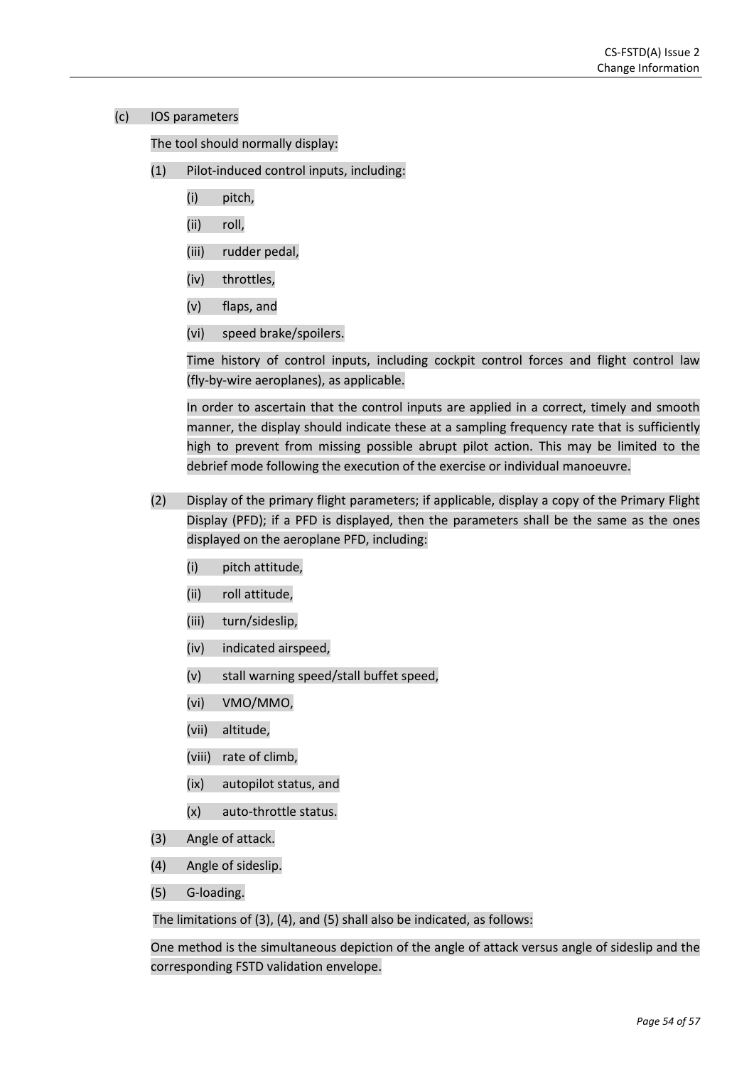(c) IOS parameters

The tool should normally display:

(1) Pilot-induced control inputs, including:

   (i) pitch,

   (ii) roll,

   (iii) rudder pedal,

   (iv) throttles,

   (v) flaps, and

   (vi) speed brake/spoilers.

   Time history of control inputs, including cockpit control forces and flight control law (fly-by-wire aeroplanes), as applicable.

   In order to ascertain that the control inputs are applied in a correct, timely and smooth manner, the display should indicate these at a sampling frequency rate that is sufficiently high to prevent from missing possible abrupt pilot action. This may be limited to the debrief mode following the execution of the exercise or individual manoeuvre.

(2) Display of the primary flight parameters; if applicable, display a copy of the Primary Flight Display (PFD); if a PFD is displayed, then the parameters shall be the same as the ones displayed on the aeroplane PFD, including:

   (i) pitch attitude,

   (ii) roll attitude,

   (iii) turn/sideslip,

   (iv) indicated airspeed,

   (v) stall warning speed/stall buffet speed,

   (vi) VMO/MMO,

   (vii) altitude,

   (viii) rate of climb,

   (ix) autopilot status, and

   (x) auto-throttle status.

(3) Angle of attack.

(4) Angle of sideslip.

(5) G-loading.

The limitations of (3), (4), and (5) shall also be indicated, as follows:

One method is the simultaneous depiction of the angle of attack versus angle of sideslip and the corresponding FSTD validation envelope.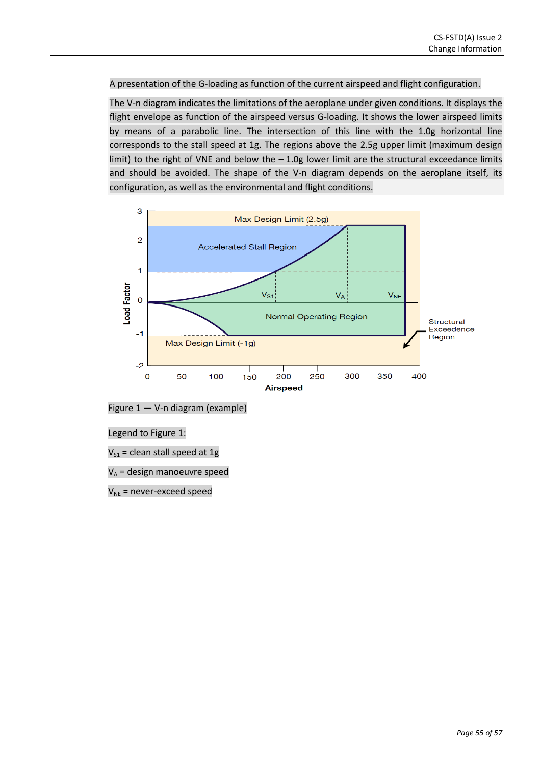A presentation of the G-loading as function of the current airspeed and flight configuration.

The V-n diagram indicates the limitations of the aeroplane under given conditions. It displays the flight envelope as function of the airspeed versus G-loading. It shows the lower airspeed limits by means of a parabolic line. The intersection of this line with the 1.0g horizontal line corresponds to the stall speed at 1g. The regions above the 2.5g upper limit (maximum design limit) to the right of VNE and below the – 1.0g lower limit are the structural exceedance limits and should be avoided. The shape of the V-n diagram depends on the aeroplane itself, its configuration, as well as the environmental and flight conditions.

Figure 1 — V-n diagram (example)

Legend to Figure 1:

$V_{S1}$ = clean stall speed at 1g

$V_A$ = design manoeuvre speed

$V_{NE}$ = never-exceed speed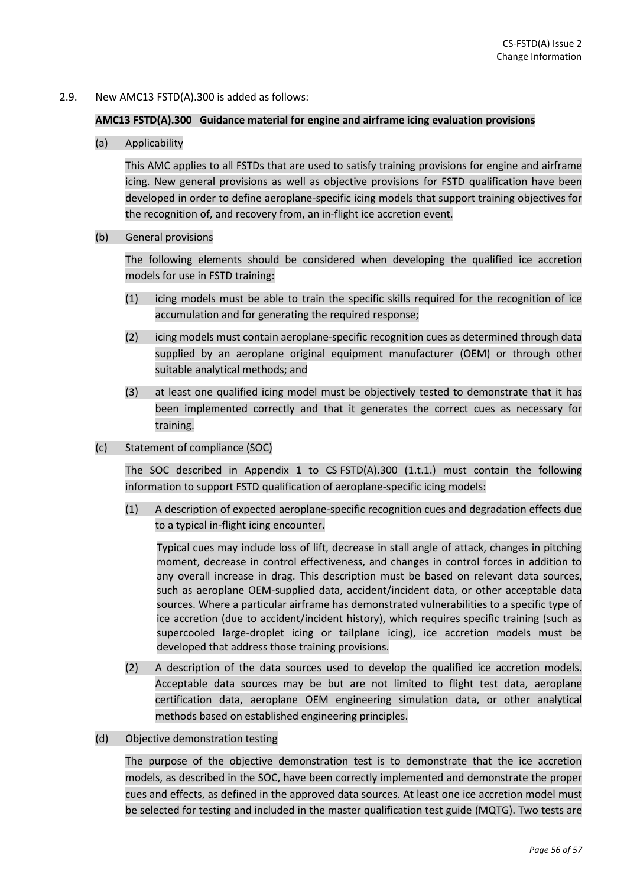2.9. New AMC13 FSTD(A).300 is added as follows:

**AMC13 FSTD(A).300 Guidance material for engine and airframe icing evaluation provisions**

(a) Applicability

This AMC applies to all FSTDs that are used to satisfy training provisions for engine and airframe icing. New general provisions as well as objective provisions for FSTD qualification have been developed in order to define aeroplane-specific icing models that support training objectives for the recognition of, and recovery from, an in-flight ice accretion event.

(b) General provisions

The following elements should be considered when developing the qualified ice accretion models for use in FSTD training:

(1) icing models must be able to train the specific skills required for the recognition of ice accumulation and for generating the required response;

(2) icing models must contain aeroplane-specific recognition cues as determined through data supplied by an aeroplane original equipment manufacturer (OEM) or through other suitable analytical methods; and

(3) at least one qualified icing model must be objectively tested to demonstrate that it has been implemented correctly and that it generates the correct cues as necessary for training.

(c) Statement of compliance (SOC)

The SOC described in Appendix 1 to CS FSTD(A).300 (1.t.1.) must contain the following information to support FSTD qualification of aeroplane-specific icing models:

(1) A description of expected aeroplane-specific recognition cues and degradation effects due to a typical in-flight icing encounter.

Typical cues may include loss of lift, decrease in stall angle of attack, changes in pitching moment, decrease in control effectiveness, and changes in control forces in addition to any overall increase in drag. This description must be based on relevant data sources, such as aeroplane OEM-supplied data, accident/incident data, or other acceptable data sources. Where a particular airframe has demonstrated vulnerabilities to a specific type of ice accretion (due to accident/incident history), which requires specific training (such as supercooled large-droplet icing or tailplane icing), ice accretion models must be developed that address those training provisions.

(2) A description of the data sources used to develop the qualified ice accretion models. Acceptable data sources may be but are not limited to flight test data, aeroplane certification data, aeroplane OEM engineering simulation data, or other analytical methods based on established engineering principles.

(d) Objective demonstration testing

The purpose of the objective demonstration test is to demonstrate that the ice accretion models, as described in the SOC, have been correctly implemented and demonstrate the proper cues and effects, as defined in the approved data sources. At least one ice accretion model must be selected for testing and included in the master qualification test guide (MQTG). Two tests are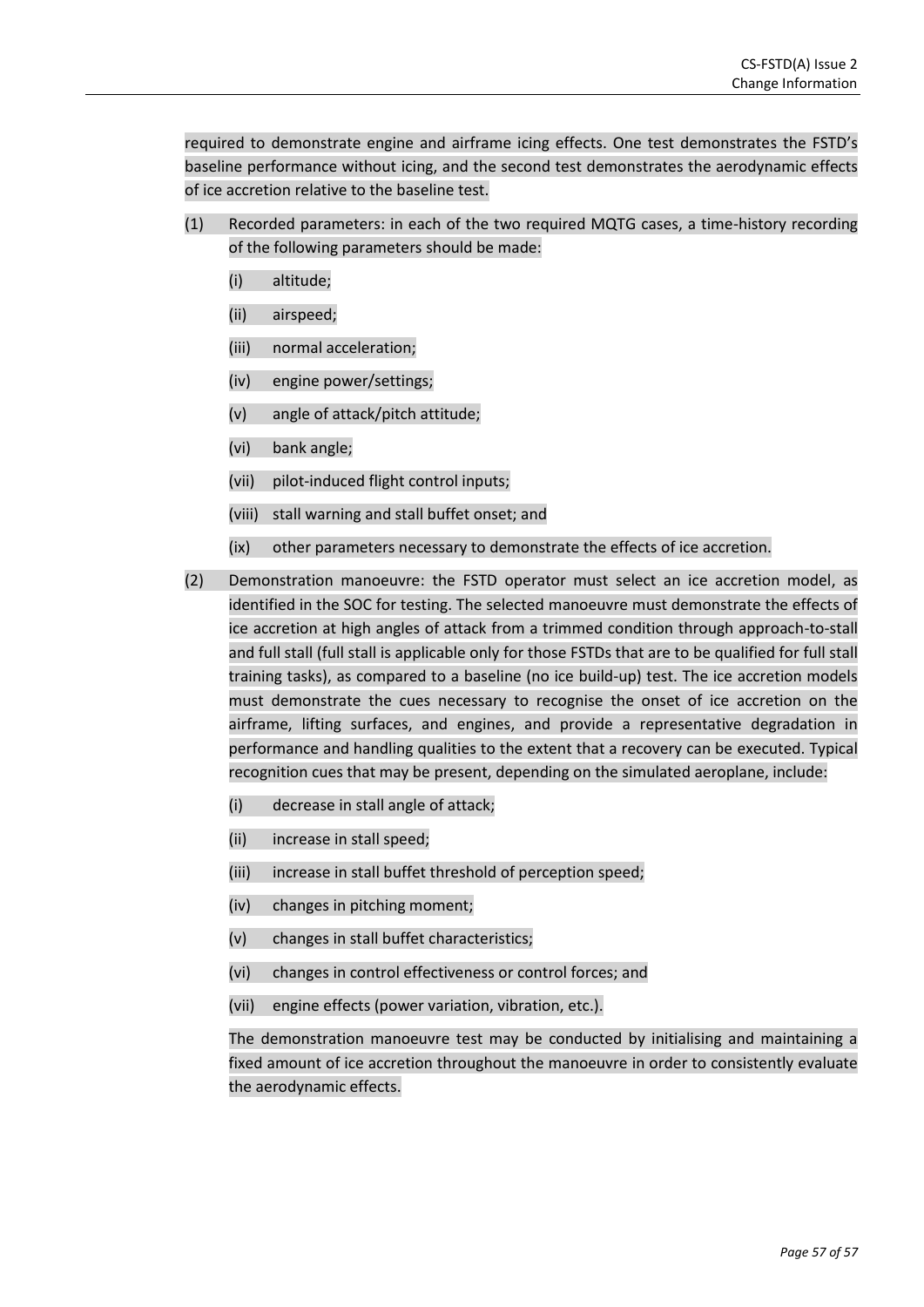required to demonstrate engine and airframe icing effects. One test demonstrates the FSTD's baseline performance without icing, and the second test demonstrates the aerodynamic effects of ice accretion relative to the baseline test.

(1) Recorded parameters: in each of the two required MQTG cases, a time-history recording of the following parameters should be made:

 (i) altitude;

 (ii) airspeed;

 (iii) normal acceleration;

 (iv) engine power/settings;

 (v) angle of attack/pitch attitude;

 (vi) bank angle;

 (vii) pilot-induced flight control inputs;

 (viii) stall warning and stall buffet onset; and

 (ix) other parameters necessary to demonstrate the effects of ice accretion.

(2) Demonstration manoeuvre: the FSTD operator must select an ice accretion model, as identified in the SOC for testing. The selected manoeuvre must demonstrate the effects of ice accretion at high angles of attack from a trimmed condition through approach-to-stall and full stall (full stall is applicable only for those FSTDs that are to be qualified for full stall training tasks), as compared to a baseline (no ice build-up) test. The ice accretion models must demonstrate the cues necessary to recognise the onset of ice accretion on the airframe, lifting surfaces, and engines, and provide a representative degradation in performance and handling qualities to the extent that a recovery can be executed. Typical recognition cues that may be present, depending on the simulated aeroplane, include:

 (i) decrease in stall angle of attack;

 (ii) increase in stall speed;

 (iii) increase in stall buffet threshold of perception speed;

 (iv) changes in pitching moment;

 (v) changes in stall buffet characteristics;

 (vi) changes in control effectiveness or control forces; and

 (vii) engine effects (power variation, vibration, etc.).

 The demonstration manoeuvre test may be conducted by initialising and maintaining a fixed amount of ice accretion throughout the manoeuvre in order to consistently evaluate the aerodynamic effects.